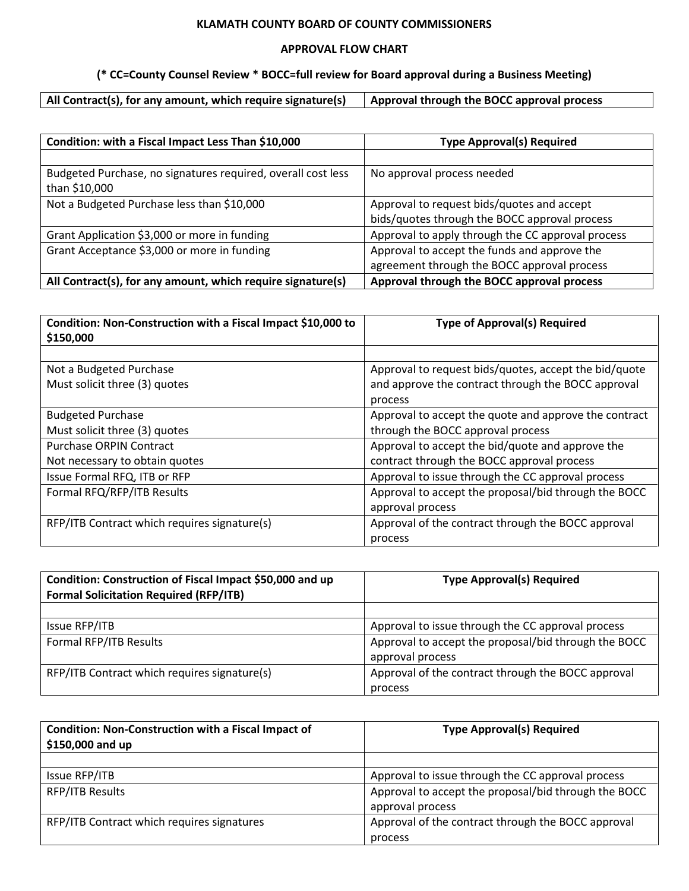# KLAMATH COUNTY BOARD OF COUNTY COMMISSIONERS

## APPROVAL FLOW CHART

**(* CC=County Counsel Review * BOCC=full review for Board approval during a Business Meeting)**

| **All Contract(s), for any amount, which require signature(s)** | **Approval through the BOCC approval process** |
|---|---|

| **Condition: with a Fiscal Impact Less Than $10,000** | **Type Approval(s) Required** |
|---|---|
| | |
| Budgeted Purchase, no signatures required, overall cost less than $10,000 | No approval process needed |
| Not a Budgeted Purchase less than $10,000 | Approval to request bids/quotes and accept bids/quotes through the BOCC approval process |
| Grant Application $3,000 or more in funding | Approval to apply through the CC approval process |
| Grant Acceptance $3,000 or more in funding | Approval to accept the funds and approve the agreement through the BOCC approval process |
| **All Contract(s), for any amount, which require signature(s)** | **Approval through the BOCC approval process** |

| **Condition: Non-Construction with a Fiscal Impact $10,000 to $150,000** | **Type of Approval(s) Required** |
|---|---|
| | |
| Not a Budgeted Purchase<br>Must solicit three (3) quotes | Approval to request bids/quotes, accept the bid/quote and approve the contract through the BOCC approval process |
| Budgeted Purchase<br>Must solicit three (3) quotes | Approval to accept the quote and approve the contract through the BOCC approval process |
| Purchase ORPIN Contract<br>Not necessary to obtain quotes | Approval to accept the bid/quote and approve the contract through the BOCC approval process |
| Issue Formal RFQ, ITB or RFP | Approval to issue through the CC approval process |
| Formal RFQ/RFP/ITB Results | Approval to accept the proposal/bid through the BOCC approval process |
| RFP/ITB Contract which requires signature(s) | Approval of the contract through the BOCC approval process |

| **Condition: Construction of Fiscal Impact $50,000 and up<br>Formal Solicitation Required (RFP/ITB)** | **Type Approval(s) Required** |
|---|---|
| | |
| Issue RFP/ITB | Approval to issue through the CC approval process |
| Formal RFP/ITB Results | Approval to accept the proposal/bid through the BOCC approval process |
| RFP/ITB Contract which requires signature(s) | Approval of the contract through the BOCC approval process |

| **Condition: Non-Construction with a Fiscal Impact of $150,000 and up** | **Type Approval(s) Required** |
|---|---|
| | |
| Issue RFP/ITB | Approval to issue through the CC approval process |
| RFP/ITB Results | Approval to accept the proposal/bid through the BOCC approval process |
| RFP/ITB Contract which requires signatures | Approval of the contract through the BOCC approval process |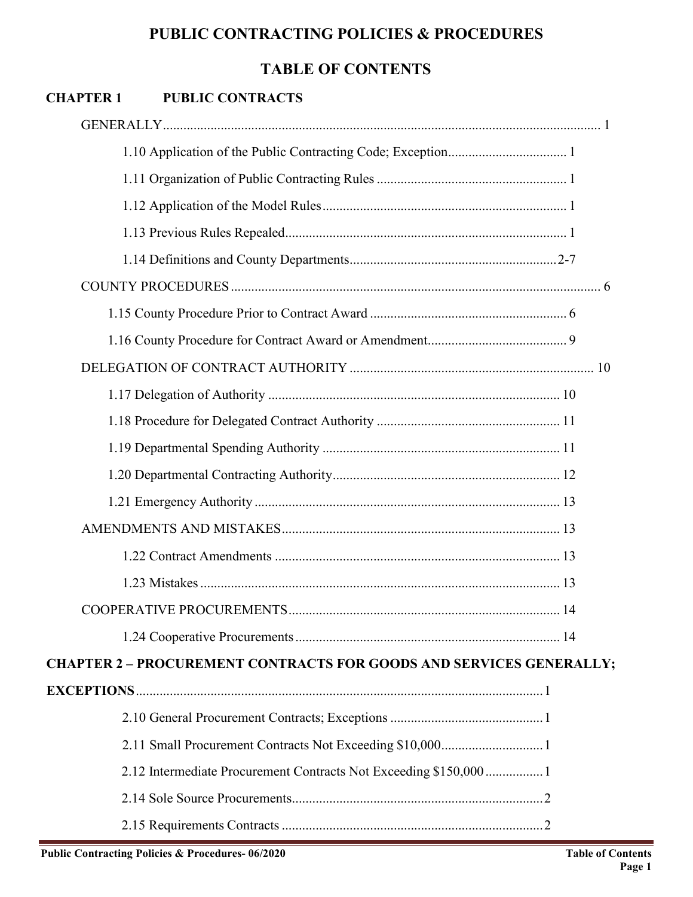# PUBLIC CONTRACTING POLICIES & PROCEDURES

## TABLE OF CONTENTS

**CHAPTER 1 PUBLIC CONTRACTS**

GENERALLY .......... 1

- 1.10 Application of the Public Contracting Code; Exception .......... 1
- 1.11 Organization of Public Contracting Rules .......... 1
- 1.12 Application of the Model Rules .......... 1
- 1.13 Previous Rules Repealed .......... 1
- 1.14 Definitions and County Departments .......... 2-7

COUNTY PROCEDURES .......... 6

- 1.15 County Procedure Prior to Contract Award .......... 6
- 1.16 County Procedure for Contract Award or Amendment .......... 9

DELEGATION OF CONTRACT AUTHORITY .......... 10

- 1.17 Delegation of Authority .......... 10
- 1.18 Procedure for Delegated Contract Authority .......... 11
- 1.19 Departmental Spending Authority .......... 11
- 1.20 Departmental Contracting Authority .......... 12
- 1.21 Emergency Authority .......... 13

AMENDMENTS AND MISTAKES .......... 13

- 1.22 Contract Amendments .......... 13
- 1.23 Mistakes .......... 13

COOPERATIVE PROCUREMENTS .......... 14

- 1.24 Cooperative Procurements .......... 14

**CHAPTER 2 – PROCUREMENT CONTRACTS FOR GOODS AND SERVICES GENERALLY; EXCEPTIONS** .......... 1

- 2.10 General Procurement Contracts; Exceptions .......... 1
- 2.11 Small Procurement Contracts Not Exceeding $10,000 .......... 1
- 2.12 Intermediate Procurement Contracts Not Exceeding $150,000 .......... 1
- 2.14 Sole Source Procurements .......... 2
- 2.15 Requirements Contracts .......... 2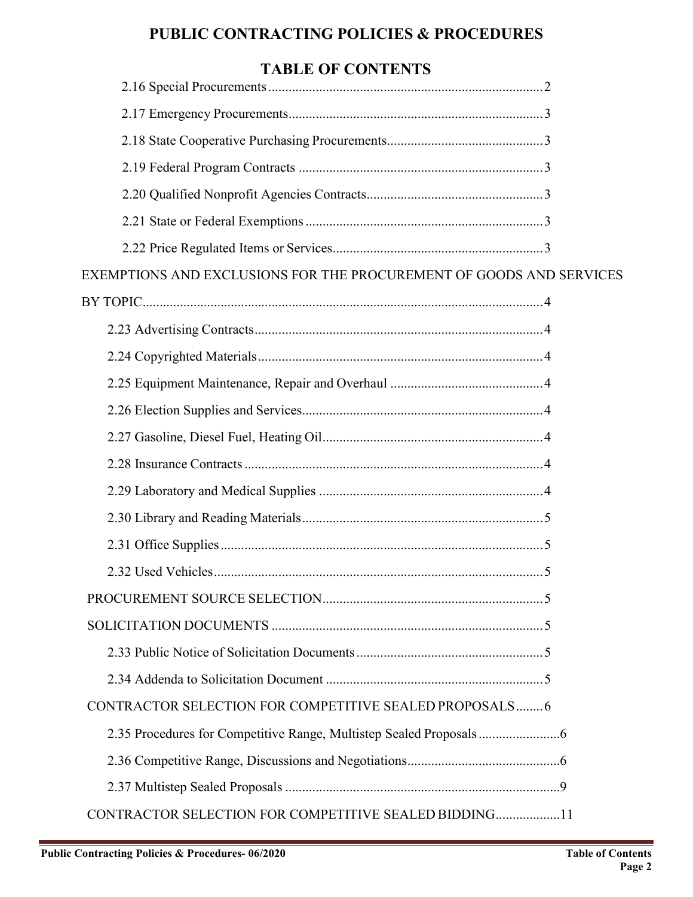# PUBLIC CONTRACTING POLICIES & PROCEDURES

## TABLE OF CONTENTS

- 2.16 Special Procurements ........ 2
- 2.17 Emergency Procurements ........ 3
- 2.18 State Cooperative Purchasing Procurements ........ 3
- 2.19 Federal Program Contracts ........ 3
- 2.20 Qualified Nonprofit Agencies Contracts ........ 3
- 2.21 State or Federal Exemptions ........ 3
- 2.22 Price Regulated Items or Services ........ 3

EXEMPTIONS AND EXCLUSIONS FOR THE PROCUREMENT OF GOODS AND SERVICES BY TOPIC ........ 4

- 2.23 Advertising Contracts ........ 4
- 2.24 Copyrighted Materials ........ 4
- 2.25 Equipment Maintenance, Repair and Overhaul ........ 4
- 2.26 Election Supplies and Services ........ 4
- 2.27 Gasoline, Diesel Fuel, Heating Oil ........ 4
- 2.28 Insurance Contracts ........ 4
- 2.29 Laboratory and Medical Supplies ........ 4
- 2.30 Library and Reading Materials ........ 5
- 2.31 Office Supplies ........ 5
- 2.32 Used Vehicles ........ 5

PROCUREMENT SOURCE SELECTION ........ 5

SOLICITATION DOCUMENTS ........ 5

- 2.33 Public Notice of Solicitation Documents ........ 5
- 2.34 Addenda to Solicitation Document ........ 5

CONTRACTOR SELECTION FOR COMPETITIVE SEALED PROPOSALS ........ 6

- 2.35 Procedures for Competitive Range, Multistep Sealed Proposals ........ 6
- 2.36 Competitive Range, Discussions and Negotiations ........ 6
- 2.37 Multistep Sealed Proposals ........ 9

CONTRACTOR SELECTION FOR COMPETITIVE SEALED BIDDING ........ 11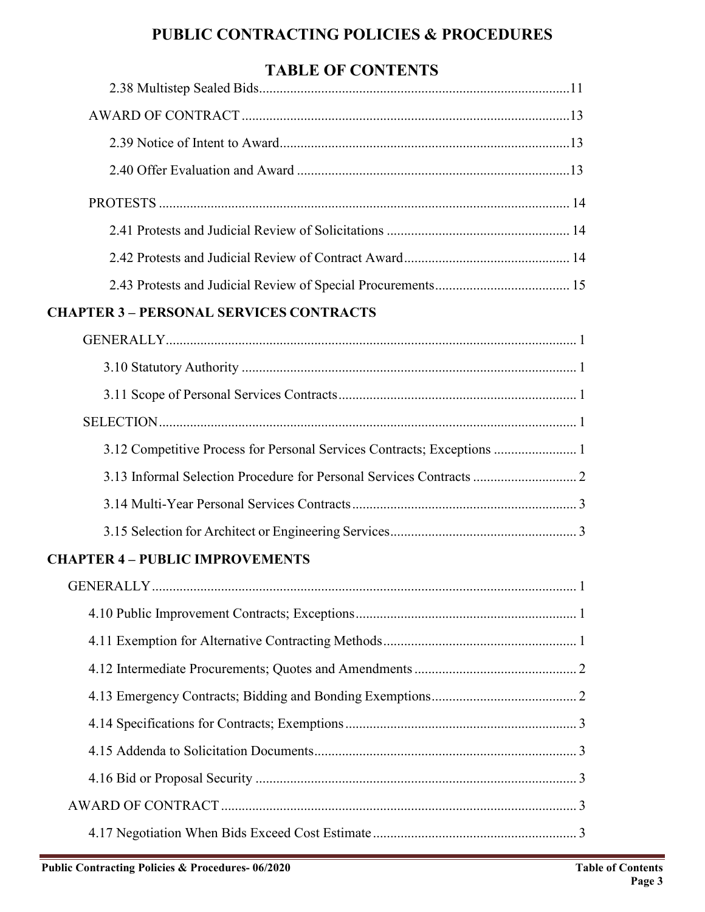# PUBLIC CONTRACTING POLICIES & PROCEDURES

## TABLE OF CONTENTS

2.38 Multistep Sealed Bids........................................................................................11

AWARD OF CONTRACT...............................................................................................13

2.39 Notice of Intent to Award...................................................................................13

2.40 Offer Evaluation and Award ..............................................................................13

PROTESTS ......................................................................................................................14

2.41 Protests and Judicial Review of Solicitations ....................................................14

2.42 Protests and Judicial Review of Contract Award................................................14

2.43 Protests and Judicial Review of Special Procurements.......................................15

**CHAPTER 3 – PERSONAL SERVICES CONTRACTS**

GENERALLY.....................................................................................................................1

3.10 Statutory Authority ................................................................................................1

3.11 Scope of Personal Services Contracts....................................................................1

SELECTION.......................................................................................................................1

3.12 Competitive Process for Personal Services Contracts; Exceptions .......................1

3.13 Informal Selection Procedure for Personal Services Contracts .............................2

3.14 Multi-Year Personal Services Contracts.................................................................3

3.15 Selection for Architect or Engineering Services.....................................................3

**CHAPTER 4 – PUBLIC IMPROVEMENTS**

GENERALLY.....................................................................................................................1

4.10 Public Improvement Contracts; Exceptions...............................................................1

4.11 Exemption for Alternative Contracting Methods.......................................................1

4.12 Intermediate Procurements; Quotes and Amendments ..............................................2

4.13 Emergency Contracts; Bidding and Bonding Exemptions.........................................2

4.14 Specifications for Contracts; Exemptions..................................................................3

4.15 Addenda to Solicitation Documents...........................................................................3

4.16 Bid or Proposal Security .............................................................................................3

AWARD OF CONTRACT.....................................................................................................3

4.17 Negotiation When Bids Exceed Cost Estimate ...........................................................3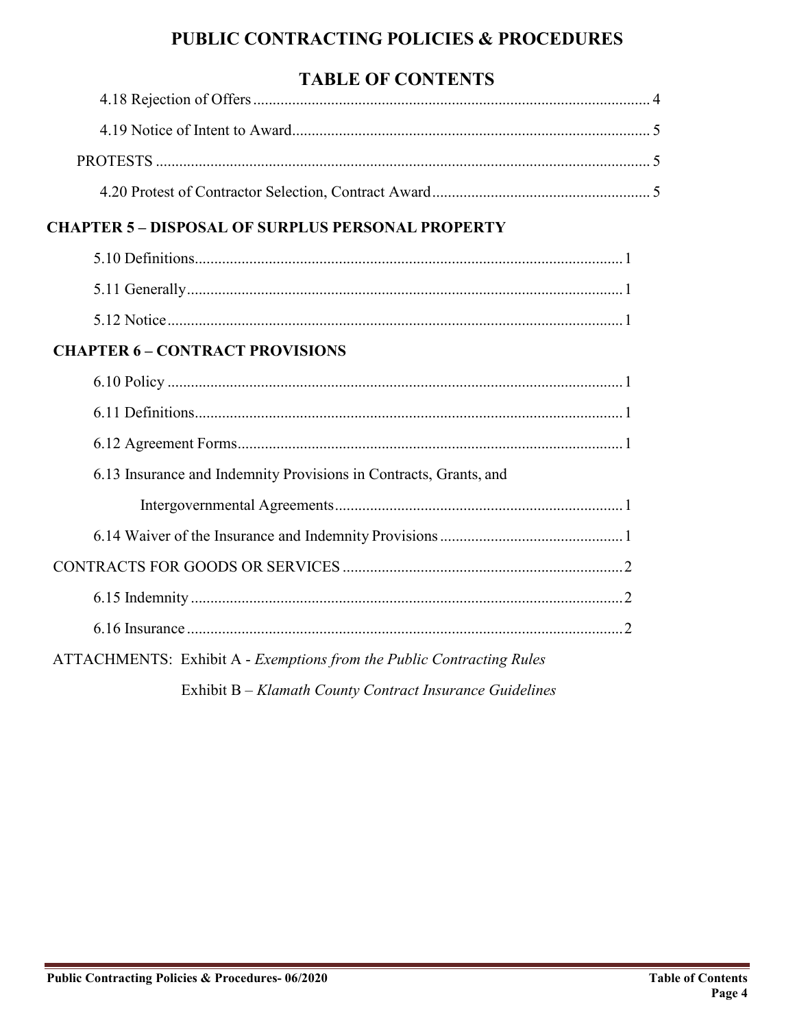# PUBLIC CONTRACTING POLICIES & PROCEDURES

## TABLE OF CONTENTS

4.18 Rejection of Offers ..... 4

4.19 Notice of Intent to Award ..... 5

PROTESTS ..... 5

4.20 Protest of Contractor Selection, Contract Award ..... 5

**CHAPTER 5 – DISPOSAL OF SURPLUS PERSONAL PROPERTY**

5.10 Definitions ..... 1

5.11 Generally ..... 1

5.12 Notice ..... 1

**CHAPTER 6 – CONTRACT PROVISIONS**

6.10 Policy ..... 1

6.11 Definitions ..... 1

6.12 Agreement Forms ..... 1

6.13 Insurance and Indemnity Provisions in Contracts, Grants, and Intergovernmental Agreements ..... 1

6.14 Waiver of the Insurance and Indemnity Provisions ..... 1

CONTRACTS FOR GOODS OR SERVICES ..... 2

6.15 Indemnity ..... 2

6.16 Insurance ..... 2

ATTACHMENTS: Exhibit A - *Exemptions from the Public Contracting Rules*

Exhibit B – *Klamath County Contract Insurance Guidelines*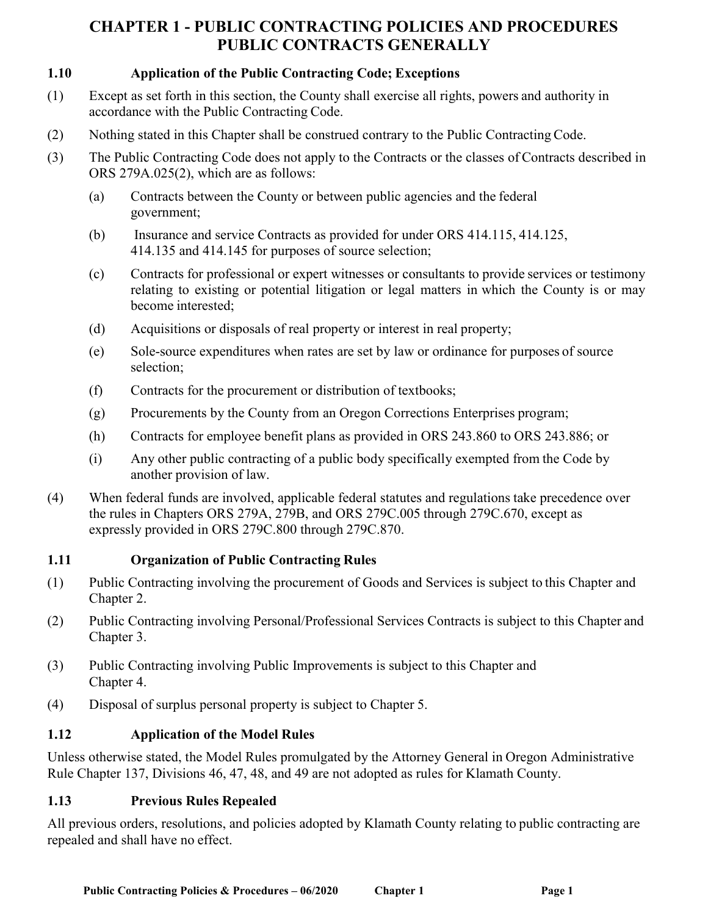# CHAPTER 1 - PUBLIC CONTRACTING POLICIES AND PROCEDURES PUBLIC CONTRACTS GENERALLY

## 1.10 Application of the Public Contracting Code; Exceptions

(1) Except as set forth in this section, the County shall exercise all rights, powers and authority in accordance with the Public Contracting Code.

(2) Nothing stated in this Chapter shall be construed contrary to the Public Contracting Code.

(3) The Public Contracting Code does not apply to the Contracts or the classes of Contracts described in ORS 279A.025(2), which are as follows:

- (a) Contracts between the County or between public agencies and the federal government;
- (b) Insurance and service Contracts as provided for under ORS 414.115, 414.125, 414.135 and 414.145 for purposes of source selection;
- (c) Contracts for professional or expert witnesses or consultants to provide services or testimony relating to existing or potential litigation or legal matters in which the County is or may become interested;
- (d) Acquisitions or disposals of real property or interest in real property;
- (e) Sole-source expenditures when rates are set by law or ordinance for purposes of source selection;
- (f) Contracts for the procurement or distribution of textbooks;
- (g) Procurements by the County from an Oregon Corrections Enterprises program;
- (h) Contracts for employee benefit plans as provided in ORS 243.860 to ORS 243.886; or
- (i) Any other public contracting of a public body specifically exempted from the Code by another provision of law.

(4) When federal funds are involved, applicable federal statutes and regulations take precedence over the rules in Chapters ORS 279A, 279B, and ORS 279C.005 through 279C.670, except as expressly provided in ORS 279C.800 through 279C.870.

## 1.11 Organization of Public Contracting Rules

(1) Public Contracting involving the procurement of Goods and Services is subject to this Chapter and Chapter 2.

(2) Public Contracting involving Personal/Professional Services Contracts is subject to this Chapter and Chapter 3.

(3) Public Contracting involving Public Improvements is subject to this Chapter and Chapter 4.

(4) Disposal of surplus personal property is subject to Chapter 5.

## 1.12 Application of the Model Rules

Unless otherwise stated, the Model Rules promulgated by the Attorney General in Oregon Administrative Rule Chapter 137, Divisions 46, 47, 48, and 49 are not adopted as rules for Klamath County.

## 1.13 Previous Rules Repealed

All previous orders, resolutions, and policies adopted by Klamath County relating to public contracting are repealed and shall have no effect.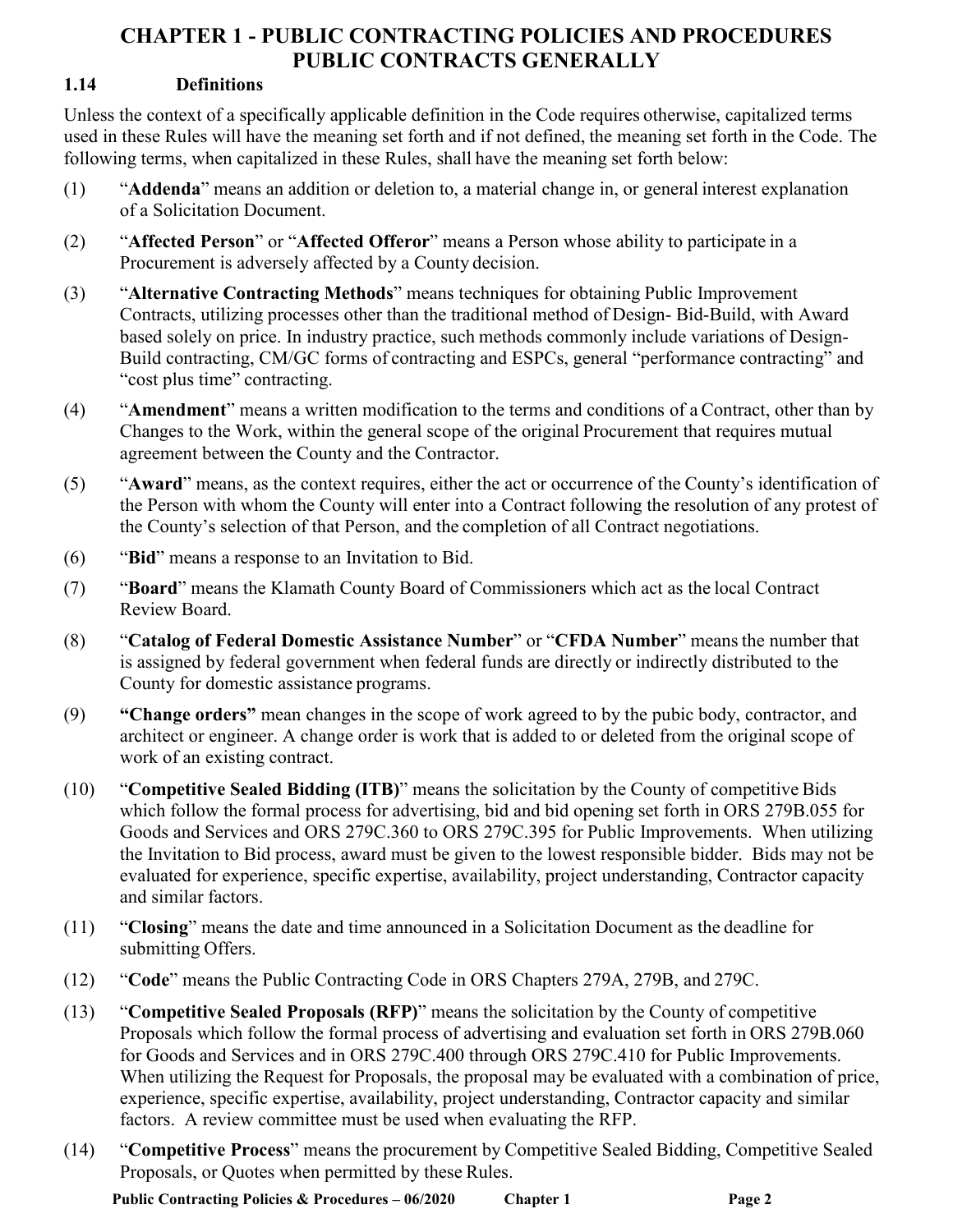# CHAPTER 1 - PUBLIC CONTRACTING POLICIES AND PROCEDURES PUBLIC CONTRACTS GENERALLY

## 1.14 Definitions

Unless the context of a specifically applicable definition in the Code requires otherwise, capitalized terms used in these Rules will have the meaning set forth and if not defined, the meaning set forth in the Code. The following terms, when capitalized in these Rules, shall have the meaning set forth below:

(1) "**Addenda**" means an addition or deletion to, a material change in, or general interest explanation of a Solicitation Document.

(2) "**Affected Person**" or "**Affected Offeror**" means a Person whose ability to participate in a Procurement is adversely affected by a County decision.

(3) "**Alternative Contracting Methods**" means techniques for obtaining Public Improvement Contracts, utilizing processes other than the traditional method of Design- Bid-Build, with Award based solely on price. In industry practice, such methods commonly include variations of Design-Build contracting, CM/GC forms of contracting and ESPCs, general "performance contracting" and "cost plus time" contracting.

(4) "**Amendment**" means a written modification to the terms and conditions of a Contract, other than by Changes to the Work, within the general scope of the original Procurement that requires mutual agreement between the County and the Contractor.

(5) "**Award**" means, as the context requires, either the act or occurrence of the County's identification of the Person with whom the County will enter into a Contract following the resolution of any protest of the County's selection of that Person, and the completion of all Contract negotiations.

(6) "**Bid**" means a response to an Invitation to Bid.

(7) "**Board**" means the Klamath County Board of Commissioners which act as the local Contract Review Board.

(8) "**Catalog of Federal Domestic Assistance Number**" or "**CFDA Number**" means the number that is assigned by federal government when federal funds are directly or indirectly distributed to the County for domestic assistance programs.

(9) **"Change orders"** mean changes in the scope of work agreed to by the pubic body, contractor, and architect or engineer. A change order is work that is added to or deleted from the original scope of work of an existing contract.

(10) "**Competitive Sealed Bidding (ITB)**" means the solicitation by the County of competitive Bids which follow the formal process for advertising, bid and bid opening set forth in ORS 279B.055 for Goods and Services and ORS 279C.360 to ORS 279C.395 for Public Improvements. When utilizing the Invitation to Bid process, award must be given to the lowest responsible bidder. Bids may not be evaluated for experience, specific expertise, availability, project understanding, Contractor capacity and similar factors.

(11) "**Closing**" means the date and time announced in a Solicitation Document as the deadline for submitting Offers.

(12) "**Code**" means the Public Contracting Code in ORS Chapters 279A, 279B, and 279C.

(13) "**Competitive Sealed Proposals (RFP)**" means the solicitation by the County of competitive Proposals which follow the formal process of advertising and evaluation set forth in ORS 279B.060 for Goods and Services and in ORS 279C.400 through ORS 279C.410 for Public Improvements. When utilizing the Request for Proposals, the proposal may be evaluated with a combination of price, experience, specific expertise, availability, project understanding, Contractor capacity and similar factors. A review committee must be used when evaluating the RFP.

(14) "**Competitive Process**" means the procurement by Competitive Sealed Bidding, Competitive Sealed Proposals, or Quotes when permitted by these Rules.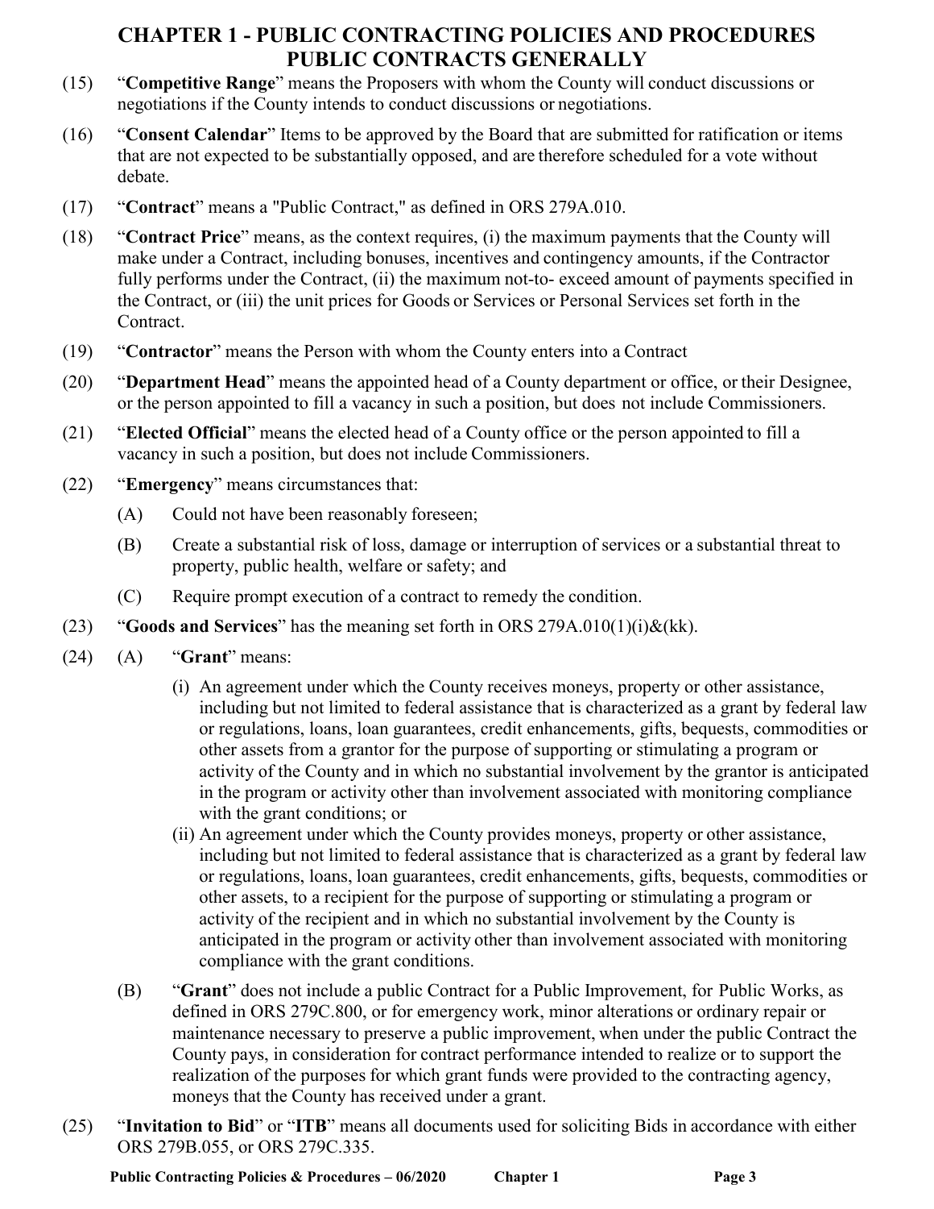(15) "**Competitive Range**" means the Proposers with whom the County will conduct discussions or negotiations if the County intends to conduct discussions or negotiations.

(16) "**Consent Calendar**" Items to be approved by the Board that are submitted for ratification or items that are not expected to be substantially opposed, and are therefore scheduled for a vote without debate.

(17) "**Contract**" means a "Public Contract," as defined in ORS 279A.010.

(18) "**Contract Price**" means, as the context requires, (i) the maximum payments that the County will make under a Contract, including bonuses, incentives and contingency amounts, if the Contractor fully performs under the Contract, (ii) the maximum not-to- exceed amount of payments specified in the Contract, or (iii) the unit prices for Goods or Services or Personal Services set forth in the Contract.

(19) "**Contractor**" means the Person with whom the County enters into a Contract

(20) "**Department Head**" means the appointed head of a County department or office, or their Designee, or the person appointed to fill a vacancy in such a position, but does not include Commissioners.

(21) "**Elected Official**" means the elected head of a County office or the person appointed to fill a vacancy in such a position, but does not include Commissioners.

(22) "**Emergency**" means circumstances that:

   (A) Could not have been reasonably foreseen;

   (B) Create a substantial risk of loss, damage or interruption of services or a substantial threat to property, public health, welfare or safety; and

   (C) Require prompt execution of a contract to remedy the condition.

(23) "**Goods and Services**" has the meaning set forth in ORS 279A.010(1)(i)&(kk).

(24) (A) "**Grant**" means:

   (i) An agreement under which the County receives moneys, property or other assistance, including but not limited to federal assistance that is characterized as a grant by federal law or regulations, loans, loan guarantees, credit enhancements, gifts, bequests, commodities or other assets from a grantor for the purpose of supporting or stimulating a program or activity of the County and in which no substantial involvement by the grantor is anticipated in the program or activity other than involvement associated with monitoring compliance with the grant conditions; or

   (ii) An agreement under which the County provides moneys, property or other assistance, including but not limited to federal assistance that is characterized as a grant by federal law or regulations, loans, loan guarantees, credit enhancements, gifts, bequests, commodities or other assets, to a recipient for the purpose of supporting or stimulating a program or activity of the recipient and in which no substantial involvement by the County is anticipated in the program or activity other than involvement associated with monitoring compliance with the grant conditions.

   (B) "**Grant**" does not include a public Contract for a Public Improvement, for Public Works, as defined in ORS 279C.800, or for emergency work, minor alterations or ordinary repair or maintenance necessary to preserve a public improvement, when under the public Contract the County pays, in consideration for contract performance intended to realize or to support the realization of the purposes for which grant funds were provided to the contracting agency, moneys that the County has received under a grant.

(25) "**Invitation to Bid**" or "**ITB**" means all documents used for soliciting Bids in accordance with either ORS 279B.055, or ORS 279C.335.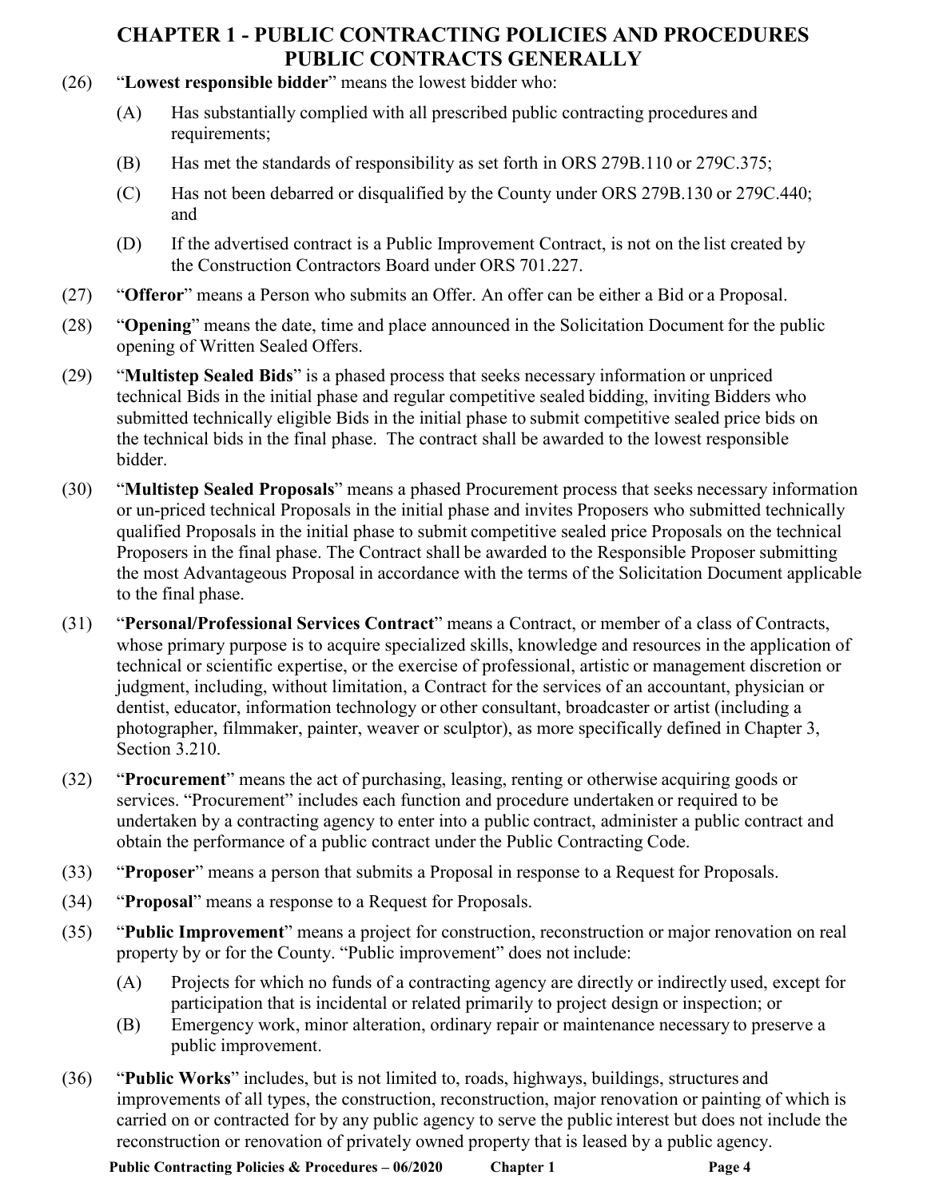# CHAPTER 1 - PUBLIC CONTRACTING POLICIES AND PROCEDURES
## PUBLIC CONTRACTS GENERALLY

(26) "**Lowest responsible bidder**" means the lowest bidder who:

- (A) Has substantially complied with all prescribed public contracting procedures and requirements;
- (B) Has met the standards of responsibility as set forth in ORS 279B.110 or 279C.375;
- (C) Has not been debarred or disqualified by the County under ORS 279B.130 or 279C.440; and
- (D) If the advertised contract is a Public Improvement Contract, is not on the list created by the Construction Contractors Board under ORS 701.227.

(27) "**Offeror**" means a Person who submits an Offer. An offer can be either a Bid or a Proposal.

(28) "**Opening**" means the date, time and place announced in the Solicitation Document for the public opening of Written Sealed Offers.

(29) "**Multistep Sealed Bids**" is a phased process that seeks necessary information or unpriced technical Bids in the initial phase and regular competitive sealed bidding, inviting Bidders who submitted technically eligible Bids in the initial phase to submit competitive sealed price bids on the technical bids in the final phase. The contract shall be awarded to the lowest responsible bidder.

(30) "**Multistep Sealed Proposals**" means a phased Procurement process that seeks necessary information or un-priced technical Proposals in the initial phase and invites Proposers who submitted technically qualified Proposals in the initial phase to submit competitive sealed price Proposals on the technical Proposers in the final phase. The Contract shall be awarded to the Responsible Proposer submitting the most Advantageous Proposal in accordance with the terms of the Solicitation Document applicable to the final phase.

(31) "**Personal/Professional Services Contract**" means a Contract, or member of a class of Contracts, whose primary purpose is to acquire specialized skills, knowledge and resources in the application of technical or scientific expertise, or the exercise of professional, artistic or management discretion or judgment, including, without limitation, a Contract for the services of an accountant, physician or dentist, educator, information technology or other consultant, broadcaster or artist (including a photographer, filmmaker, painter, weaver or sculptor), as more specifically defined in Chapter 3, Section 3.210.

(32) "**Procurement**" means the act of purchasing, leasing, renting or otherwise acquiring goods or services. "Procurement" includes each function and procedure undertaken or required to be undertaken by a contracting agency to enter into a public contract, administer a public contract and obtain the performance of a public contract under the Public Contracting Code.

(33) "**Proposer**" means a person that submits a Proposal in response to a Request for Proposals.

(34) "**Proposal**" means a response to a Request for Proposals.

(35) "**Public Improvement**" means a project for construction, reconstruction or major renovation on real property by or for the County. "Public improvement" does not include:

- (A) Projects for which no funds of a contracting agency are directly or indirectly used, except for participation that is incidental or related primarily to project design or inspection; or
- (B) Emergency work, minor alteration, ordinary repair or maintenance necessary to preserve a public improvement.

(36) "**Public Works**" includes, but is not limited to, roads, highways, buildings, structures and improvements of all types, the construction, reconstruction, major renovation or painting of which is carried on or contracted for by any public agency to serve the public interest but does not include the reconstruction or renovation of privately owned property that is leased by a public agency.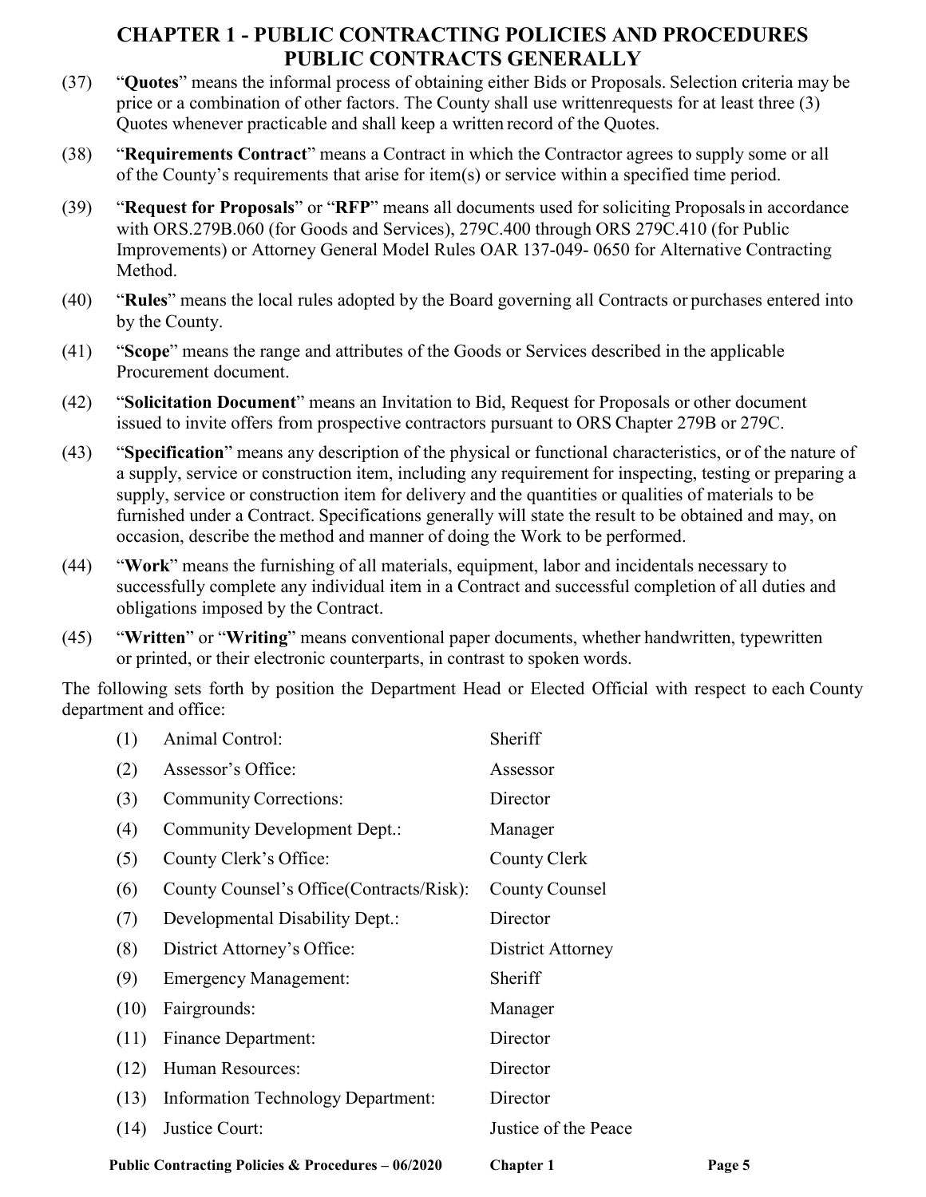# CHAPTER 1 - PUBLIC CONTRACTING POLICIES AND PROCEDURES PUBLIC CONTRACTS GENERALLY

(37) "**Quotes**" means the informal process of obtaining either Bids or Proposals. Selection criteria may be price or a combination of other factors. The County shall use writtenrequests for at least three (3) Quotes whenever practicable and shall keep a written record of the Quotes.

(38) "**Requirements Contract**" means a Contract in which the Contractor agrees to supply some or all of the County's requirements that arise for item(s) or service within a specified time period.

(39) "**Request for Proposals**" or "**RFP**" means all documents used for soliciting Proposals in accordance with ORS.279B.060 (for Goods and Services), 279C.400 through ORS 279C.410 (for Public Improvements) or Attorney General Model Rules OAR 137-049- 0650 for Alternative Contracting Method.

(40) "**Rules**" means the local rules adopted by the Board governing all Contracts or purchases entered into by the County.

(41) "**Scope**" means the range and attributes of the Goods or Services described in the applicable Procurement document.

(42) "**Solicitation Document**" means an Invitation to Bid, Request for Proposals or other document issued to invite offers from prospective contractors pursuant to ORS Chapter 279B or 279C.

(43) "**Specification**" means any description of the physical or functional characteristics, or of the nature of a supply, service or construction item, including any requirement for inspecting, testing or preparing a supply, service or construction item for delivery and the quantities or qualities of materials to be furnished under a Contract. Specifications generally will state the result to be obtained and may, on occasion, describe the method and manner of doing the Work to be performed.

(44) "**Work**" means the furnishing of all materials, equipment, labor and incidentals necessary to successfully complete any individual item in a Contract and successful completion of all duties and obligations imposed by the Contract.

(45) "**Written**" or "**Writing**" means conventional paper documents, whether handwritten, typewritten or printed, or their electronic counterparts, in contrast to spoken words.

The following sets forth by position the Department Head or Elected Official with respect to each County department and office:

| | | |
|---|---|---|
| (1) | Animal Control: | Sheriff |
| (2) | Assessor's Office: | Assessor |
| (3) | Community Corrections: | Director |
| (4) | Community Development Dept.: | Manager |
| (5) | County Clerk's Office: | County Clerk |
| (6) | County Counsel's Office(Contracts/Risk): | County Counsel |
| (7) | Developmental Disability Dept.: | Director |
| (8) | District Attorney's Office: | District Attorney |
| (9) | Emergency Management: | Sheriff |
| (10) | Fairgrounds: | Manager |
| (11) | Finance Department: | Director |
| (12) | Human Resources: | Director |
| (13) | Information Technology Department: | Director |
| (14) | Justice Court: | Justice of the Peace |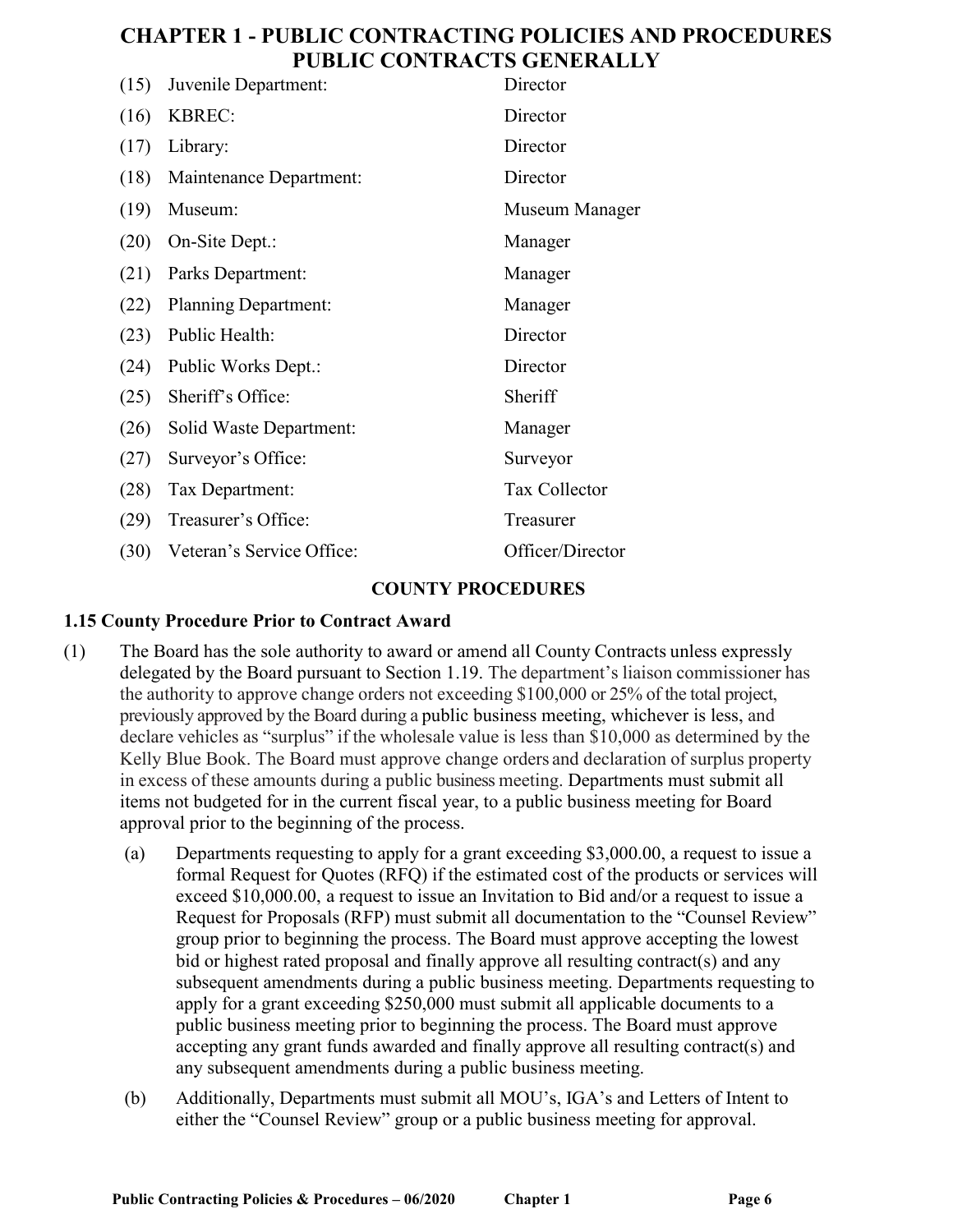# CHAPTER 1 - PUBLIC CONTRACTING POLICIES AND PROCEDURES
## PUBLIC CONTRACTS GENERALLY

| | | |
|---|---|---|
| (15) | Juvenile Department: | Director |
| (16) | KBREC: | Director |
| (17) | Library: | Director |
| (18) | Maintenance Department: | Director |
| (19) | Museum: | Museum Manager |
| (20) | On-Site Dept.: | Manager |
| (21) | Parks Department: | Manager |
| (22) | Planning Department: | Manager |
| (23) | Public Health: | Director |
| (24) | Public Works Dept.: | Director |
| (25) | Sheriff's Office: | Sheriff |
| (26) | Solid Waste Department: | Manager |
| (27) | Surveyor's Office: | Surveyor |
| (28) | Tax Department: | Tax Collector |
| (29) | Treasurer's Office: | Treasurer |
| (30) | Veteran's Service Office: | Officer/Director |

## COUNTY PROCEDURES

### 1.15 County Procedure Prior to Contract Award

(1) The Board has the sole authority to award or amend all County Contracts unless expressly delegated by the Board pursuant to Section 1.19. The department's liaison commissioner has the authority to approve change orders not exceeding $100,000 or 25% of the total project, previously approved by the Board during a public business meeting, whichever is less, and declare vehicles as "surplus" if the wholesale value is less than $10,000 as determined by the Kelly Blue Book. The Board must approve change orders and declaration of surplus property in excess of these amounts during a public business meeting. Departments must submit all items not budgeted for in the current fiscal year, to a public business meeting for Board approval prior to the beginning of the process.

(a) Departments requesting to apply for a grant exceeding $3,000.00, a request to issue a formal Request for Quotes (RFQ) if the estimated cost of the products or services will exceed $10,000.00, a request to issue an Invitation to Bid and/or a request to issue a Request for Proposals (RFP) must submit all documentation to the "Counsel Review" group prior to beginning the process. The Board must approve accepting the lowest bid or highest rated proposal and finally approve all resulting contract(s) and any subsequent amendments during a public business meeting. Departments requesting to apply for a grant exceeding $250,000 must submit all applicable documents to a public business meeting prior to beginning the process. The Board must approve accepting any grant funds awarded and finally approve all resulting contract(s) and any subsequent amendments during a public business meeting.

(b) Additionally, Departments must submit all MOU's, IGA's and Letters of Intent to either the "Counsel Review" group or a public business meeting for approval.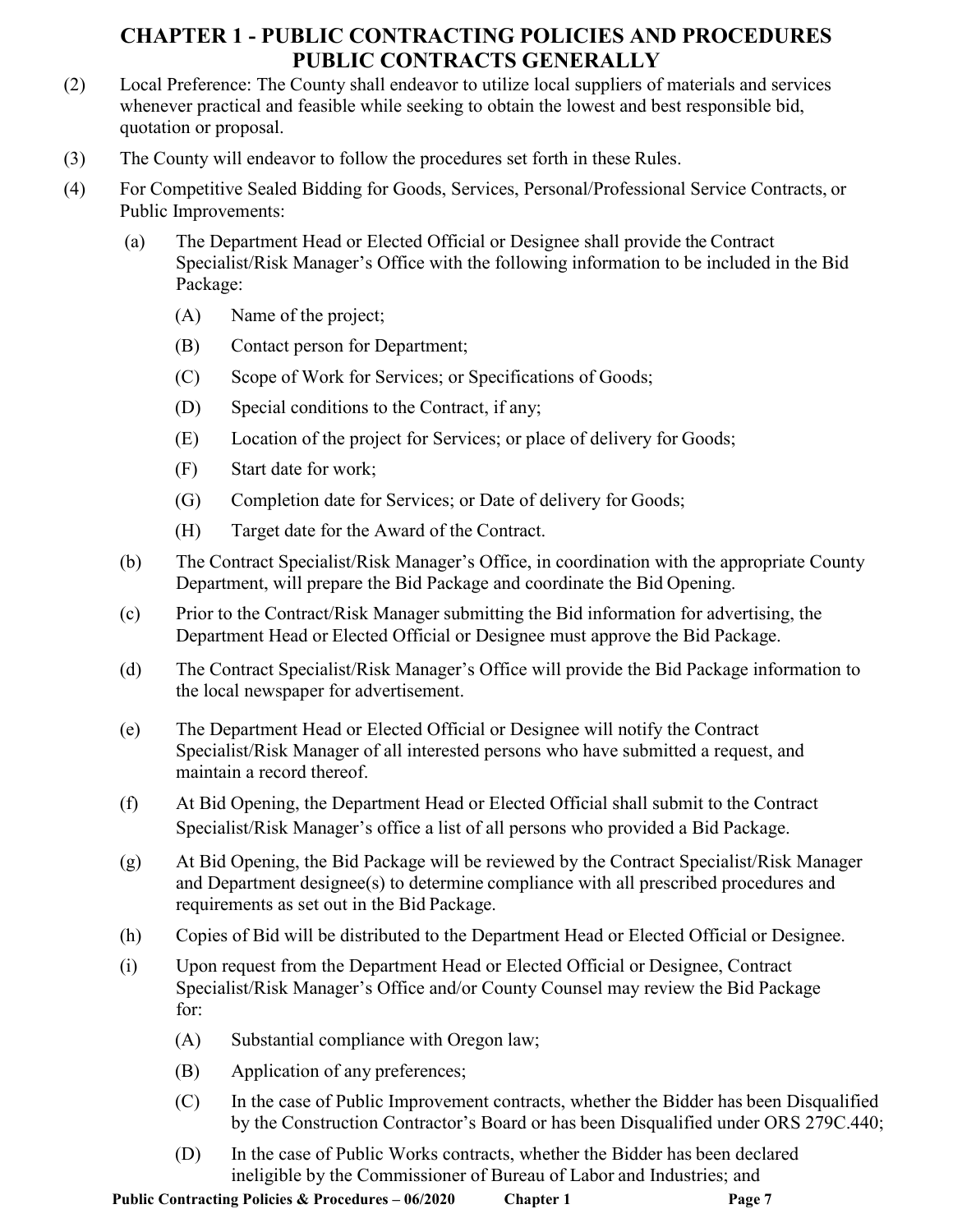# CHAPTER 1 - PUBLIC CONTRACTING POLICIES AND PROCEDURES
## PUBLIC CONTRACTS GENERALLY

(2) Local Preference: The County shall endeavor to utilize local suppliers of materials and services whenever practical and feasible while seeking to obtain the lowest and best responsible bid, quotation or proposal.

(3) The County will endeavor to follow the procedures set forth in these Rules.

(4) For Competitive Sealed Bidding for Goods, Services, Personal/Professional Service Contracts, or Public Improvements:

  (a) The Department Head or Elected Official or Designee shall provide the Contract Specialist/Risk Manager's Office with the following information to be included in the Bid Package:

    (A) Name of the project;

    (B) Contact person for Department;

    (C) Scope of Work for Services; or Specifications of Goods;

    (D) Special conditions to the Contract, if any;

    (E) Location of the project for Services; or place of delivery for Goods;

    (F) Start date for work;

    (G) Completion date for Services; or Date of delivery for Goods;

    (H) Target date for the Award of the Contract.

  (b) The Contract Specialist/Risk Manager's Office, in coordination with the appropriate County Department, will prepare the Bid Package and coordinate the Bid Opening.

  (c) Prior to the Contract/Risk Manager submitting the Bid information for advertising, the Department Head or Elected Official or Designee must approve the Bid Package.

  (d) The Contract Specialist/Risk Manager's Office will provide the Bid Package information to the local newspaper for advertisement.

  (e) The Department Head or Elected Official or Designee will notify the Contract Specialist/Risk Manager of all interested persons who have submitted a request, and maintain a record thereof.

  (f) At Bid Opening, the Department Head or Elected Official shall submit to the Contract Specialist/Risk Manager's office a list of all persons who provided a Bid Package.

  (g) At Bid Opening, the Bid Package will be reviewed by the Contract Specialist/Risk Manager and Department designee(s) to determine compliance with all prescribed procedures and requirements as set out in the Bid Package.

  (h) Copies of Bid will be distributed to the Department Head or Elected Official or Designee.

  (i) Upon request from the Department Head or Elected Official or Designee, Contract Specialist/Risk Manager's Office and/or County Counsel may review the Bid Package for:

    (A) Substantial compliance with Oregon law;

    (B) Application of any preferences;

    (C) In the case of Public Improvement contracts, whether the Bidder has been Disqualified by the Construction Contractor's Board or has been Disqualified under ORS 279C.440;

    (D) In the case of Public Works contracts, whether the Bidder has been declared ineligible by the Commissioner of Bureau of Labor and Industries; and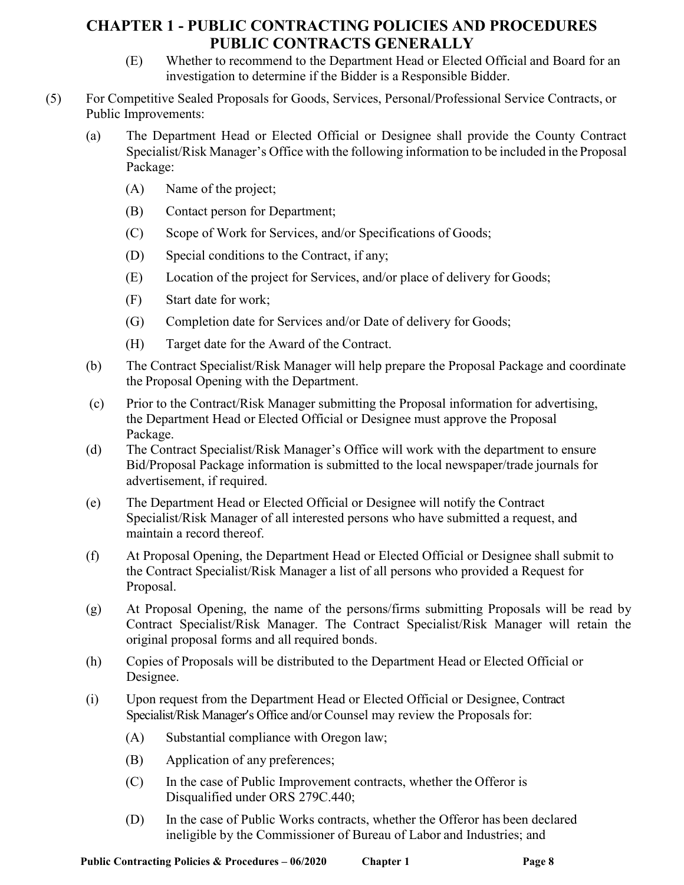# CHAPTER 1 - PUBLIC CONTRACTING POLICIES AND PROCEDURES PUBLIC CONTRACTS GENERALLY

(E) Whether to recommend to the Department Head or Elected Official and Board for an investigation to determine if the Bidder is a Responsible Bidder.

(5) For Competitive Sealed Proposals for Goods, Services, Personal/Professional Service Contracts, or Public Improvements:

(a) The Department Head or Elected Official or Designee shall provide the County Contract Specialist/Risk Manager's Office with the following information to be included in the Proposal Package:

(A) Name of the project;

(B) Contact person for Department;

(C) Scope of Work for Services, and/or Specifications of Goods;

(D) Special conditions to the Contract, if any;

(E) Location of the project for Services, and/or place of delivery for Goods;

(F) Start date for work;

(G) Completion date for Services and/or Date of delivery for Goods;

(H) Target date for the Award of the Contract.

(b) The Contract Specialist/Risk Manager will help prepare the Proposal Package and coordinate the Proposal Opening with the Department.

(c) Prior to the Contract/Risk Manager submitting the Proposal information for advertising, the Department Head or Elected Official or Designee must approve the Proposal Package.

(d) The Contract Specialist/Risk Manager's Office will work with the department to ensure Bid/Proposal Package information is submitted to the local newspaper/trade journals for advertisement, if required.

(e) The Department Head or Elected Official or Designee will notify the Contract Specialist/Risk Manager of all interested persons who have submitted a request, and maintain a record thereof.

(f) At Proposal Opening, the Department Head or Elected Official or Designee shall submit to the Contract Specialist/Risk Manager a list of all persons who provided a Request for Proposal.

(g) At Proposal Opening, the name of the persons/firms submitting Proposals will be read by Contract Specialist/Risk Manager. The Contract Specialist/Risk Manager will retain the original proposal forms and all required bonds.

(h) Copies of Proposals will be distributed to the Department Head or Elected Official or Designee.

(i) Upon request from the Department Head or Elected Official or Designee, Contract Specialist/Risk Manager's Office and/or Counsel may review the Proposals for:

(A) Substantial compliance with Oregon law;

(B) Application of any preferences;

(C) In the case of Public Improvement contracts, whether the Offeror is Disqualified under ORS 279C.440;

(D) In the case of Public Works contracts, whether the Offeror has been declared ineligible by the Commissioner of Bureau of Labor and Industries; and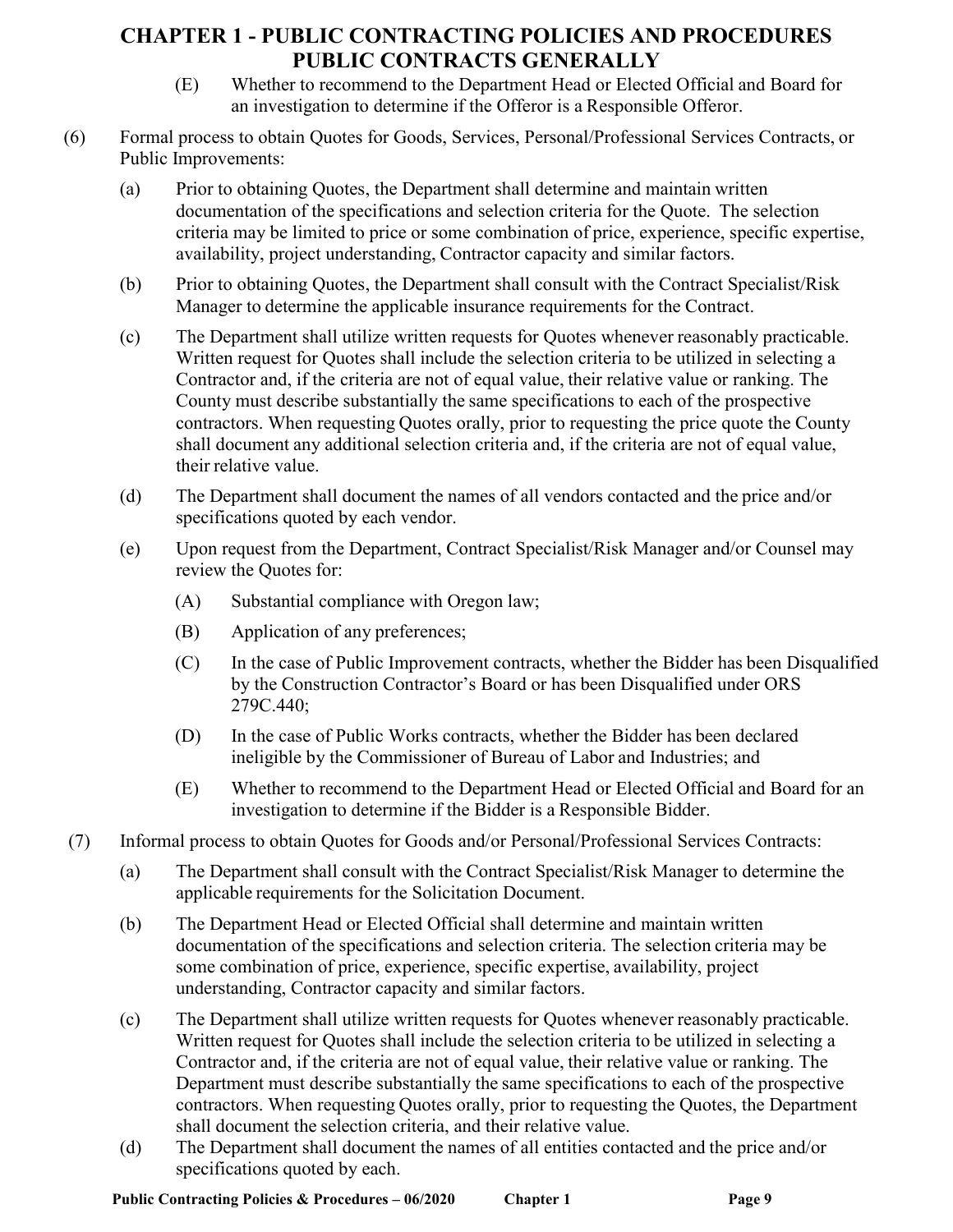(E) Whether to recommend to the Department Head or Elected Official and Board for an investigation to determine if the Offeror is a Responsible Offeror.

(6) Formal process to obtain Quotes for Goods, Services, Personal/Professional Services Contracts, or Public Improvements:

(a) Prior to obtaining Quotes, the Department shall determine and maintain written documentation of the specifications and selection criteria for the Quote. The selection criteria may be limited to price or some combination of price, experience, specific expertise, availability, project understanding, Contractor capacity and similar factors.

(b) Prior to obtaining Quotes, the Department shall consult with the Contract Specialist/Risk Manager to determine the applicable insurance requirements for the Contract.

(c) The Department shall utilize written requests for Quotes whenever reasonably practicable. Written request for Quotes shall include the selection criteria to be utilized in selecting a Contractor and, if the criteria are not of equal value, their relative value or ranking. The County must describe substantially the same specifications to each of the prospective contractors. When requesting Quotes orally, prior to requesting the price quote the County shall document any additional selection criteria and, if the criteria are not of equal value, their relative value.

(d) The Department shall document the names of all vendors contacted and the price and/or specifications quoted by each vendor.

(e) Upon request from the Department, Contract Specialist/Risk Manager and/or Counsel may review the Quotes for:

(A) Substantial compliance with Oregon law;

(B) Application of any preferences;

(C) In the case of Public Improvement contracts, whether the Bidder has been Disqualified by the Construction Contractor's Board or has been Disqualified under ORS 279C.440;

(D) In the case of Public Works contracts, whether the Bidder has been declared ineligible by the Commissioner of Bureau of Labor and Industries; and

(E) Whether to recommend to the Department Head or Elected Official and Board for an investigation to determine if the Bidder is a Responsible Bidder.

(7) Informal process to obtain Quotes for Goods and/or Personal/Professional Services Contracts:

(a) The Department shall consult with the Contract Specialist/Risk Manager to determine the applicable requirements for the Solicitation Document.

(b) The Department Head or Elected Official shall determine and maintain written documentation of the specifications and selection criteria. The selection criteria may be some combination of price, experience, specific expertise, availability, project understanding, Contractor capacity and similar factors.

(c) The Department shall utilize written requests for Quotes whenever reasonably practicable. Written request for Quotes shall include the selection criteria to be utilized in selecting a Contractor and, if the criteria are not of equal value, their relative value or ranking. The Department must describe substantially the same specifications to each of the prospective contractors. When requesting Quotes orally, prior to requesting the Quotes, the Department shall document the selection criteria, and their relative value.

(d) The Department shall document the names of all entities contacted and the price and/or specifications quoted by each.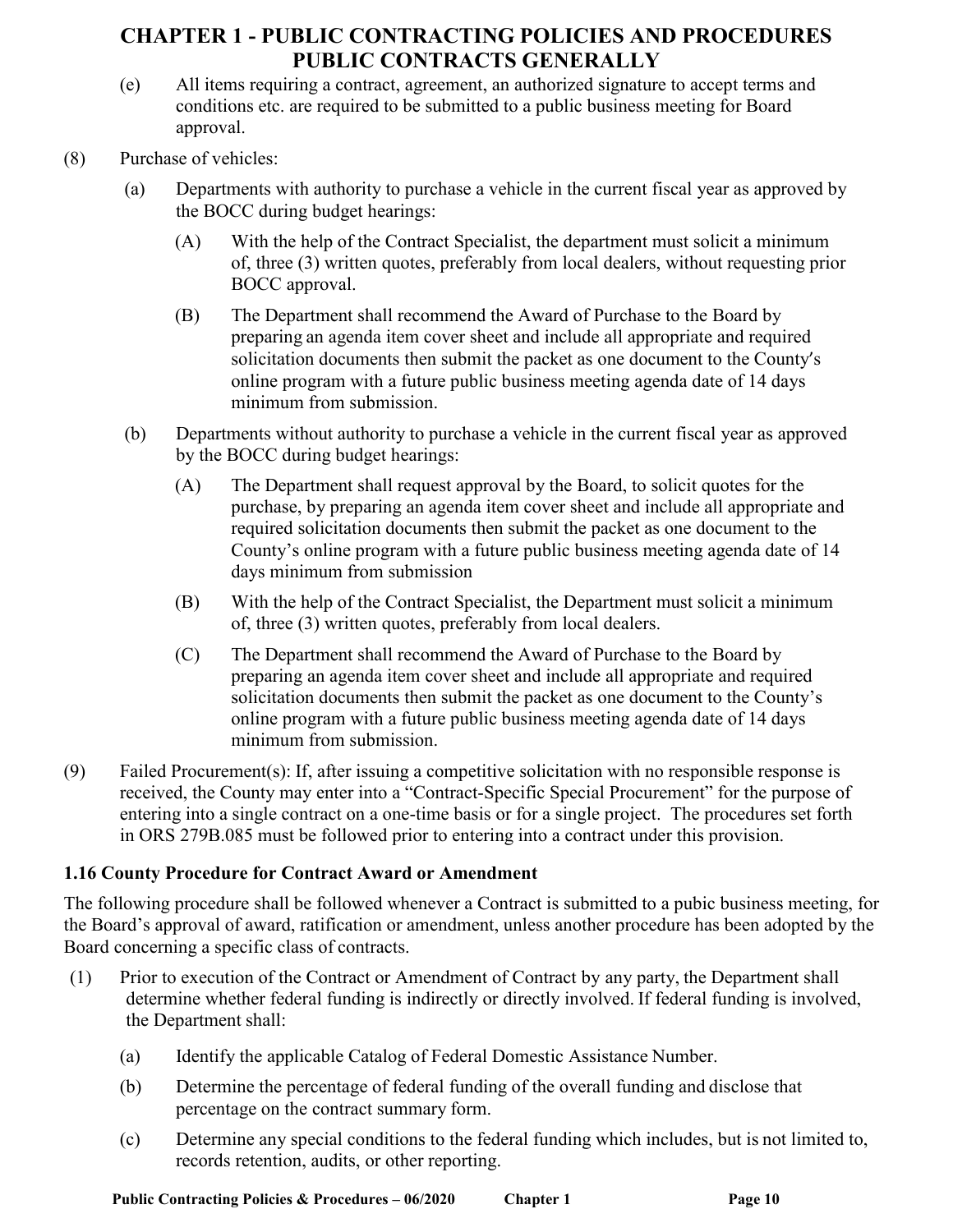# CHAPTER 1 - PUBLIC CONTRACTING POLICIES AND PROCEDURES PUBLIC CONTRACTS GENERALLY

(e) All items requiring a contract, agreement, an authorized signature to accept terms and conditions etc. are required to be submitted to a public business meeting for Board approval.

(8) Purchase of vehicles:

(a) Departments with authority to purchase a vehicle in the current fiscal year as approved by the BOCC during budget hearings:

(A) With the help of the Contract Specialist, the department must solicit a minimum of, three (3) written quotes, preferably from local dealers, without requesting prior BOCC approval.

(B) The Department shall recommend the Award of Purchase to the Board by preparing an agenda item cover sheet and include all appropriate and required solicitation documents then submit the packet as one document to the County′s online program with a future public business meeting agenda date of 14 days minimum from submission.

(b) Departments without authority to purchase a vehicle in the current fiscal year as approved by the BOCC during budget hearings:

(A) The Department shall request approval by the Board, to solicit quotes for the purchase, by preparing an agenda item cover sheet and include all appropriate and required solicitation documents then submit the packet as one document to the County's online program with a future public business meeting agenda date of 14 days minimum from submission

(B) With the help of the Contract Specialist, the Department must solicit a minimum of, three (3) written quotes, preferably from local dealers.

(C) The Department shall recommend the Award of Purchase to the Board by preparing an agenda item cover sheet and include all appropriate and required solicitation documents then submit the packet as one document to the County's online program with a future public business meeting agenda date of 14 days minimum from submission.

(9) Failed Procurement(s): If, after issuing a competitive solicitation with no responsible response is received, the County may enter into a "Contract-Specific Special Procurement" for the purpose of entering into a single contract on a one-time basis or for a single project. The procedures set forth in ORS 279B.085 must be followed prior to entering into a contract under this provision.

### 1.16 County Procedure for Contract Award or Amendment

The following procedure shall be followed whenever a Contract is submitted to a pubic business meeting, for the Board's approval of award, ratification or amendment, unless another procedure has been adopted by the Board concerning a specific class of contracts.

(1) Prior to execution of the Contract or Amendment of Contract by any party, the Department shall determine whether federal funding is indirectly or directly involved. If federal funding is involved, the Department shall:

(a) Identify the applicable Catalog of Federal Domestic Assistance Number.

(b) Determine the percentage of federal funding of the overall funding and disclose that percentage on the contract summary form.

(c) Determine any special conditions to the federal funding which includes, but is not limited to, records retention, audits, or other reporting.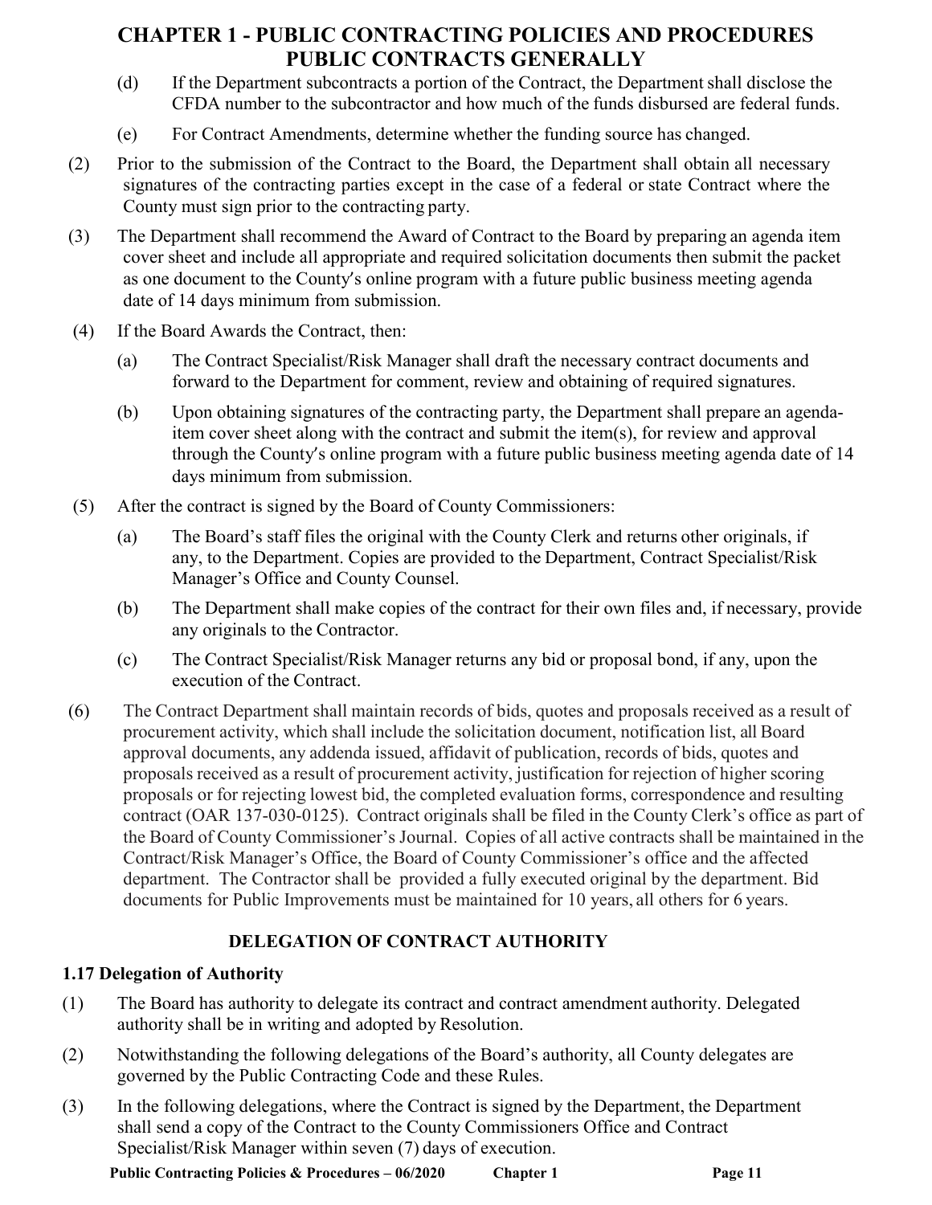# CHAPTER 1 - PUBLIC CONTRACTING POLICIES AND PROCEDURES PUBLIC CONTRACTS GENERALLY

(d) If the Department subcontracts a portion of the Contract, the Department shall disclose the CFDA number to the subcontractor and how much of the funds disbursed are federal funds.

(e) For Contract Amendments, determine whether the funding source has changed.

(2) Prior to the submission of the Contract to the Board, the Department shall obtain all necessary signatures of the contracting parties except in the case of a federal or state Contract where the County must sign prior to the contracting party.

(3) The Department shall recommend the Award of Contract to the Board by preparing an agenda item cover sheet and include all appropriate and required solicitation documents then submit the packet as one document to the County's online program with a future public business meeting agenda date of 14 days minimum from submission.

(4) If the Board Awards the Contract, then:

(a) The Contract Specialist/Risk Manager shall draft the necessary contract documents and forward to the Department for comment, review and obtaining of required signatures.

(b) Upon obtaining signatures of the contracting party, the Department shall prepare an agenda-item cover sheet along with the contract and submit the item(s), for review and approval through the County's online program with a future public business meeting agenda date of 14 days minimum from submission.

(5) After the contract is signed by the Board of County Commissioners:

(a) The Board's staff files the original with the County Clerk and returns other originals, if any, to the Department. Copies are provided to the Department, Contract Specialist/Risk Manager's Office and County Counsel.

(b) The Department shall make copies of the contract for their own files and, if necessary, provide any originals to the Contractor.

(c) The Contract Specialist/Risk Manager returns any bid or proposal bond, if any, upon the execution of the Contract.

(6) The Contract Department shall maintain records of bids, quotes and proposals received as a result of procurement activity, which shall include the solicitation document, notification list, all Board approval documents, any addenda issued, affidavit of publication, records of bids, quotes and proposals received as a result of procurement activity, justification for rejection of higher scoring proposals or for rejecting lowest bid, the completed evaluation forms, correspondence and resulting contract (OAR 137-030-0125). Contract originals shall be filed in the County Clerk's office as part of the Board of County Commissioner's Journal. Copies of all active contracts shall be maintained in the Contract/Risk Manager's Office, the Board of County Commissioner's office and the affected department. The Contractor shall be provided a fully executed original by the department. Bid documents for Public Improvements must be maintained for 10 years, all others for 6 years.

## DELEGATION OF CONTRACT AUTHORITY

### 1.17 Delegation of Authority

(1) The Board has authority to delegate its contract and contract amendment authority. Delegated authority shall be in writing and adopted by Resolution.

(2) Notwithstanding the following delegations of the Board's authority, all County delegates are governed by the Public Contracting Code and these Rules.

(3) In the following delegations, where the Contract is signed by the Department, the Department shall send a copy of the Contract to the County Commissioners Office and Contract Specialist/Risk Manager within seven (7) days of execution.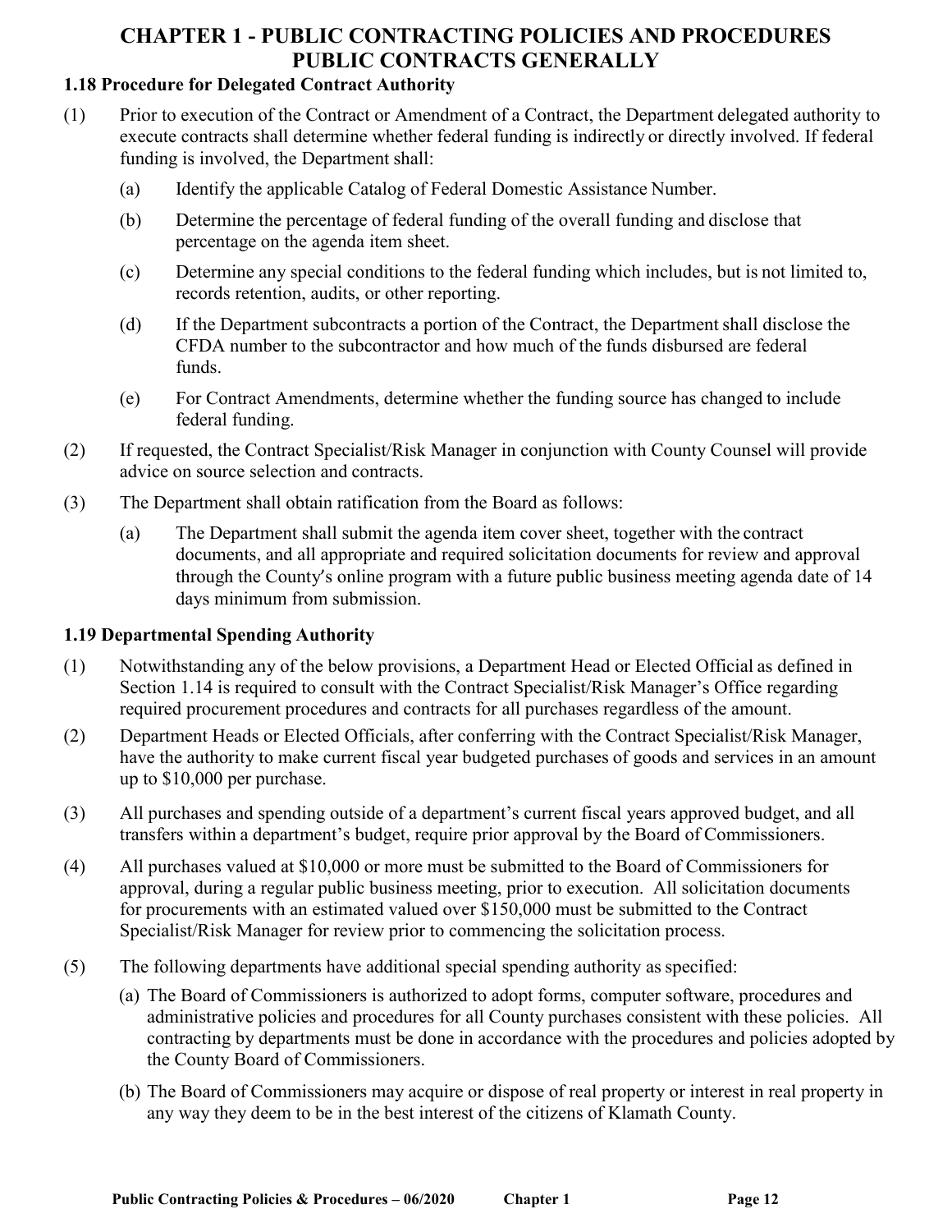# CHAPTER 1 - PUBLIC CONTRACTING POLICIES AND PROCEDURES
# PUBLIC CONTRACTS GENERALLY

### 1.18 Procedure for Delegated Contract Authority

(1) Prior to execution of the Contract or Amendment of a Contract, the Department delegated authority to execute contracts shall determine whether federal funding is indirectly or directly involved. If federal funding is involved, the Department shall:

  (a) Identify the applicable Catalog of Federal Domestic Assistance Number.

  (b) Determine the percentage of federal funding of the overall funding and disclose that percentage on the agenda item sheet.

  (c) Determine any special conditions to the federal funding which includes, but is not limited to, records retention, audits, or other reporting.

  (d) If the Department subcontracts a portion of the Contract, the Department shall disclose the CFDA number to the subcontractor and how much of the funds disbursed are federal funds.

  (e) For Contract Amendments, determine whether the funding source has changed to include federal funding.

(2) If requested, the Contract Specialist/Risk Manager in conjunction with County Counsel will provide advice on source selection and contracts.

(3) The Department shall obtain ratification from the Board as follows:

  (a) The Department shall submit the agenda item cover sheet, together with the contract documents, and all appropriate and required solicitation documents for review and approval through the County′s online program with a future public business meeting agenda date of 14 days minimum from submission.

### 1.19 Departmental Spending Authority

(1) Notwithstanding any of the below provisions, a Department Head or Elected Official as defined in Section 1.14 is required to consult with the Contract Specialist/Risk Manager's Office regarding required procurement procedures and contracts for all purchases regardless of the amount.

(2) Department Heads or Elected Officials, after conferring with the Contract Specialist/Risk Manager, have the authority to make current fiscal year budgeted purchases of goods and services in an amount up to $10,000 per purchase.

(3) All purchases and spending outside of a department's current fiscal years approved budget, and all transfers within a department's budget, require prior approval by the Board of Commissioners.

(4) All purchases valued at $10,000 or more must be submitted to the Board of Commissioners for approval, during a regular public business meeting, prior to execution. All solicitation documents for procurements with an estimated valued over $150,000 must be submitted to the Contract Specialist/Risk Manager for review prior to commencing the solicitation process.

(5) The following departments have additional special spending authority as specified:

  (a) The Board of Commissioners is authorized to adopt forms, computer software, procedures and administrative policies and procedures for all County purchases consistent with these policies. All contracting by departments must be done in accordance with the procedures and policies adopted by the County Board of Commissioners.

  (b) The Board of Commissioners may acquire or dispose of real property or interest in real property in any way they deem to be in the best interest of the citizens of Klamath County.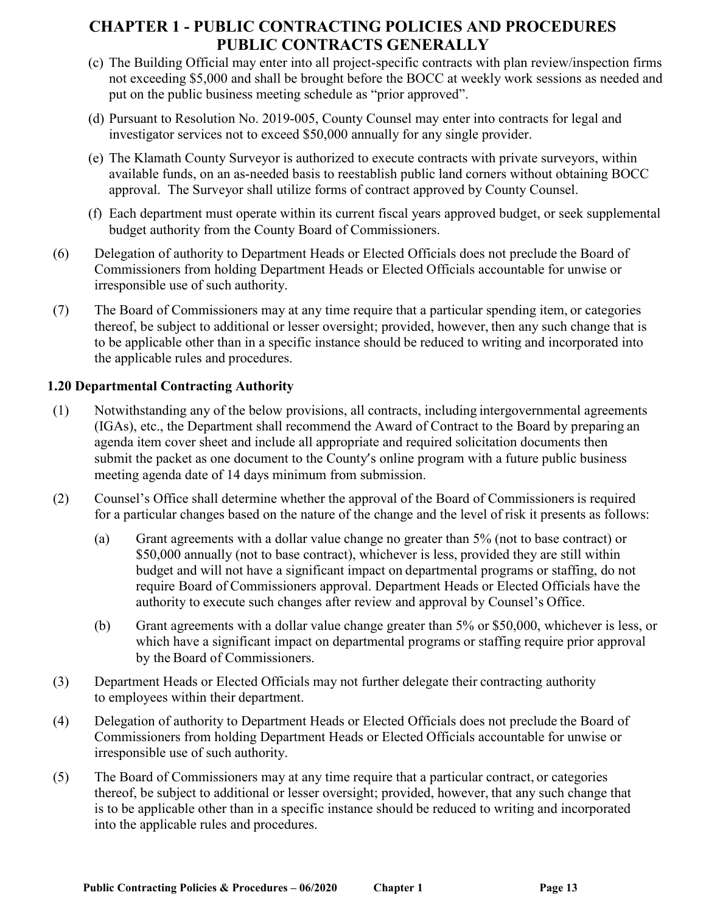(c) The Building Official may enter into all project-specific contracts with plan review/inspection firms not exceeding $5,000 and shall be brought before the BOCC at weekly work sessions as needed and put on the public business meeting schedule as "prior approved".

(d) Pursuant to Resolution No. 2019-005, County Counsel may enter into contracts for legal and investigator services not to exceed $50,000 annually for any single provider.

(e) The Klamath County Surveyor is authorized to execute contracts with private surveyors, within available funds, on an as-needed basis to reestablish public land corners without obtaining BOCC approval. The Surveyor shall utilize forms of contract approved by County Counsel.

(f) Each department must operate within its current fiscal years approved budget, or seek supplemental budget authority from the County Board of Commissioners.

(6) Delegation of authority to Department Heads or Elected Officials does not preclude the Board of Commissioners from holding Department Heads or Elected Officials accountable for unwise or irresponsible use of such authority.

(7) The Board of Commissioners may at any time require that a particular spending item, or categories thereof, be subject to additional or lesser oversight; provided, however, then any such change that is to be applicable other than in a specific instance should be reduced to writing and incorporated into the applicable rules and procedures.

### 1.20 Departmental Contracting Authority

(1) Notwithstanding any of the below provisions, all contracts, including intergovernmental agreements (IGAs), etc., the Department shall recommend the Award of Contract to the Board by preparing an agenda item cover sheet and include all appropriate and required solicitation documents then submit the packet as one document to the County's online program with a future public business meeting agenda date of 14 days minimum from submission.

(2) Counsel's Office shall determine whether the approval of the Board of Commissioners is required for a particular changes based on the nature of the change and the level of risk it presents as follows:

(a) Grant agreements with a dollar value change no greater than 5% (not to base contract) or $50,000 annually (not to base contract), whichever is less, provided they are still within budget and will not have a significant impact on departmental programs or staffing, do not require Board of Commissioners approval. Department Heads or Elected Officials have the authority to execute such changes after review and approval by Counsel's Office.

(b) Grant agreements with a dollar value change greater than 5% or $50,000, whichever is less, or which have a significant impact on departmental programs or staffing require prior approval by the Board of Commissioners.

(3) Department Heads or Elected Officials may not further delegate their contracting authority to employees within their department.

(4) Delegation of authority to Department Heads or Elected Officials does not preclude the Board of Commissioners from holding Department Heads or Elected Officials accountable for unwise or irresponsible use of such authority.

(5) The Board of Commissioners may at any time require that a particular contract, or categories thereof, be subject to additional or lesser oversight; provided, however, that any such change that is to be applicable other than in a specific instance should be reduced to writing and incorporated into the applicable rules and procedures.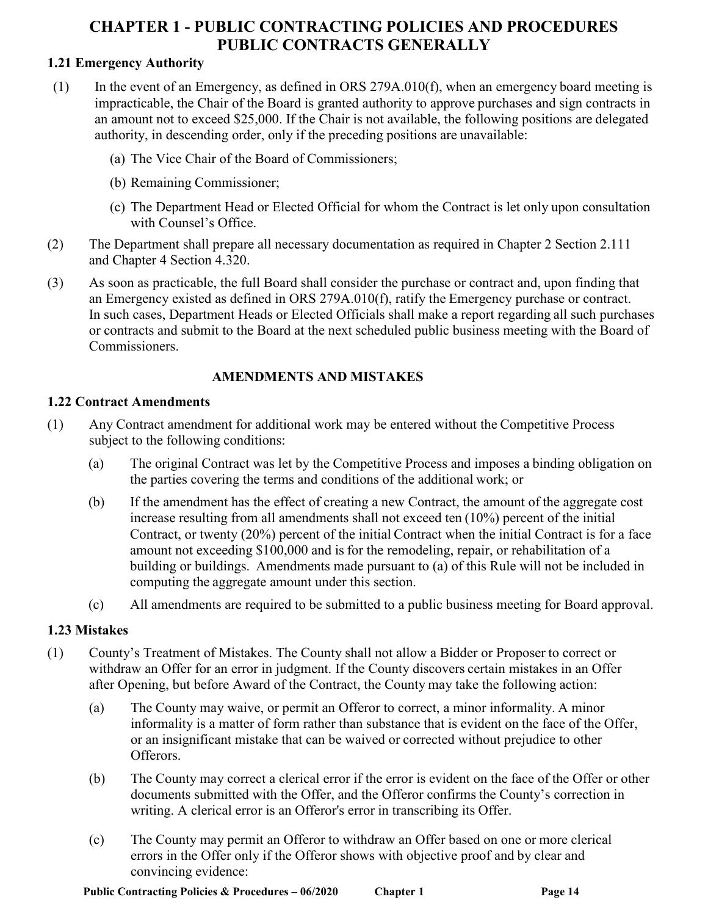# CHAPTER 1 - PUBLIC CONTRACTING POLICIES AND PROCEDURES PUBLIC CONTRACTS GENERALLY

### 1.21 Emergency Authority

(1) In the event of an Emergency, as defined in ORS 279A.010(f), when an emergency board meeting is impracticable, the Chair of the Board is granted authority to approve purchases and sign contracts in an amount not to exceed $25,000. If the Chair is not available, the following positions are delegated authority, in descending order, only if the preceding positions are unavailable:

   (a) The Vice Chair of the Board of Commissioners;

   (b) Remaining Commissioner;

   (c) The Department Head or Elected Official for whom the Contract is let only upon consultation with Counsel's Office.

(2) The Department shall prepare all necessary documentation as required in Chapter 2 Section 2.111 and Chapter 4 Section 4.320.

(3) As soon as practicable, the full Board shall consider the purchase or contract and, upon finding that an Emergency existed as defined in ORS 279A.010(f), ratify the Emergency purchase or contract. In such cases, Department Heads or Elected Officials shall make a report regarding all such purchases or contracts and submit to the Board at the next scheduled public business meeting with the Board of Commissioners.

## AMENDMENTS AND MISTAKES

### 1.22 Contract Amendments

(1) Any Contract amendment for additional work may be entered without the Competitive Process subject to the following conditions:

   (a) The original Contract was let by the Competitive Process and imposes a binding obligation on the parties covering the terms and conditions of the additional work; or

   (b) If the amendment has the effect of creating a new Contract, the amount of the aggregate cost increase resulting from all amendments shall not exceed ten (10%) percent of the initial Contract, or twenty (20%) percent of the initial Contract when the initial Contract is for a face amount not exceeding $100,000 and is for the remodeling, repair, or rehabilitation of a building or buildings. Amendments made pursuant to (a) of this Rule will not be included in computing the aggregate amount under this section.

   (c) All amendments are required to be submitted to a public business meeting for Board approval.

### 1.23 Mistakes

(1) County's Treatment of Mistakes. The County shall not allow a Bidder or Proposer to correct or withdraw an Offer for an error in judgment. If the County discovers certain mistakes in an Offer after Opening, but before Award of the Contract, the County may take the following action:

   (a) The County may waive, or permit an Offeror to correct, a minor informality. A minor informality is a matter of form rather than substance that is evident on the face of the Offer, or an insignificant mistake that can be waived or corrected without prejudice to other Offerors.

   (b) The County may correct a clerical error if the error is evident on the face of the Offer or other documents submitted with the Offer, and the Offeror confirms the County's correction in writing. A clerical error is an Offeror's error in transcribing its Offer.

   (c) The County may permit an Offeror to withdraw an Offer based on one or more clerical errors in the Offer only if the Offeror shows with objective proof and by clear and convincing evidence: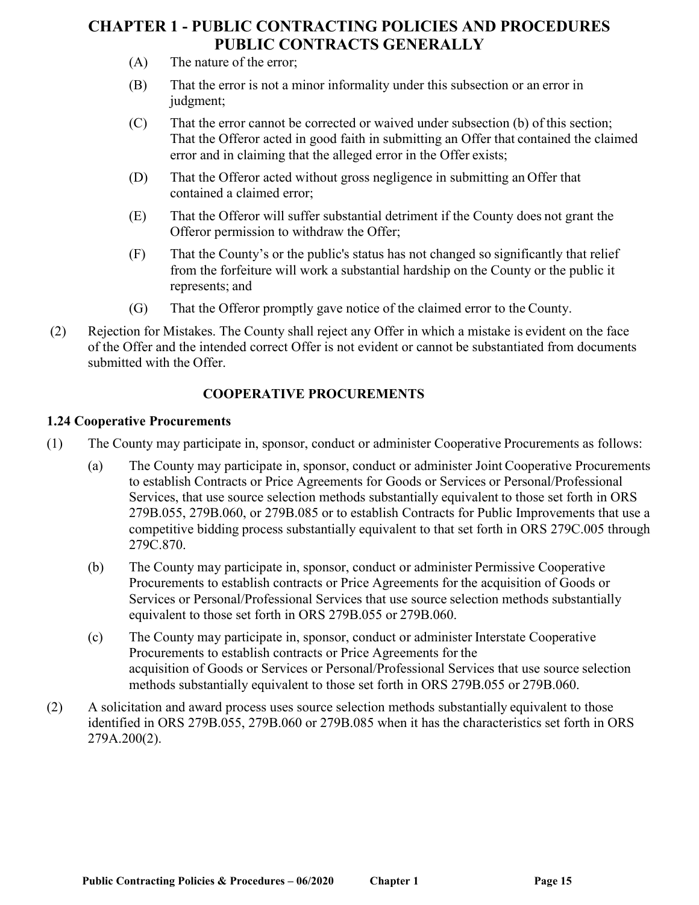(A) The nature of the error;

(B) That the error is not a minor informality under this subsection or an error in judgment;

(C) That the error cannot be corrected or waived under subsection (b) of this section; That the Offeror acted in good faith in submitting an Offer that contained the claimed error and in claiming that the alleged error in the Offer exists;

(D) That the Offeror acted without gross negligence in submitting an Offer that contained a claimed error;

(E) That the Offeror will suffer substantial detriment if the County does not grant the Offeror permission to withdraw the Offer;

(F) That the County's or the public's status has not changed so significantly that relief from the forfeiture will work a substantial hardship on the County or the public it represents; and

(G) That the Offeror promptly gave notice of the claimed error to the County.

(2) Rejection for Mistakes. The County shall reject any Offer in which a mistake is evident on the face of the Offer and the intended correct Offer is not evident or cannot be substantiated from documents submitted with the Offer.

## COOPERATIVE PROCUREMENTS

### 1.24 Cooperative Procurements

(1) The County may participate in, sponsor, conduct or administer Cooperative Procurements as follows:

(a) The County may participate in, sponsor, conduct or administer Joint Cooperative Procurements to establish Contracts or Price Agreements for Goods or Services or Personal/Professional Services, that use source selection methods substantially equivalent to those set forth in ORS 279B.055, 279B.060, or 279B.085 or to establish Contracts for Public Improvements that use a competitive bidding process substantially equivalent to that set forth in ORS 279C.005 through 279C.870.

(b) The County may participate in, sponsor, conduct or administer Permissive Cooperative Procurements to establish contracts or Price Agreements for the acquisition of Goods or Services or Personal/Professional Services that use source selection methods substantially equivalent to those set forth in ORS 279B.055 or 279B.060.

(c) The County may participate in, sponsor, conduct or administer Interstate Cooperative Procurements to establish contracts or Price Agreements for the acquisition of Goods or Services or Personal/Professional Services that use source selection methods substantially equivalent to those set forth in ORS 279B.055 or 279B.060.

(2) A solicitation and award process uses source selection methods substantially equivalent to those identified in ORS 279B.055, 279B.060 or 279B.085 when it has the characteristics set forth in ORS 279A.200(2).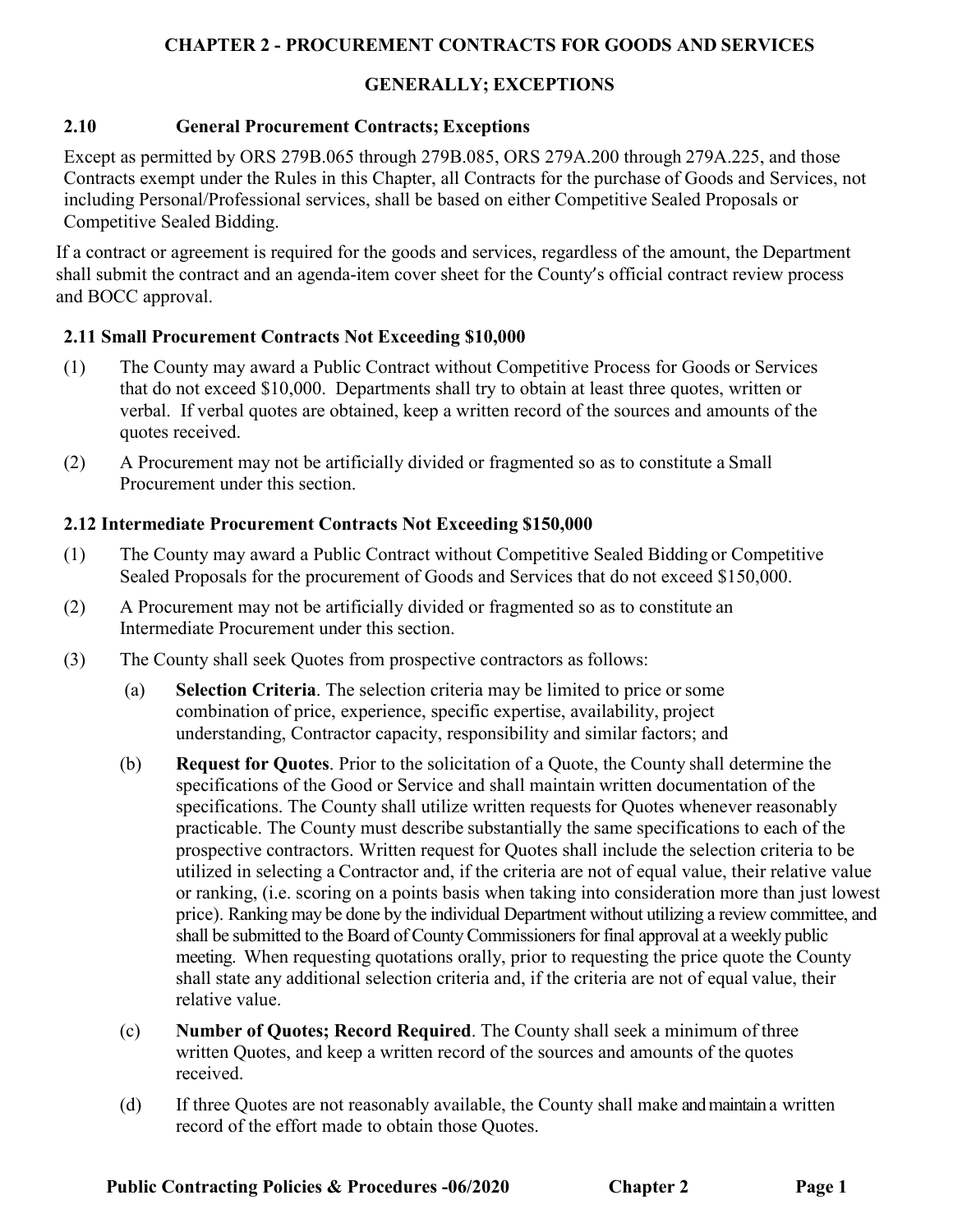# CHAPTER 2 - PROCUREMENT CONTRACTS FOR GOODS AND SERVICES

## GENERALLY; EXCEPTIONS

### 2.10 General Procurement Contracts; Exceptions

Except as permitted by ORS 279B.065 through 279B.085, ORS 279A.200 through 279A.225, and those Contracts exempt under the Rules in this Chapter, all Contracts for the purchase of Goods and Services, not including Personal/Professional services, shall be based on either Competitive Sealed Proposals or Competitive Sealed Bidding.

If a contract or agreement is required for the goods and services, regardless of the amount, the Department shall submit the contract and an agenda-item cover sheet for the County's official contract review process and BOCC approval.

### 2.11 Small Procurement Contracts Not Exceeding $10,000

(1) The County may award a Public Contract without Competitive Process for Goods or Services that do not exceed $10,000. Departments shall try to obtain at least three quotes, written or verbal. If verbal quotes are obtained, keep a written record of the sources and amounts of the quotes received.

(2) A Procurement may not be artificially divided or fragmented so as to constitute a Small Procurement under this section.

### 2.12 Intermediate Procurement Contracts Not Exceeding $150,000

(1) The County may award a Public Contract without Competitive Sealed Bidding or Competitive Sealed Proposals for the procurement of Goods and Services that do not exceed $150,000.

(2) A Procurement may not be artificially divided or fragmented so as to constitute an Intermediate Procurement under this section.

(3) The County shall seek Quotes from prospective contractors as follows:

(a) **Selection Criteria**. The selection criteria may be limited to price or some combination of price, experience, specific expertise, availability, project understanding, Contractor capacity, responsibility and similar factors; and

(b) **Request for Quotes**. Prior to the solicitation of a Quote, the County shall determine the specifications of the Good or Service and shall maintain written documentation of the specifications. The County shall utilize written requests for Quotes whenever reasonably practicable. The County must describe substantially the same specifications to each of the prospective contractors. Written request for Quotes shall include the selection criteria to be utilized in selecting a Contractor and, if the criteria are not of equal value, their relative value or ranking, (i.e. scoring on a points basis when taking into consideration more than just lowest price). Ranking may be done by the individual Department without utilizing a review committee, and shall be submitted to the Board of County Commissioners for final approval at a weekly public meeting. When requesting quotations orally, prior to requesting the price quote the County shall state any additional selection criteria and, if the criteria are not of equal value, their relative value.

(c) **Number of Quotes; Record Required**. The County shall seek a minimum of three written Quotes, and keep a written record of the sources and amounts of the quotes received.

(d) If three Quotes are not reasonably available, the County shall make and maintain a written record of the effort made to obtain those Quotes.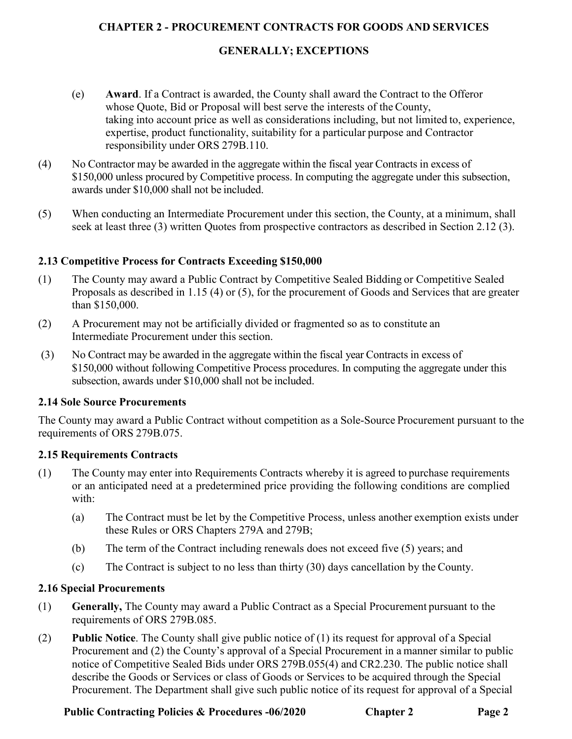(e) **Award**. If a Contract is awarded, the County shall award the Contract to the Offeror whose Quote, Bid or Proposal will best serve the interests of the County, taking into account price as well as considerations including, but not limited to, experience, expertise, product functionality, suitability for a particular purpose and Contractor responsibility under ORS 279B.110.

(4) No Contractor may be awarded in the aggregate within the fiscal year Contracts in excess of $150,000 unless procured by Competitive process. In computing the aggregate under this subsection, awards under $10,000 shall not be included.

(5) When conducting an Intermediate Procurement under this section, the County, at a minimum, shall seek at least three (3) written Quotes from prospective contractors as described in Section 2.12 (3).

### 2.13 Competitive Process for Contracts Exceeding $150,000

(1) The County may award a Public Contract by Competitive Sealed Bidding or Competitive Sealed Proposals as described in 1.15 (4) or (5), for the procurement of Goods and Services that are greater than $150,000.

(2) A Procurement may not be artificially divided or fragmented so as to constitute an Intermediate Procurement under this section.

(3) No Contract may be awarded in the aggregate within the fiscal year Contracts in excess of $150,000 without following Competitive Process procedures. In computing the aggregate under this subsection, awards under $10,000 shall not be included.

### 2.14 Sole Source Procurements

The County may award a Public Contract without competition as a Sole-Source Procurement pursuant to the requirements of ORS 279B.075.

### 2.15 Requirements Contracts

(1) The County may enter into Requirements Contracts whereby it is agreed to purchase requirements or an anticipated need at a predetermined price providing the following conditions are complied with:

(a) The Contract must be let by the Competitive Process, unless another exemption exists under these Rules or ORS Chapters 279A and 279B;

(b) The term of the Contract including renewals does not exceed five (5) years; and

(c) The Contract is subject to no less than thirty (30) days cancellation by the County.

### 2.16 Special Procurements

(1) **Generally,** The County may award a Public Contract as a Special Procurement pursuant to the requirements of ORS 279B.085.

(2) **Public Notice**. The County shall give public notice of (1) its request for approval of a Special Procurement and (2) the County's approval of a Special Procurement in a manner similar to public notice of Competitive Sealed Bids under ORS 279B.055(4) and CR2.230. The public notice shall describe the Goods or Services or class of Goods or Services to be acquired through the Special Procurement. The Department shall give such public notice of its request for approval of a Special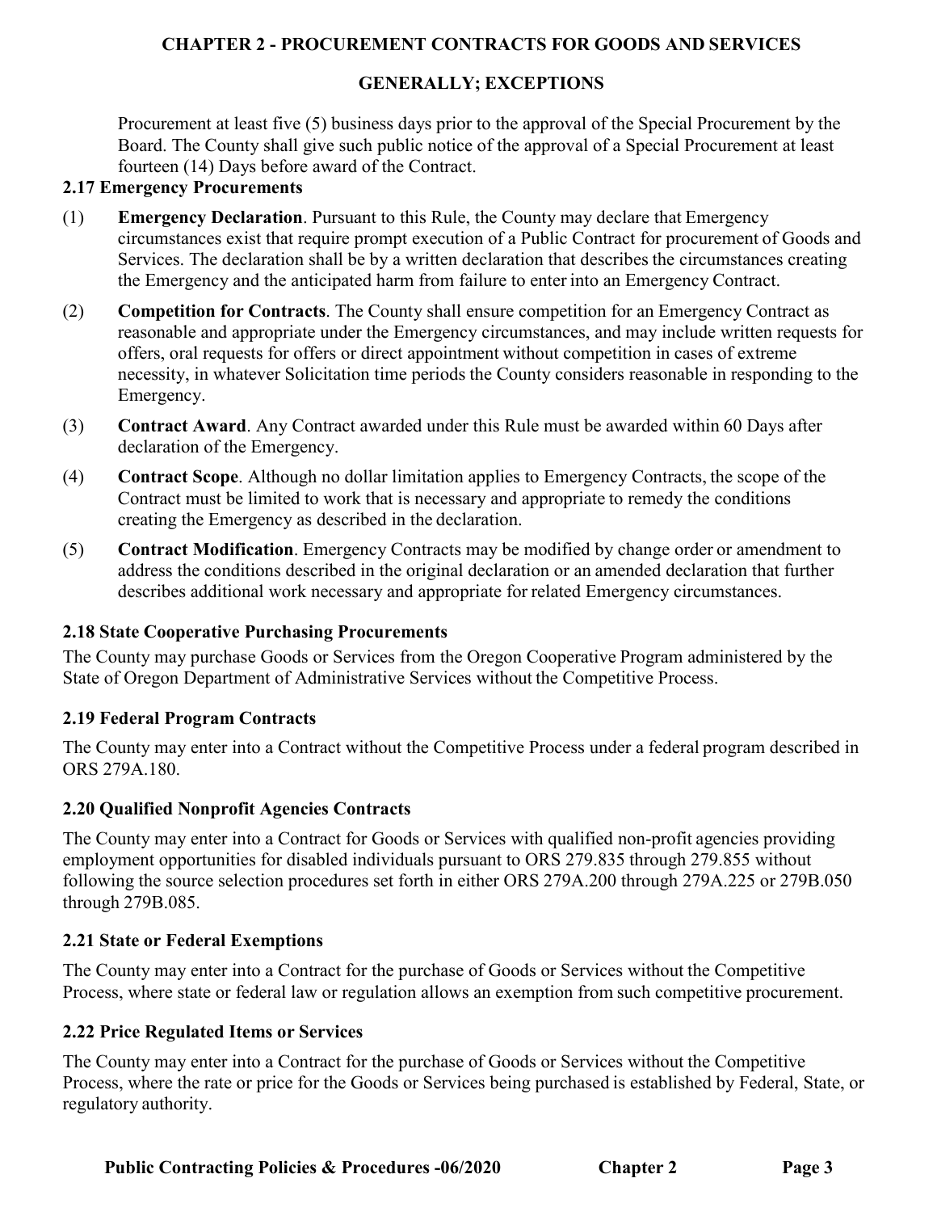Procurement at least five (5) business days prior to the approval of the Special Procurement by the Board. The County shall give such public notice of the approval of a Special Procurement at least fourteen (14) Days before award of the Contract.

### 2.17 Emergency Procurements

(1) **Emergency Declaration**. Pursuant to this Rule, the County may declare that Emergency circumstances exist that require prompt execution of a Public Contract for procurement of Goods and Services. The declaration shall be by a written declaration that describes the circumstances creating the Emergency and the anticipated harm from failure to enter into an Emergency Contract.

(2) **Competition for Contracts**. The County shall ensure competition for an Emergency Contract as reasonable and appropriate under the Emergency circumstances, and may include written requests for offers, oral requests for offers or direct appointment without competition in cases of extreme necessity, in whatever Solicitation time periods the County considers reasonable in responding to the Emergency.

(3) **Contract Award**. Any Contract awarded under this Rule must be awarded within 60 Days after declaration of the Emergency.

(4) **Contract Scope**. Although no dollar limitation applies to Emergency Contracts, the scope of the Contract must be limited to work that is necessary and appropriate to remedy the conditions creating the Emergency as described in the declaration.

(5) **Contract Modification**. Emergency Contracts may be modified by change order or amendment to address the conditions described in the original declaration or an amended declaration that further describes additional work necessary and appropriate for related Emergency circumstances.

### 2.18 State Cooperative Purchasing Procurements

The County may purchase Goods or Services from the Oregon Cooperative Program administered by the State of Oregon Department of Administrative Services without the Competitive Process.

### 2.19 Federal Program Contracts

The County may enter into a Contract without the Competitive Process under a federal program described in ORS 279A.180.

### 2.20 Qualified Nonprofit Agencies Contracts

The County may enter into a Contract for Goods or Services with qualified non-profit agencies providing employment opportunities for disabled individuals pursuant to ORS 279.835 through 279.855 without following the source selection procedures set forth in either ORS 279A.200 through 279A.225 or 279B.050 through 279B.085.

### 2.21 State or Federal Exemptions

The County may enter into a Contract for the purchase of Goods or Services without the Competitive Process, where state or federal law or regulation allows an exemption from such competitive procurement.

### 2.22 Price Regulated Items or Services

The County may enter into a Contract for the purchase of Goods or Services without the Competitive Process, where the rate or price for the Goods or Services being purchased is established by Federal, State, or regulatory authority.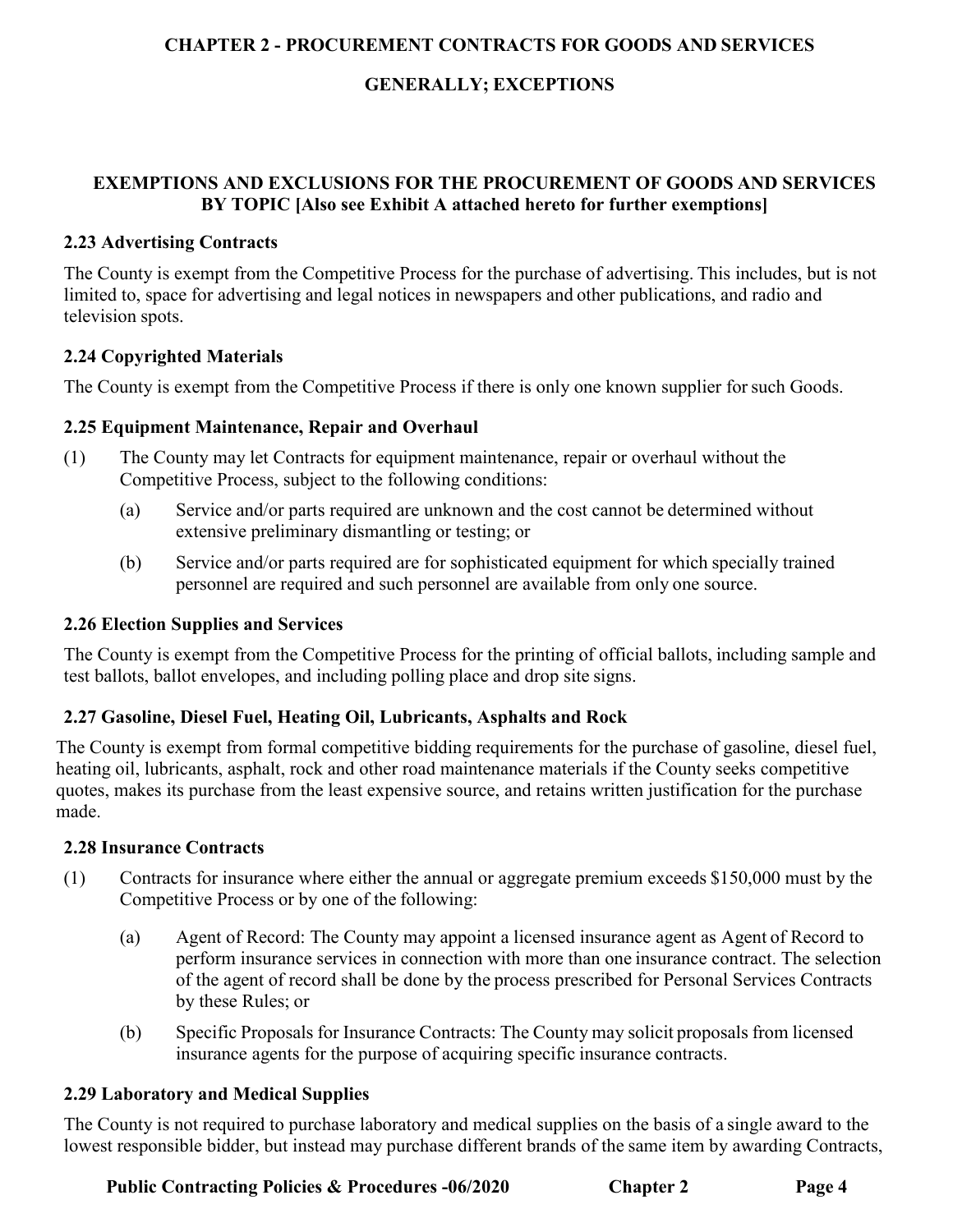# CHAPTER 2 - PROCUREMENT CONTRACTS FOR GOODS AND SERVICES

## GENERALLY; EXCEPTIONS

### EXEMPTIONS AND EXCLUSIONS FOR THE PROCUREMENT OF GOODS AND SERVICES BY TOPIC [Also see Exhibit A attached hereto for further exemptions]

#### 2.23 Advertising Contracts

The County is exempt from the Competitive Process for the purchase of advertising. This includes, but is not limited to, space for advertising and legal notices in newspapers and other publications, and radio and television spots.

#### 2.24 Copyrighted Materials

The County is exempt from the Competitive Process if there is only one known supplier for such Goods.

#### 2.25 Equipment Maintenance, Repair and Overhaul

(1) The County may let Contracts for equipment maintenance, repair or overhaul without the Competitive Process, subject to the following conditions:

  (a) Service and/or parts required are unknown and the cost cannot be determined without extensive preliminary dismantling or testing; or

  (b) Service and/or parts required are for sophisticated equipment for which specially trained personnel are required and such personnel are available from only one source.

#### 2.26 Election Supplies and Services

The County is exempt from the Competitive Process for the printing of official ballots, including sample and test ballots, ballot envelopes, and including polling place and drop site signs.

#### 2.27 Gasoline, Diesel Fuel, Heating Oil, Lubricants, Asphalts and Rock

The County is exempt from formal competitive bidding requirements for the purchase of gasoline, diesel fuel, heating oil, lubricants, asphalt, rock and other road maintenance materials if the County seeks competitive quotes, makes its purchase from the least expensive source, and retains written justification for the purchase made.

#### 2.28 Insurance Contracts

(1) Contracts for insurance where either the annual or aggregate premium exceeds $150,000 must by the Competitive Process or by one of the following:

  (a) Agent of Record: The County may appoint a licensed insurance agent as Agent of Record to perform insurance services in connection with more than one insurance contract. The selection of the agent of record shall be done by the process prescribed for Personal Services Contracts by these Rules; or

  (b) Specific Proposals for Insurance Contracts: The County may solicit proposals from licensed insurance agents for the purpose of acquiring specific insurance contracts.

#### 2.29 Laboratory and Medical Supplies

The County is not required to purchase laboratory and medical supplies on the basis of a single award to the lowest responsible bidder, but instead may purchase different brands of the same item by awarding Contracts,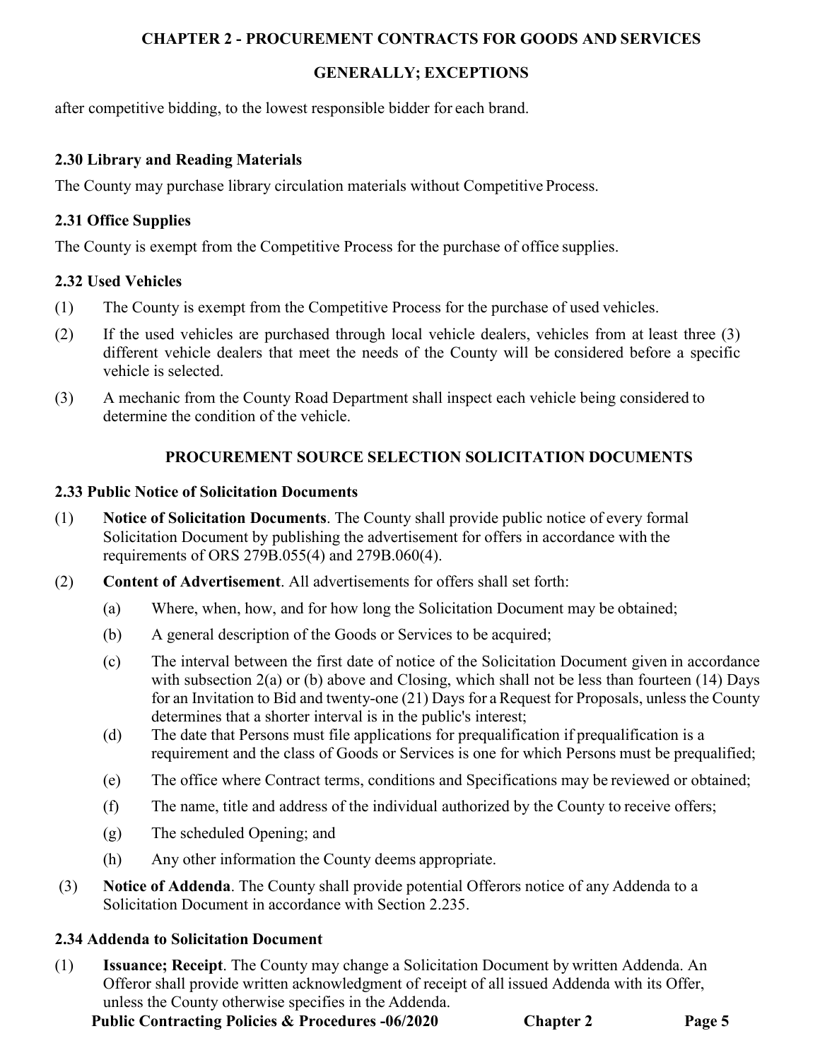after competitive bidding, to the lowest responsible bidder for each brand.

### 2.30 Library and Reading Materials

The County may purchase library circulation materials without Competitive Process.

### 2.31 Office Supplies

The County is exempt from the Competitive Process for the purchase of office supplies.

### 2.32 Used Vehicles

(1) The County is exempt from the Competitive Process for the purchase of used vehicles.

(2) If the used vehicles are purchased through local vehicle dealers, vehicles from at least three (3) different vehicle dealers that meet the needs of the County will be considered before a specific vehicle is selected.

(3) A mechanic from the County Road Department shall inspect each vehicle being considered to determine the condition of the vehicle.

## PROCUREMENT SOURCE SELECTION SOLICITATION DOCUMENTS

### 2.33 Public Notice of Solicitation Documents

(1) **Notice of Solicitation Documents**. The County shall provide public notice of every formal Solicitation Document by publishing the advertisement for offers in accordance with the requirements of ORS 279B.055(4) and 279B.060(4).

(2) **Content of Advertisement**. All advertisements for offers shall set forth:

- (a) Where, when, how, and for how long the Solicitation Document may be obtained;
- (b) A general description of the Goods or Services to be acquired;
- (c) The interval between the first date of notice of the Solicitation Document given in accordance with subsection 2(a) or (b) above and Closing, which shall not be less than fourteen (14) Days for an Invitation to Bid and twenty-one (21) Days for a Request for Proposals, unless the County determines that a shorter interval is in the public's interest;
- (d) The date that Persons must file applications for prequalification if prequalification is a requirement and the class of Goods or Services is one for which Persons must be prequalified;
- (e) The office where Contract terms, conditions and Specifications may be reviewed or obtained;
- (f) The name, title and address of the individual authorized by the County to receive offers;
- (g) The scheduled Opening; and
- (h) Any other information the County deems appropriate.

(3) **Notice of Addenda**. The County shall provide potential Offerors notice of any Addenda to a Solicitation Document in accordance with Section 2.235.

### 2.34 Addenda to Solicitation Document

(1) **Issuance; Receipt**. The County may change a Solicitation Document by written Addenda. An Offeror shall provide written acknowledgment of receipt of all issued Addenda with its Offer, unless the County otherwise specifies in the Addenda.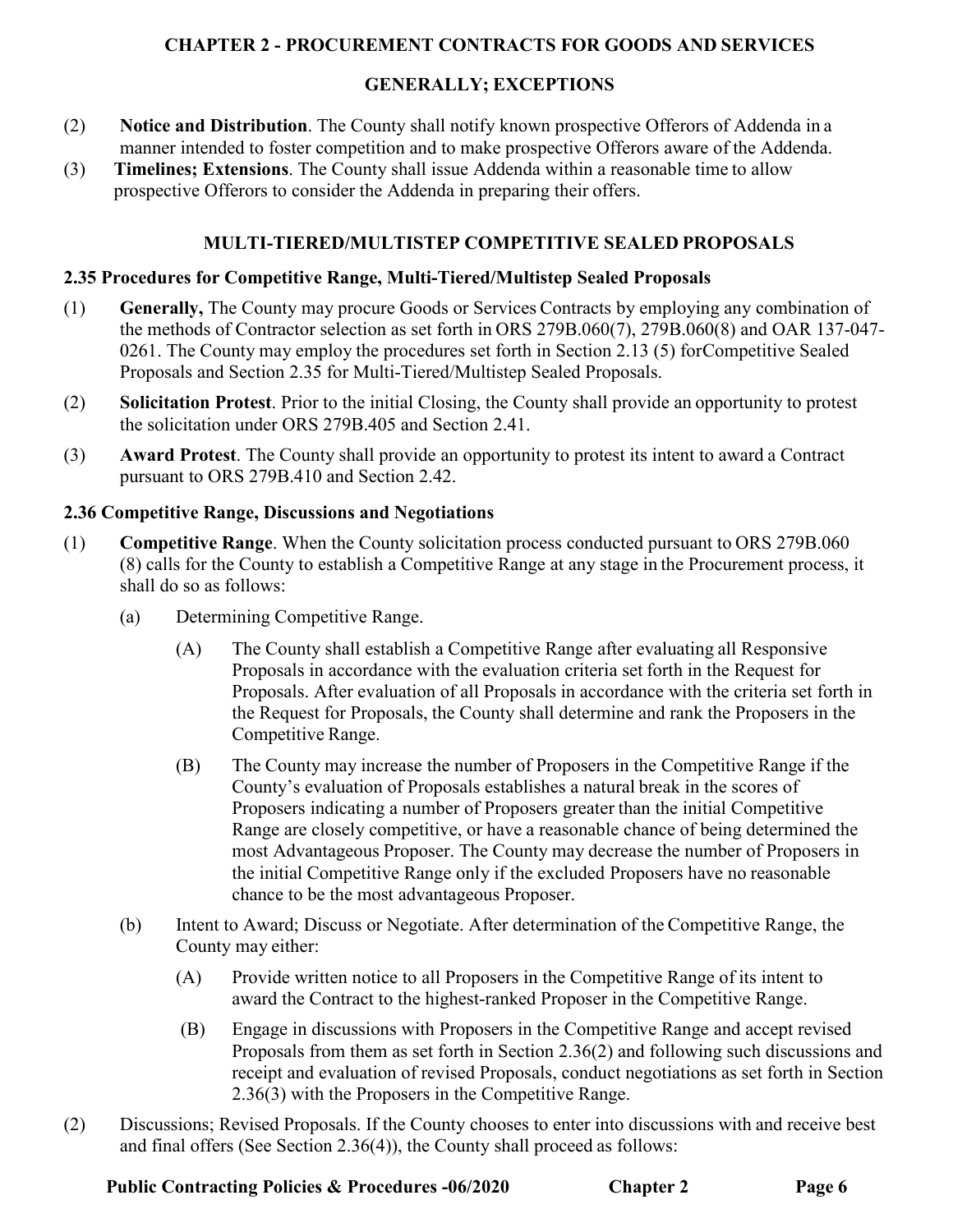**CHAPTER 2 - PROCUREMENT CONTRACTS FOR GOODS AND SERVICES**

**GENERALLY; EXCEPTIONS**

(2) **Notice and Distribution**. The County shall notify known prospective Offerors of Addenda in a manner intended to foster competition and to make prospective Offerors aware of the Addenda.

(3) **Timelines; Extensions**. The County shall issue Addenda within a reasonable time to allow prospective Offerors to consider the Addenda in preparing their offers.

## MULTI-TIERED/MULTISTEP COMPETITIVE SEALED PROPOSALS

### 2.35 Procedures for Competitive Range, Multi-Tiered/Multistep Sealed Proposals

(1) **Generally,** The County may procure Goods or Services Contracts by employing any combination of the methods of Contractor selection as set forth in ORS 279B.060(7), 279B.060(8) and OAR 137-047-0261. The County may employ the procedures set forth in Section 2.13 (5) forCompetitive Sealed Proposals and Section 2.35 for Multi-Tiered/Multistep Sealed Proposals.

(2) **Solicitation Protest**. Prior to the initial Closing, the County shall provide an opportunity to protest the solicitation under ORS 279B.405 and Section 2.41.

(3) **Award Protest**. The County shall provide an opportunity to protest its intent to award a Contract pursuant to ORS 279B.410 and Section 2.42.

### 2.36 Competitive Range, Discussions and Negotiations

(1) **Competitive Range**. When the County solicitation process conducted pursuant to ORS 279B.060 (8) calls for the County to establish a Competitive Range at any stage in the Procurement process, it shall do so as follows:

- (a) Determining Competitive Range.
  - (A) The County shall establish a Competitive Range after evaluating all Responsive Proposals in accordance with the evaluation criteria set forth in the Request for Proposals. After evaluation of all Proposals in accordance with the criteria set forth in the Request for Proposals, the County shall determine and rank the Proposers in the Competitive Range.
  - (B) The County may increase the number of Proposers in the Competitive Range if the County's evaluation of Proposals establishes a natural break in the scores of Proposers indicating a number of Proposers greater than the initial Competitive Range are closely competitive, or have a reasonable chance of being determined the most Advantageous Proposer. The County may decrease the number of Proposers in the initial Competitive Range only if the excluded Proposers have no reasonable chance to be the most advantageous Proposer.
- (b) Intent to Award; Discuss or Negotiate. After determination of the Competitive Range, the County may either:
  - (A) Provide written notice to all Proposers in the Competitive Range of its intent to award the Contract to the highest-ranked Proposer in the Competitive Range.
  - (B) Engage in discussions with Proposers in the Competitive Range and accept revised Proposals from them as set forth in Section 2.36(2) and following such discussions and receipt and evaluation of revised Proposals, conduct negotiations as set forth in Section 2.36(3) with the Proposers in the Competitive Range.

(2) Discussions; Revised Proposals. If the County chooses to enter into discussions with and receive best and final offers (See Section 2.36(4)), the County shall proceed as follows: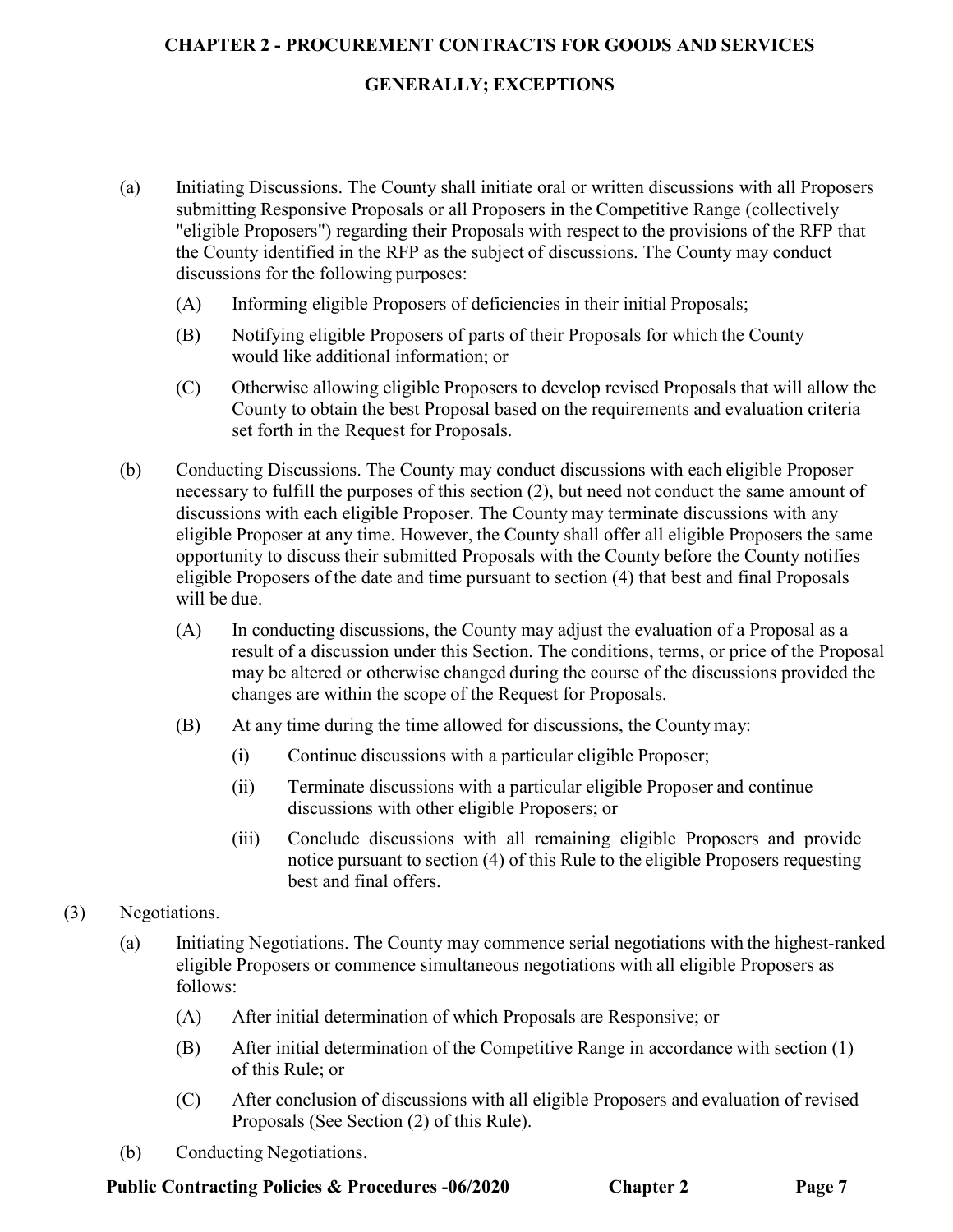(a) Initiating Discussions. The County shall initiate oral or written discussions with all Proposers submitting Responsive Proposals or all Proposers in the Competitive Range (collectively "eligible Proposers") regarding their Proposals with respect to the provisions of the RFP that the County identified in the RFP as the subject of discussions. The County may conduct discussions for the following purposes:

  (A) Informing eligible Proposers of deficiencies in their initial Proposals;

  (B) Notifying eligible Proposers of parts of their Proposals for which the County would like additional information; or

  (C) Otherwise allowing eligible Proposers to develop revised Proposals that will allow the County to obtain the best Proposal based on the requirements and evaluation criteria set forth in the Request for Proposals.

(b) Conducting Discussions. The County may conduct discussions with each eligible Proposer necessary to fulfill the purposes of this section (2), but need not conduct the same amount of discussions with each eligible Proposer. The County may terminate discussions with any eligible Proposer at any time. However, the County shall offer all eligible Proposers the same opportunity to discuss their submitted Proposals with the County before the County notifies eligible Proposers of the date and time pursuant to section (4) that best and final Proposals will be due.

  (A) In conducting discussions, the County may adjust the evaluation of a Proposal as a result of a discussion under this Section. The conditions, terms, or price of the Proposal may be altered or otherwise changed during the course of the discussions provided the changes are within the scope of the Request for Proposals.

  (B) At any time during the time allowed for discussions, the County may:

    (i) Continue discussions with a particular eligible Proposer;

    (ii) Terminate discussions with a particular eligible Proposer and continue discussions with other eligible Proposers; or

    (iii) Conclude discussions with all remaining eligible Proposers and provide notice pursuant to section (4) of this Rule to the eligible Proposers requesting best and final offers.

(3) Negotiations.

(a) Initiating Negotiations. The County may commence serial negotiations with the highest-ranked eligible Proposers or commence simultaneous negotiations with all eligible Proposers as follows:

  (A) After initial determination of which Proposals are Responsive; or

  (B) After initial determination of the Competitive Range in accordance with section (1) of this Rule; or

  (C) After conclusion of discussions with all eligible Proposers and evaluation of revised Proposals (See Section (2) of this Rule).

(b) Conducting Negotiations.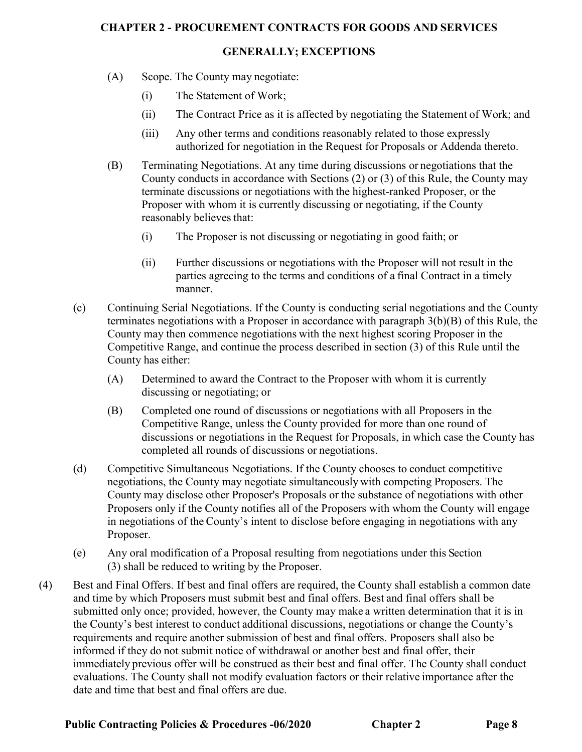(A) Scope. The County may negotiate:

(i) The Statement of Work;

(ii) The Contract Price as it is affected by negotiating the Statement of Work; and

(iii) Any other terms and conditions reasonably related to those expressly authorized for negotiation in the Request for Proposals or Addenda thereto.

(B) Terminating Negotiations. At any time during discussions or negotiations that the County conducts in accordance with Sections (2) or (3) of this Rule, the County may terminate discussions or negotiations with the highest-ranked Proposer, or the Proposer with whom it is currently discussing or negotiating, if the County reasonably believes that:

(i) The Proposer is not discussing or negotiating in good faith; or

(ii) Further discussions or negotiations with the Proposer will not result in the parties agreeing to the terms and conditions of a final Contract in a timely manner.

(c) Continuing Serial Negotiations. If the County is conducting serial negotiations and the County terminates negotiations with a Proposer in accordance with paragraph 3(b)(B) of this Rule, the County may then commence negotiations with the next highest scoring Proposer in the Competitive Range, and continue the process described in section (3) of this Rule until the County has either:

(A) Determined to award the Contract to the Proposer with whom it is currently discussing or negotiating; or

(B) Completed one round of discussions or negotiations with all Proposers in the Competitive Range, unless the County provided for more than one round of discussions or negotiations in the Request for Proposals, in which case the County has completed all rounds of discussions or negotiations.

(d) Competitive Simultaneous Negotiations. If the County chooses to conduct competitive negotiations, the County may negotiate simultaneously with competing Proposers. The County may disclose other Proposer's Proposals or the substance of negotiations with other Proposers only if the County notifies all of the Proposers with whom the County will engage in negotiations of the County's intent to disclose before engaging in negotiations with any Proposer.

(e) Any oral modification of a Proposal resulting from negotiations under this Section (3) shall be reduced to writing by the Proposer.

(4) Best and Final Offers. If best and final offers are required, the County shall establish a common date and time by which Proposers must submit best and final offers. Best and final offers shall be submitted only once; provided, however, the County may make a written determination that it is in the County's best interest to conduct additional discussions, negotiations or change the County's requirements and require another submission of best and final offers. Proposers shall also be informed if they do not submit notice of withdrawal or another best and final offer, their immediately previous offer will be construed as their best and final offer. The County shall conduct evaluations. The County shall not modify evaluation factors or their relative importance after the date and time that best and final offers are due.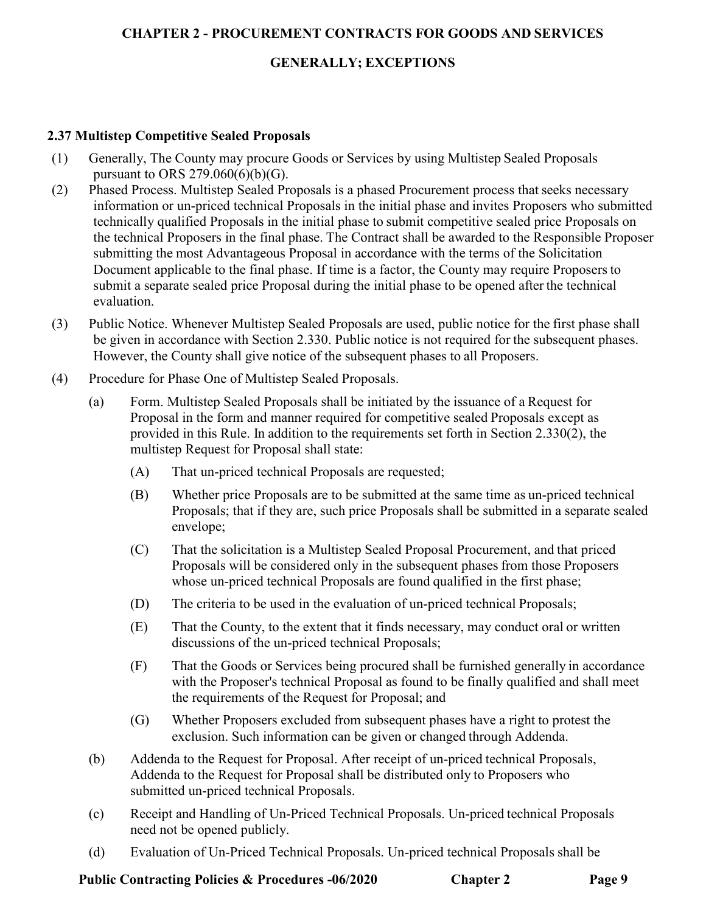# CHAPTER 2 - PROCUREMENT CONTRACTS FOR GOODS AND SERVICES

## GENERALLY; EXCEPTIONS

### 2.37 Multistep Competitive Sealed Proposals

(1) Generally, The County may procure Goods or Services by using Multistep Sealed Proposals pursuant to ORS 279.060(6)(b)(G).

(2) Phased Process. Multistep Sealed Proposals is a phased Procurement process that seeks necessary information or un-priced technical Proposals in the initial phase and invites Proposers who submitted technically qualified Proposals in the initial phase to submit competitive sealed price Proposals on the technical Proposers in the final phase. The Contract shall be awarded to the Responsible Proposer submitting the most Advantageous Proposal in accordance with the terms of the Solicitation Document applicable to the final phase. If time is a factor, the County may require Proposers to submit a separate sealed price Proposal during the initial phase to be opened after the technical evaluation.

(3) Public Notice. Whenever Multistep Sealed Proposals are used, public notice for the first phase shall be given in accordance with Section 2.330. Public notice is not required for the subsequent phases. However, the County shall give notice of the subsequent phases to all Proposers.

(4) Procedure for Phase One of Multistep Sealed Proposals.

- (a) Form. Multistep Sealed Proposals shall be initiated by the issuance of a Request for Proposal in the form and manner required for competitive sealed Proposals except as provided in this Rule. In addition to the requirements set forth in Section 2.330(2), the multistep Request for Proposal shall state:
  - (A) That un-priced technical Proposals are requested;
  - (B) Whether price Proposals are to be submitted at the same time as un-priced technical Proposals; that if they are, such price Proposals shall be submitted in a separate sealed envelope;
  - (C) That the solicitation is a Multistep Sealed Proposal Procurement, and that priced Proposals will be considered only in the subsequent phases from those Proposers whose un-priced technical Proposals are found qualified in the first phase;
  - (D) The criteria to be used in the evaluation of un-priced technical Proposals;
  - (E) That the County, to the extent that it finds necessary, may conduct oral or written discussions of the un-priced technical Proposals;
  - (F) That the Goods or Services being procured shall be furnished generally in accordance with the Proposer's technical Proposal as found to be finally qualified and shall meet the requirements of the Request for Proposal; and
  - (G) Whether Proposers excluded from subsequent phases have a right to protest the exclusion. Such information can be given or changed through Addenda.
- (b) Addenda to the Request for Proposal. After receipt of un-priced technical Proposals, Addenda to the Request for Proposal shall be distributed only to Proposers who submitted un-priced technical Proposals.
- (c) Receipt and Handling of Un-Priced Technical Proposals. Un-priced technical Proposals need not be opened publicly.
- (d) Evaluation of Un-Priced Technical Proposals. Un-priced technical Proposals shall be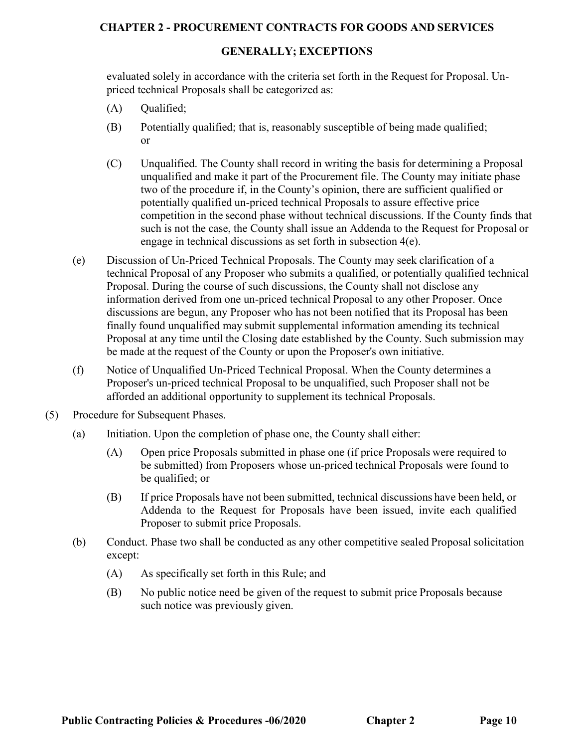evaluated solely in accordance with the criteria set forth in the Request for Proposal. Un-priced technical Proposals shall be categorized as:

(A) Qualified;

(B) Potentially qualified; that is, reasonably susceptible of being made qualified; or

(C) Unqualified. The County shall record in writing the basis for determining a Proposal unqualified and make it part of the Procurement file. The County may initiate phase two of the procedure if, in the County's opinion, there are sufficient qualified or potentially qualified un-priced technical Proposals to assure effective price competition in the second phase without technical discussions. If the County finds that such is not the case, the County shall issue an Addenda to the Request for Proposal or engage in technical discussions as set forth in subsection 4(e).

(e) Discussion of Un-Priced Technical Proposals. The County may seek clarification of a technical Proposal of any Proposer who submits a qualified, or potentially qualified technical Proposal. During the course of such discussions, the County shall not disclose any information derived from one un-priced technical Proposal to any other Proposer. Once discussions are begun, any Proposer who has not been notified that its Proposal has been finally found unqualified may submit supplemental information amending its technical Proposal at any time until the Closing date established by the County. Such submission may be made at the request of the County or upon the Proposer's own initiative.

(f) Notice of Unqualified Un-Priced Technical Proposal. When the County determines a Proposer's un-priced technical Proposal to be unqualified, such Proposer shall not be afforded an additional opportunity to supplement its technical Proposals.

(5) Procedure for Subsequent Phases.

(a) Initiation. Upon the completion of phase one, the County shall either:

(A) Open price Proposals submitted in phase one (if price Proposals were required to be submitted) from Proposers whose un-priced technical Proposals were found to be qualified; or

(B) If price Proposals have not been submitted, technical discussions have been held, or Addenda to the Request for Proposals have been issued, invite each qualified Proposer to submit price Proposals.

(b) Conduct. Phase two shall be conducted as any other competitive sealed Proposal solicitation except:

(A) As specifically set forth in this Rule; and

(B) No public notice need be given of the request to submit price Proposals because such notice was previously given.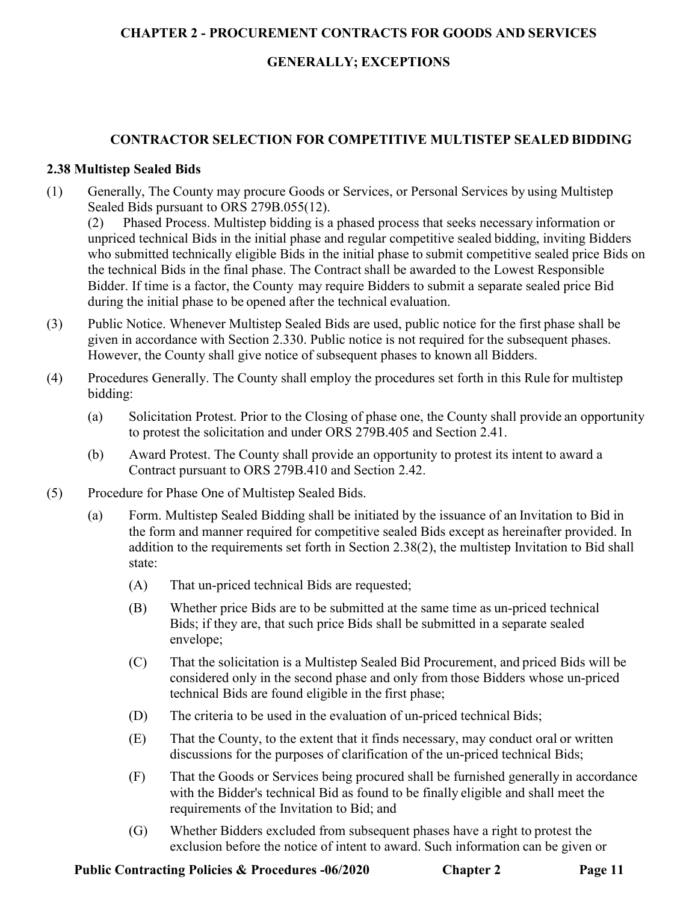## CHAPTER 2 - PROCUREMENT CONTRACTS FOR GOODS AND SERVICES

## GENERALLY; EXCEPTIONS

### CONTRACTOR SELECTION FOR COMPETITIVE MULTISTEP SEALED BIDDING

**2.38 Multistep Sealed Bids**

(1) Generally, The County may procure Goods or Services, or Personal Services by using Multistep Sealed Bids pursuant to ORS 279B.055(12).

(2) Phased Process. Multistep bidding is a phased process that seeks necessary information or unpriced technical Bids in the initial phase and regular competitive sealed bidding, inviting Bidders who submitted technically eligible Bids in the initial phase to submit competitive sealed price Bids on the technical Bids in the final phase. The Contract shall be awarded to the Lowest Responsible Bidder. If time is a factor, the County may require Bidders to submit a separate sealed price Bid during the initial phase to be opened after the technical evaluation.

(3) Public Notice. Whenever Multistep Sealed Bids are used, public notice for the first phase shall be given in accordance with Section 2.330. Public notice is not required for the subsequent phases. However, the County shall give notice of subsequent phases to known all Bidders.

(4) Procedures Generally. The County shall employ the procedures set forth in this Rule for multistep bidding:

- (a) Solicitation Protest. Prior to the Closing of phase one, the County shall provide an opportunity to protest the solicitation and under ORS 279B.405 and Section 2.41.
- (b) Award Protest. The County shall provide an opportunity to protest its intent to award a Contract pursuant to ORS 279B.410 and Section 2.42.

(5) Procedure for Phase One of Multistep Sealed Bids.

- (a) Form. Multistep Sealed Bidding shall be initiated by the issuance of an Invitation to Bid in the form and manner required for competitive sealed Bids except as hereinafter provided. In addition to the requirements set forth in Section 2.38(2), the multistep Invitation to Bid shall state:
  - (A) That un-priced technical Bids are requested;
  - (B) Whether price Bids are to be submitted at the same time as un-priced technical Bids; if they are, that such price Bids shall be submitted in a separate sealed envelope;
  - (C) That the solicitation is a Multistep Sealed Bid Procurement, and priced Bids will be considered only in the second phase and only from those Bidders whose un-priced technical Bids are found eligible in the first phase;
  - (D) The criteria to be used in the evaluation of un-priced technical Bids;
  - (E) That the County, to the extent that it finds necessary, may conduct oral or written discussions for the purposes of clarification of the un-priced technical Bids;
  - (F) That the Goods or Services being procured shall be furnished generally in accordance with the Bidder's technical Bid as found to be finally eligible and shall meet the requirements of the Invitation to Bid; and
  - (G) Whether Bidders excluded from subsequent phases have a right to protest the exclusion before the notice of intent to award. Such information can be given or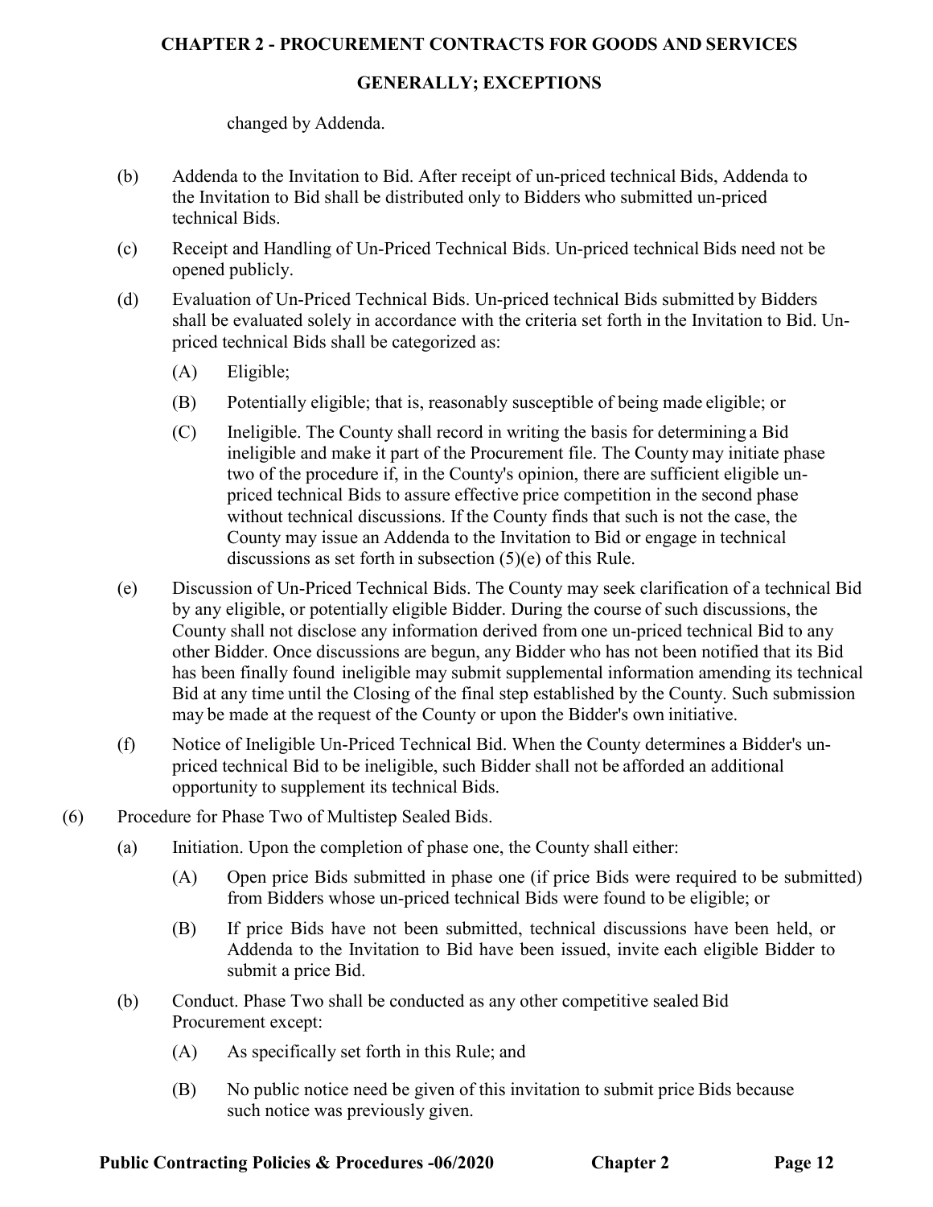changed by Addenda.

(b) Addenda to the Invitation to Bid. After receipt of un-priced technical Bids, Addenda to the Invitation to Bid shall be distributed only to Bidders who submitted un-priced technical Bids.

(c) Receipt and Handling of Un-Priced Technical Bids. Un-priced technical Bids need not be opened publicly.

(d) Evaluation of Un-Priced Technical Bids. Un-priced technical Bids submitted by Bidders shall be evaluated solely in accordance with the criteria set forth in the Invitation to Bid. Un-priced technical Bids shall be categorized as:

(A) Eligible;

(B) Potentially eligible; that is, reasonably susceptible of being made eligible; or

(C) Ineligible. The County shall record in writing the basis for determining a Bid ineligible and make it part of the Procurement file. The County may initiate phase two of the procedure if, in the County's opinion, there are sufficient eligible un-priced technical Bids to assure effective price competition in the second phase without technical discussions. If the County finds that such is not the case, the County may issue an Addenda to the Invitation to Bid or engage in technical discussions as set forth in subsection (5)(e) of this Rule.

(e) Discussion of Un-Priced Technical Bids. The County may seek clarification of a technical Bid by any eligible, or potentially eligible Bidder. During the course of such discussions, the County shall not disclose any information derived from one un-priced technical Bid to any other Bidder. Once discussions are begun, any Bidder who has not been notified that its Bid has been finally found ineligible may submit supplemental information amending its technical Bid at any time until the Closing of the final step established by the County. Such submission may be made at the request of the County or upon the Bidder's own initiative.

(f) Notice of Ineligible Un-Priced Technical Bid. When the County determines a Bidder's un-priced technical Bid to be ineligible, such Bidder shall not be afforded an additional opportunity to supplement its technical Bids.

(6) Procedure for Phase Two of Multistep Sealed Bids.

(a) Initiation. Upon the completion of phase one, the County shall either:

(A) Open price Bids submitted in phase one (if price Bids were required to be submitted) from Bidders whose un-priced technical Bids were found to be eligible; or

(B) If price Bids have not been submitted, technical discussions have been held, or Addenda to the Invitation to Bid have been issued, invite each eligible Bidder to submit a price Bid.

(b) Conduct. Phase Two shall be conducted as any other competitive sealed Bid Procurement except:

(A) As specifically set forth in this Rule; and

(B) No public notice need be given of this invitation to submit price Bids because such notice was previously given.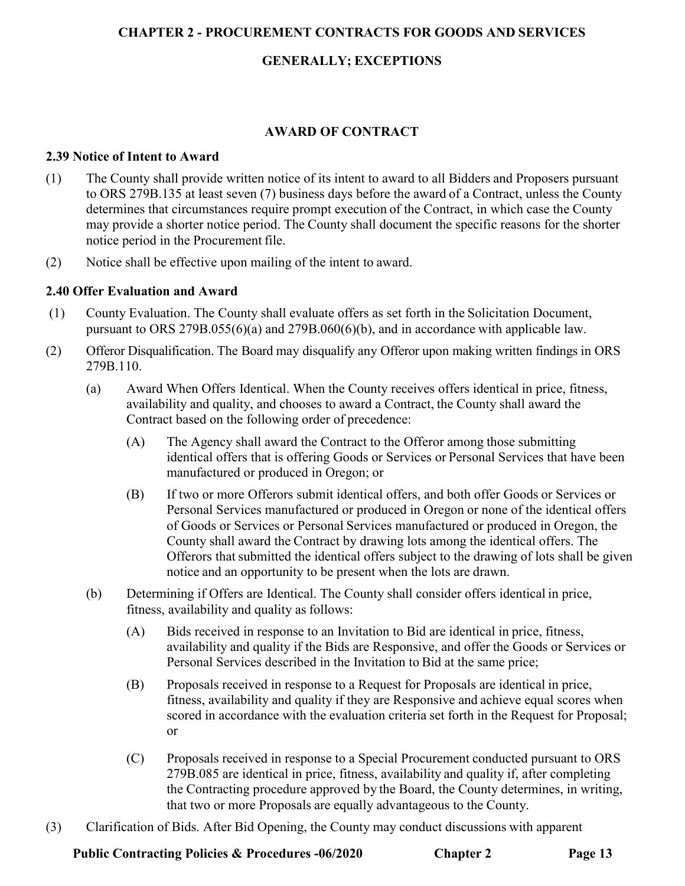# CHAPTER 2 - PROCUREMENT CONTRACTS FOR GOODS AND SERVICES

## GENERALLY; EXCEPTIONS

## AWARD OF CONTRACT

### 2.39 Notice of Intent to Award

(1) The County shall provide written notice of its intent to award to all Bidders and Proposers pursuant to ORS 279B.135 at least seven (7) business days before the award of a Contract, unless the County determines that circumstances require prompt execution of the Contract, in which case the County may provide a shorter notice period. The County shall document the specific reasons for the shorter notice period in the Procurement file.

(2) Notice shall be effective upon mailing of the intent to award.

### 2.40 Offer Evaluation and Award

(1) County Evaluation. The County shall evaluate offers as set forth in the Solicitation Document, pursuant to ORS 279B.055(6)(a) and 279B.060(6)(b), and in accordance with applicable law.

(2) Offeror Disqualification. The Board may disqualify any Offeror upon making written findings in ORS 279B.110.

(a) Award When Offers Identical. When the County receives offers identical in price, fitness, availability and quality, and chooses to award a Contract, the County shall award the Contract based on the following order of precedence:

(A) The Agency shall award the Contract to the Offeror among those submitting identical offers that is offering Goods or Services or Personal Services that have been manufactured or produced in Oregon; or

(B) If two or more Offerors submit identical offers, and both offer Goods or Services or Personal Services manufactured or produced in Oregon or none of the identical offers of Goods or Services or Personal Services manufactured or produced in Oregon, the County shall award the Contract by drawing lots among the identical offers. The Offerors that submitted the identical offers subject to the drawing of lots shall be given notice and an opportunity to be present when the lots are drawn.

(b) Determining if Offers are Identical. The County shall consider offers identical in price, fitness, availability and quality as follows:

(A) Bids received in response to an Invitation to Bid are identical in price, fitness, availability and quality if the Bids are Responsive, and offer the Goods or Services or Personal Services described in the Invitation to Bid at the same price;

(B) Proposals received in response to a Request for Proposals are identical in price, fitness, availability and quality if they are Responsive and achieve equal scores when scored in accordance with the evaluation criteria set forth in the Request for Proposal; or

(C) Proposals received in response to a Special Procurement conducted pursuant to ORS 279B.085 are identical in price, fitness, availability and quality if, after completing the Contracting procedure approved by the Board, the County determines, in writing, that two or more Proposals are equally advantageous to the County.

(3) Clarification of Bids. After Bid Opening, the County may conduct discussions with apparent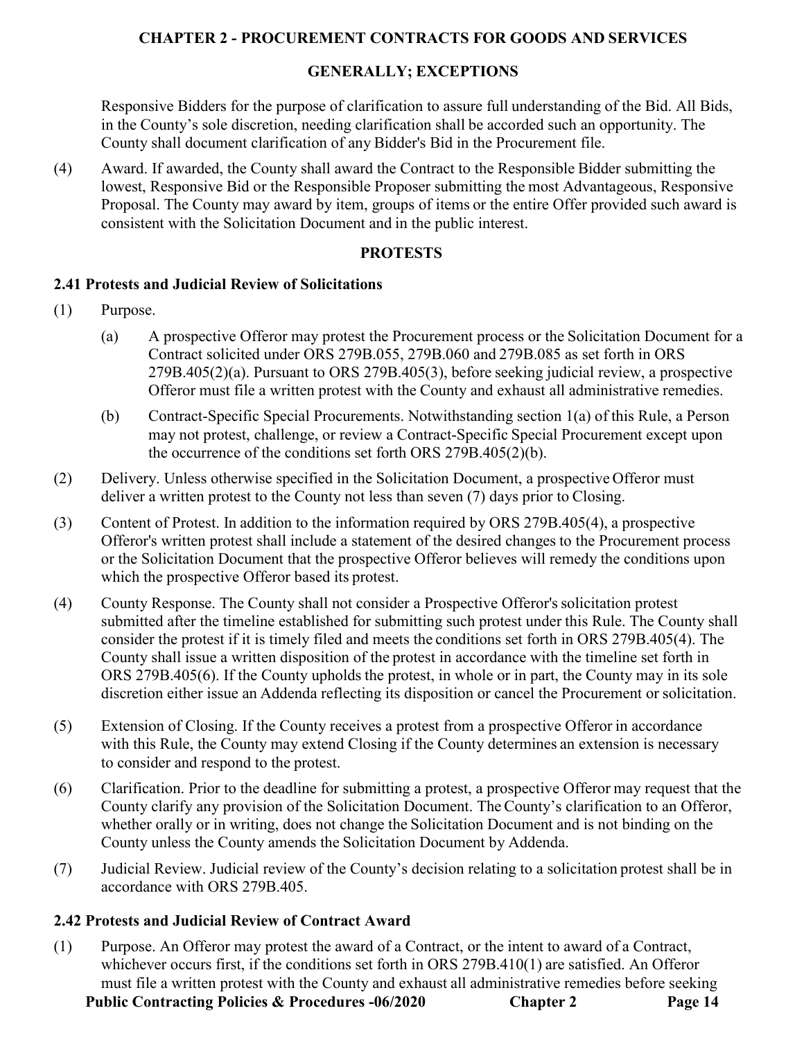Responsive Bidders for the purpose of clarification to assure full understanding of the Bid. All Bids, in the County's sole discretion, needing clarification shall be accorded such an opportunity. The County shall document clarification of any Bidder's Bid in the Procurement file.

(4) Award. If awarded, the County shall award the Contract to the Responsible Bidder submitting the lowest, Responsive Bid or the Responsible Proposer submitting the most Advantageous, Responsive Proposal. The County may award by item, groups of items or the entire Offer provided such award is consistent with the Solicitation Document and in the public interest.

## PROTESTS

### 2.41 Protests and Judicial Review of Solicitations

(1) Purpose.

(a) A prospective Offeror may protest the Procurement process or the Solicitation Document for a Contract solicited under ORS 279B.055, 279B.060 and 279B.085 as set forth in ORS 279B.405(2)(a). Pursuant to ORS 279B.405(3), before seeking judicial review, a prospective Offeror must file a written protest with the County and exhaust all administrative remedies.

(b) Contract-Specific Special Procurements. Notwithstanding section 1(a) of this Rule, a Person may not protest, challenge, or review a Contract-Specific Special Procurement except upon the occurrence of the conditions set forth ORS 279B.405(2)(b).

(2) Delivery. Unless otherwise specified in the Solicitation Document, a prospective Offeror must deliver a written protest to the County not less than seven (7) days prior to Closing.

(3) Content of Protest. In addition to the information required by ORS 279B.405(4), a prospective Offeror's written protest shall include a statement of the desired changes to the Procurement process or the Solicitation Document that the prospective Offeror believes will remedy the conditions upon which the prospective Offeror based its protest.

(4) County Response. The County shall not consider a Prospective Offeror's solicitation protest submitted after the timeline established for submitting such protest under this Rule. The County shall consider the protest if it is timely filed and meets the conditions set forth in ORS 279B.405(4). The County shall issue a written disposition of the protest in accordance with the timeline set forth in ORS 279B.405(6). If the County upholds the protest, in whole or in part, the County may in its sole discretion either issue an Addenda reflecting its disposition or cancel the Procurement or solicitation.

(5) Extension of Closing. If the County receives a protest from a prospective Offeror in accordance with this Rule, the County may extend Closing if the County determines an extension is necessary to consider and respond to the protest.

(6) Clarification. Prior to the deadline for submitting a protest, a prospective Offeror may request that the County clarify any provision of the Solicitation Document. The County's clarification to an Offeror, whether orally or in writing, does not change the Solicitation Document and is not binding on the County unless the County amends the Solicitation Document by Addenda.

(7) Judicial Review. Judicial review of the County's decision relating to a solicitation protest shall be in accordance with ORS 279B.405.

### 2.42 Protests and Judicial Review of Contract Award

(1) Purpose. An Offeror may protest the award of a Contract, or the intent to award of a Contract, whichever occurs first, if the conditions set forth in ORS 279B.410(1) are satisfied. An Offeror must file a written protest with the County and exhaust all administrative remedies before seeking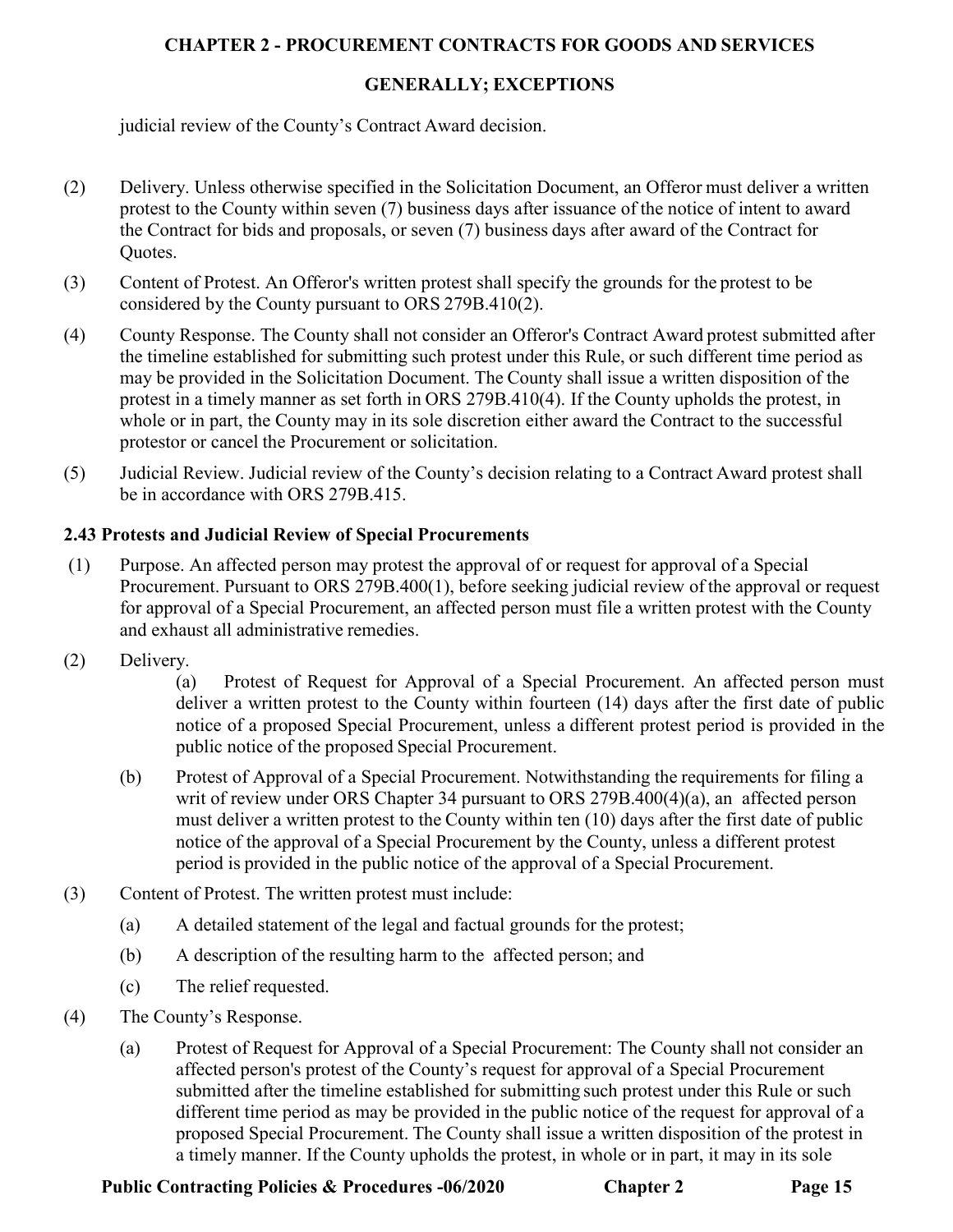judicial review of the County's Contract Award decision.

(2) Delivery. Unless otherwise specified in the Solicitation Document, an Offeror must deliver a written protest to the County within seven (7) business days after issuance of the notice of intent to award the Contract for bids and proposals, or seven (7) business days after award of the Contract for Quotes.

(3) Content of Protest. An Offeror's written protest shall specify the grounds for the protest to be considered by the County pursuant to ORS 279B.410(2).

(4) County Response. The County shall not consider an Offeror's Contract Award protest submitted after the timeline established for submitting such protest under this Rule, or such different time period as may be provided in the Solicitation Document. The County shall issue a written disposition of the protest in a timely manner as set forth in ORS 279B.410(4). If the County upholds the protest, in whole or in part, the County may in its sole discretion either award the Contract to the successful protestor or cancel the Procurement or solicitation.

(5) Judicial Review. Judicial review of the County's decision relating to a Contract Award protest shall be in accordance with ORS 279B.415.

### 2.43 Protests and Judicial Review of Special Procurements

(1) Purpose. An affected person may protest the approval of or request for approval of a Special Procurement. Pursuant to ORS 279B.400(1), before seeking judicial review of the approval or request for approval of a Special Procurement, an affected person must file a written protest with the County and exhaust all administrative remedies.

(2) Delivery.

(a) Protest of Request for Approval of a Special Procurement. An affected person must deliver a written protest to the County within fourteen (14) days after the first date of public notice of a proposed Special Procurement, unless a different protest period is provided in the public notice of the proposed Special Procurement.

(b) Protest of Approval of a Special Procurement. Notwithstanding the requirements for filing a writ of review under ORS Chapter 34 pursuant to ORS 279B.400(4)(a), an affected person must deliver a written protest to the County within ten (10) days after the first date of public notice of the approval of a Special Procurement by the County, unless a different protest period is provided in the public notice of the approval of a Special Procurement.

(3) Content of Protest. The written protest must include:

(a) A detailed statement of the legal and factual grounds for the protest;

(b) A description of the resulting harm to the affected person; and

(c) The relief requested.

(4) The County's Response.

(a) Protest of Request for Approval of a Special Procurement: The County shall not consider an affected person's protest of the County's request for approval of a Special Procurement submitted after the timeline established for submitting such protest under this Rule or such different time period as may be provided in the public notice of the request for approval of a proposed Special Procurement. The County shall issue a written disposition of the protest in a timely manner. If the County upholds the protest, in whole or in part, it may in its sole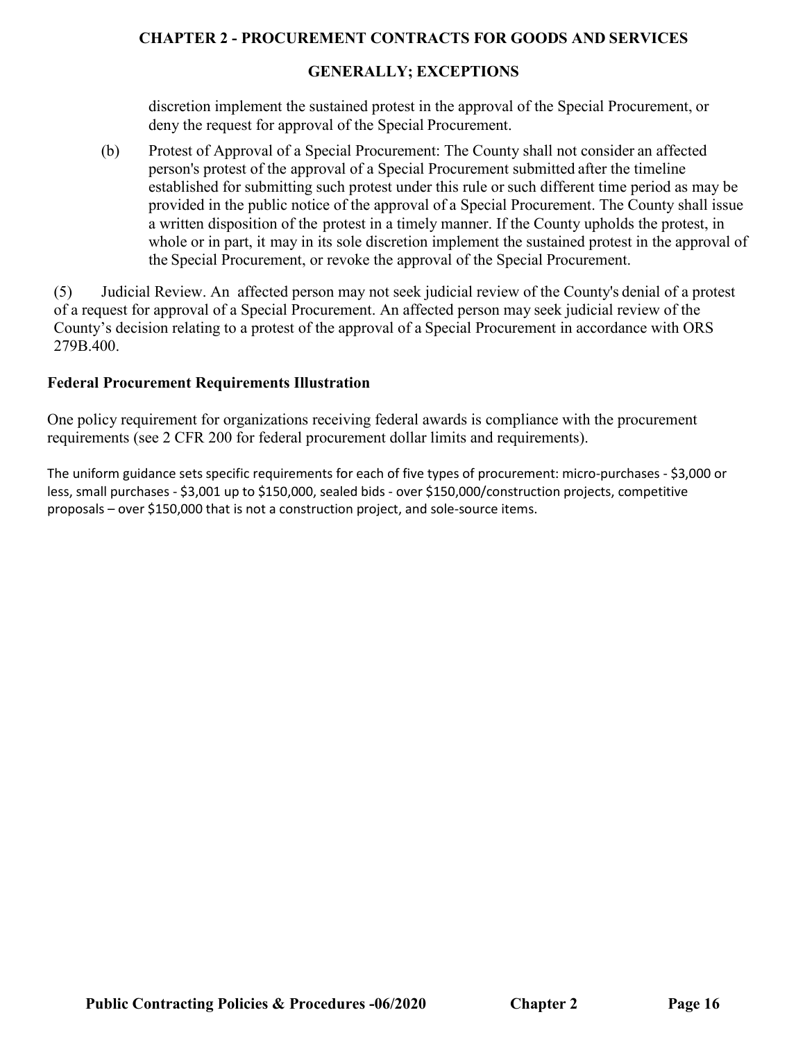discretion implement the sustained protest in the approval of the Special Procurement, or deny the request for approval of the Special Procurement.

(b) Protest of Approval of a Special Procurement: The County shall not consider an affected person's protest of the approval of a Special Procurement submitted after the timeline established for submitting such protest under this rule or such different time period as may be provided in the public notice of the approval of a Special Procurement. The County shall issue a written disposition of the protest in a timely manner. If the County upholds the protest, in whole or in part, it may in its sole discretion implement the sustained protest in the approval of the Special Procurement, or revoke the approval of the Special Procurement.

(5) Judicial Review. An affected person may not seek judicial review of the County's denial of a protest of a request for approval of a Special Procurement. An affected person may seek judicial review of the County's decision relating to a protest of the approval of a Special Procurement in accordance with ORS 279B.400.

**Federal Procurement Requirements Illustration**

One policy requirement for organizations receiving federal awards is compliance with the procurement requirements (see 2 CFR 200 for federal procurement dollar limits and requirements).

The uniform guidance sets specific requirements for each of five types of procurement: micro-purchases - $3,000 or less, small purchases - $3,001 up to $150,000, sealed bids - over $150,000/construction projects, competitive proposals – over $150,000 that is not a construction project, and sole-source items.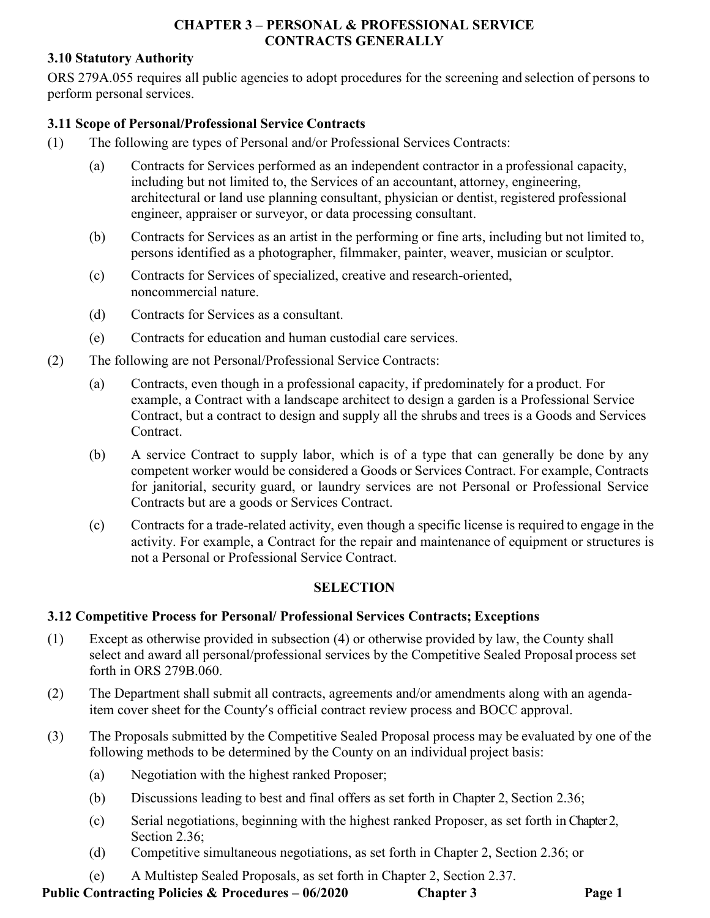# CHAPTER 3 – PERSONAL & PROFESSIONAL SERVICE CONTRACTS GENERALLY

## 3.10 Statutory Authority

ORS 279A.055 requires all public agencies to adopt procedures for the screening and selection of persons to perform personal services.

## 3.11 Scope of Personal/Professional Service Contracts

(1) The following are types of Personal and/or Professional Services Contracts:

- (a) Contracts for Services performed as an independent contractor in a professional capacity, including but not limited to, the Services of an accountant, attorney, engineering, architectural or land use planning consultant, physician or dentist, registered professional engineer, appraiser or surveyor, or data processing consultant.
- (b) Contracts for Services as an artist in the performing or fine arts, including but not limited to, persons identified as a photographer, filmmaker, painter, weaver, musician or sculptor.
- (c) Contracts for Services of specialized, creative and research-oriented, noncommercial nature.
- (d) Contracts for Services as a consultant.
- (e) Contracts for education and human custodial care services.

(2) The following are not Personal/Professional Service Contracts:

- (a) Contracts, even though in a professional capacity, if predominately for a product. For example, a Contract with a landscape architect to design a garden is a Professional Service Contract, but a contract to design and supply all the shrubs and trees is a Goods and Services Contract.
- (b) A service Contract to supply labor, which is of a type that can generally be done by any competent worker would be considered a Goods or Services Contract. For example, Contracts for janitorial, security guard, or laundry services are not Personal or Professional Service Contracts but are a goods or Services Contract.
- (c) Contracts for a trade-related activity, even though a specific license is required to engage in the activity. For example, a Contract for the repair and maintenance of equipment or structures is not a Personal or Professional Service Contract.

## SELECTION

## 3.12 Competitive Process for Personal/ Professional Services Contracts; Exceptions

(1) Except as otherwise provided in subsection (4) or otherwise provided by law, the County shall select and award all personal/professional services by the Competitive Sealed Proposal process set forth in ORS 279B.060.

(2) The Department shall submit all contracts, agreements and/or amendments along with an agenda-item cover sheet for the County's official contract review process and BOCC approval.

(3) The Proposals submitted by the Competitive Sealed Proposal process may be evaluated by one of the following methods to be determined by the County on an individual project basis:

- (a) Negotiation with the highest ranked Proposer;
- (b) Discussions leading to best and final offers as set forth in Chapter 2, Section 2.36;
- (c) Serial negotiations, beginning with the highest ranked Proposer, as set forth in Chapter 2, Section 2.36;
- (d) Competitive simultaneous negotiations, as set forth in Chapter 2, Section 2.36; or
- (e) A Multistep Sealed Proposals, as set forth in Chapter 2, Section 2.37.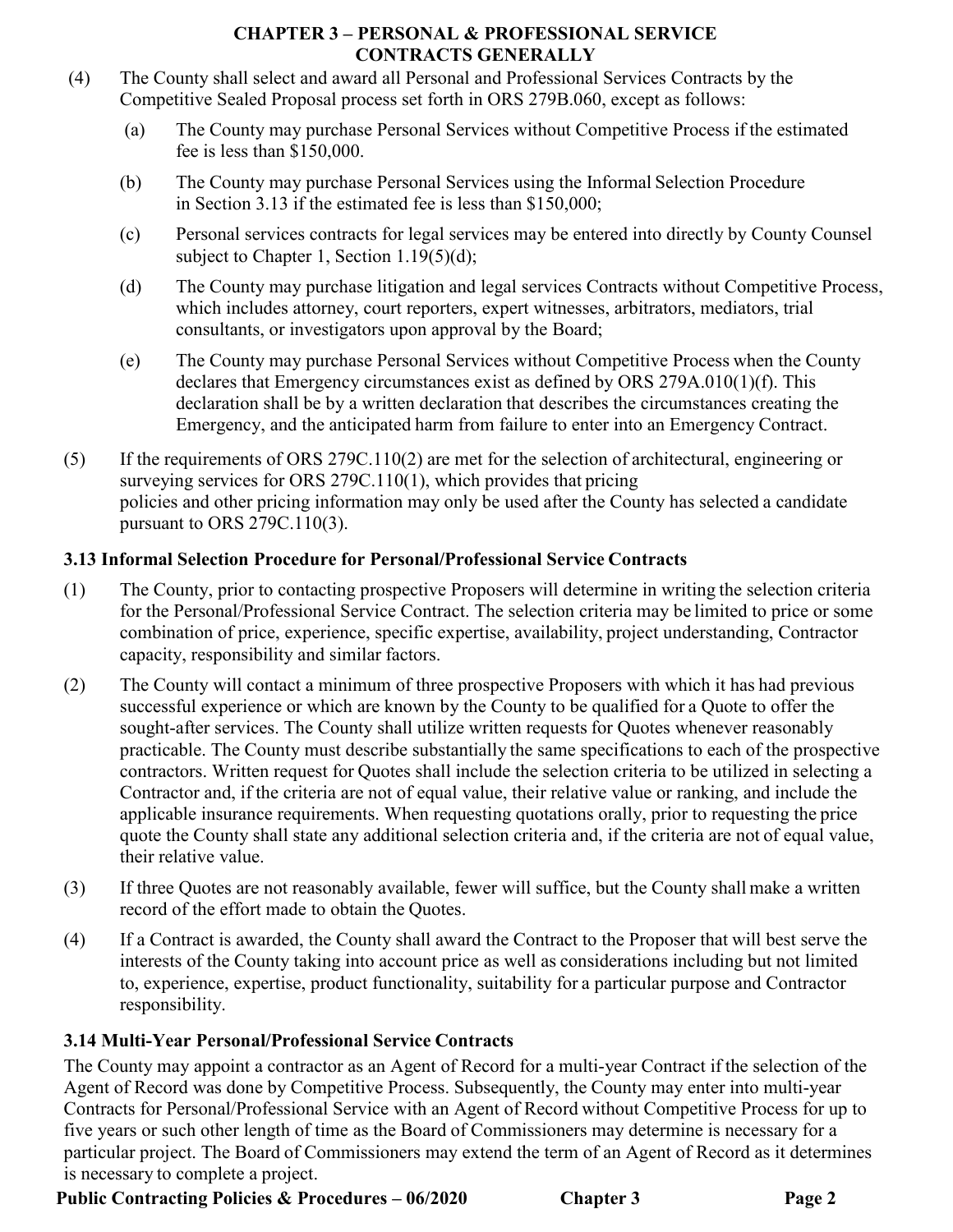# CHAPTER 3 – PERSONAL & PROFESSIONAL SERVICE CONTRACTS GENERALLY

(4) The County shall select and award all Personal and Professional Services Contracts by the Competitive Sealed Proposal process set forth in ORS 279B.060, except as follows:

(a) The County may purchase Personal Services without Competitive Process if the estimated fee is less than $150,000.

(b) The County may purchase Personal Services using the Informal Selection Procedure in Section 3.13 if the estimated fee is less than $150,000;

(c) Personal services contracts for legal services may be entered into directly by County Counsel subject to Chapter 1, Section 1.19(5)(d);

(d) The County may purchase litigation and legal services Contracts without Competitive Process, which includes attorney, court reporters, expert witnesses, arbitrators, mediators, trial consultants, or investigators upon approval by the Board;

(e) The County may purchase Personal Services without Competitive Process when the County declares that Emergency circumstances exist as defined by ORS 279A.010(1)(f). This declaration shall be by a written declaration that describes the circumstances creating the Emergency, and the anticipated harm from failure to enter into an Emergency Contract.

(5) If the requirements of ORS 279C.110(2) are met for the selection of architectural, engineering or surveying services for ORS 279C.110(1), which provides that pricing policies and other pricing information may only be used after the County has selected a candidate pursuant to ORS 279C.110(3).

### 3.13 Informal Selection Procedure for Personal/Professional Service Contracts

(1) The County, prior to contacting prospective Proposers will determine in writing the selection criteria for the Personal/Professional Service Contract. The selection criteria may be limited to price or some combination of price, experience, specific expertise, availability, project understanding, Contractor capacity, responsibility and similar factors.

(2) The County will contact a minimum of three prospective Proposers with which it has had previous successful experience or which are known by the County to be qualified for a Quote to offer the sought-after services. The County shall utilize written requests for Quotes whenever reasonably practicable. The County must describe substantially the same specifications to each of the prospective contractors. Written request for Quotes shall include the selection criteria to be utilized in selecting a Contractor and, if the criteria are not of equal value, their relative value or ranking, and include the applicable insurance requirements. When requesting quotations orally, prior to requesting the price quote the County shall state any additional selection criteria and, if the criteria are not of equal value, their relative value.

(3) If three Quotes are not reasonably available, fewer will suffice, but the County shall make a written record of the effort made to obtain the Quotes.

(4) If a Contract is awarded, the County shall award the Contract to the Proposer that will best serve the interests of the County taking into account price as well as considerations including but not limited to, experience, expertise, product functionality, suitability for a particular purpose and Contractor responsibility.

### 3.14 Multi-Year Personal/Professional Service Contracts

The County may appoint a contractor as an Agent of Record for a multi-year Contract if the selection of the Agent of Record was done by Competitive Process. Subsequently, the County may enter into multi-year Contracts for Personal/Professional Service with an Agent of Record without Competitive Process for up to five years or such other length of time as the Board of Commissioners may determine is necessary for a particular project. The Board of Commissioners may extend the term of an Agent of Record as it determines is necessary to complete a project.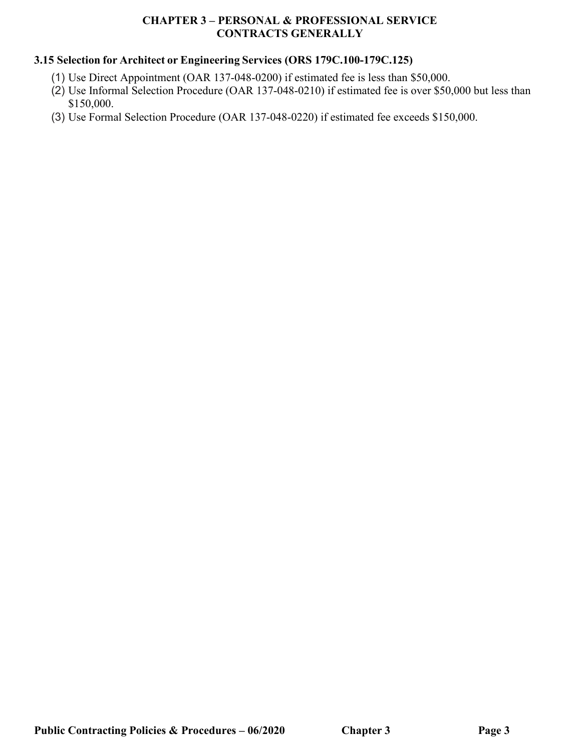## 3.15 Selection for Architect or Engineering Services (ORS 179C.100-179C.125)

(1) Use Direct Appointment (OAR 137-048-0200) if estimated fee is less than $50,000.

(2) Use Informal Selection Procedure (OAR 137-048-0210) if estimated fee is over $50,000 but less than $150,000.

(3) Use Formal Selection Procedure (OAR 137-048-0220) if estimated fee exceeds $150,000.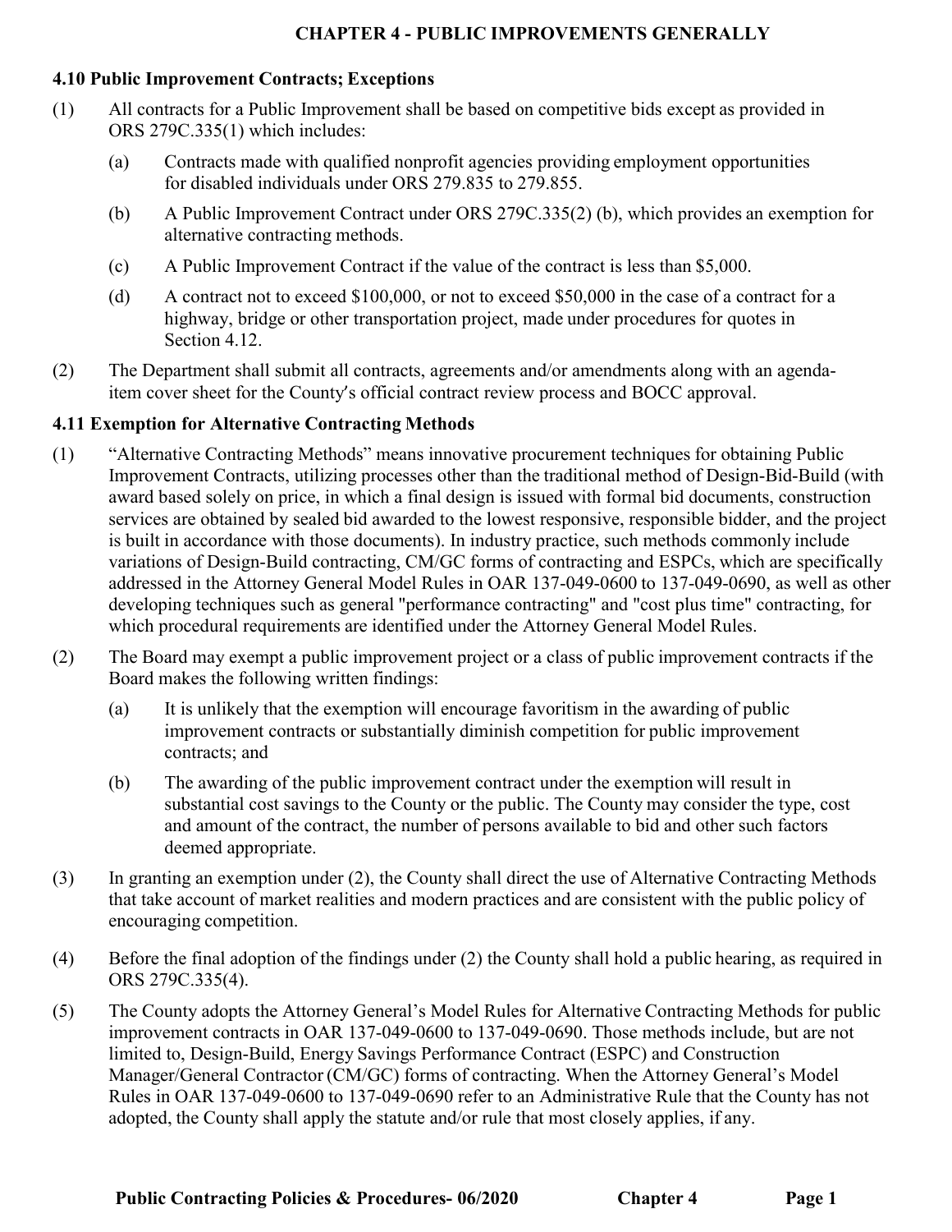# CHAPTER 4 - PUBLIC IMPROVEMENTS GENERALLY

## 4.10 Public Improvement Contracts; Exceptions

(1) All contracts for a Public Improvement shall be based on competitive bids except as provided in ORS 279C.335(1) which includes:

  (a) Contracts made with qualified nonprofit agencies providing employment opportunities for disabled individuals under ORS 279.835 to 279.855.

  (b) A Public Improvement Contract under ORS 279C.335(2) (b), which provides an exemption for alternative contracting methods.

  (c) A Public Improvement Contract if the value of the contract is less than $5,000.

  (d) A contract not to exceed $100,000, or not to exceed $50,000 in the case of a contract for a highway, bridge or other transportation project, made under procedures for quotes in Section 4.12.

(2) The Department shall submit all contracts, agreements and/or amendments along with an agenda-item cover sheet for the County's official contract review process and BOCC approval.

## 4.11 Exemption for Alternative Contracting Methods

(1) "Alternative Contracting Methods" means innovative procurement techniques for obtaining Public Improvement Contracts, utilizing processes other than the traditional method of Design-Bid-Build (with award based solely on price, in which a final design is issued with formal bid documents, construction services are obtained by sealed bid awarded to the lowest responsive, responsible bidder, and the project is built in accordance with those documents). In industry practice, such methods commonly include variations of Design-Build contracting, CM/GC forms of contracting and ESPCs, which are specifically addressed in the Attorney General Model Rules in OAR 137-049-0600 to 137-049-0690, as well as other developing techniques such as general "performance contracting" and "cost plus time" contracting, for which procedural requirements are identified under the Attorney General Model Rules.

(2) The Board may exempt a public improvement project or a class of public improvement contracts if the Board makes the following written findings:

  (a) It is unlikely that the exemption will encourage favoritism in the awarding of public improvement contracts or substantially diminish competition for public improvement contracts; and

  (b) The awarding of the public improvement contract under the exemption will result in substantial cost savings to the County or the public. The County may consider the type, cost and amount of the contract, the number of persons available to bid and other such factors deemed appropriate.

(3) In granting an exemption under (2), the County shall direct the use of Alternative Contracting Methods that take account of market realities and modern practices and are consistent with the public policy of encouraging competition.

(4) Before the final adoption of the findings under (2) the County shall hold a public hearing, as required in ORS 279C.335(4).

(5) The County adopts the Attorney General's Model Rules for Alternative Contracting Methods for public improvement contracts in OAR 137-049-0600 to 137-049-0690. Those methods include, but are not limited to, Design-Build, Energy Savings Performance Contract (ESPC) and Construction Manager/General Contractor (CM/GC) forms of contracting. When the Attorney General's Model Rules in OAR 137-049-0600 to 137-049-0690 refer to an Administrative Rule that the County has not adopted, the County shall apply the statute and/or rule that most closely applies, if any.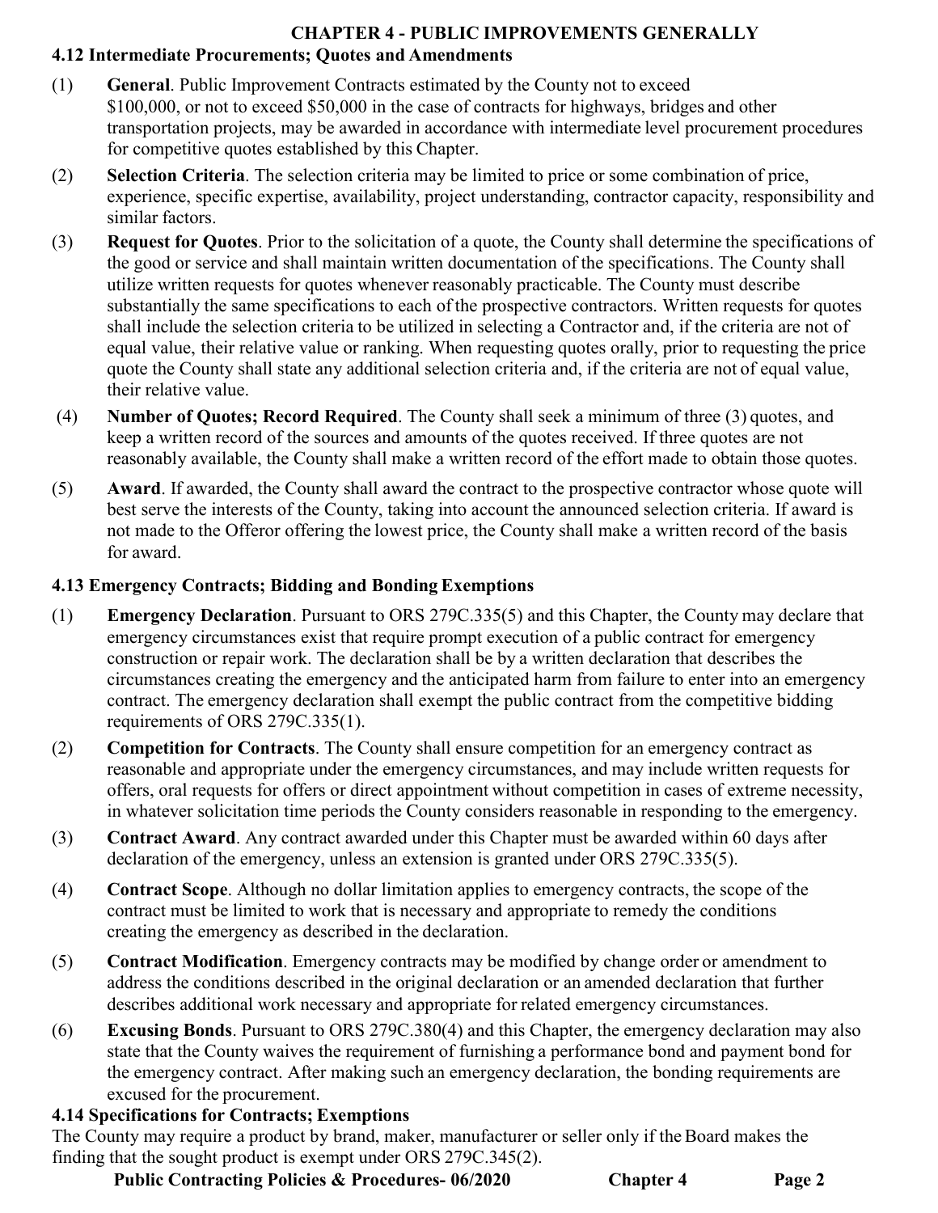## CHAPTER 4 - PUBLIC IMPROVEMENTS GENERALLY

### 4.12 Intermediate Procurements; Quotes and Amendments

(1) **General**. Public Improvement Contracts estimated by the County not to exceed $100,000, or not to exceed $50,000 in the case of contracts for highways, bridges and other transportation projects, may be awarded in accordance with intermediate level procurement procedures for competitive quotes established by this Chapter.

(2) **Selection Criteria**. The selection criteria may be limited to price or some combination of price, experience, specific expertise, availability, project understanding, contractor capacity, responsibility and similar factors.

(3) **Request for Quotes**. Prior to the solicitation of a quote, the County shall determine the specifications of the good or service and shall maintain written documentation of the specifications. The County shall utilize written requests for quotes whenever reasonably practicable. The County must describe substantially the same specifications to each of the prospective contractors. Written requests for quotes shall include the selection criteria to be utilized in selecting a Contractor and, if the criteria are not of equal value, their relative value or ranking. When requesting quotes orally, prior to requesting the price quote the County shall state any additional selection criteria and, if the criteria are not of equal value, their relative value.

(4) **Number of Quotes; Record Required**. The County shall seek a minimum of three (3) quotes, and keep a written record of the sources and amounts of the quotes received. If three quotes are not reasonably available, the County shall make a written record of the effort made to obtain those quotes.

(5) **Award**. If awarded, the County shall award the contract to the prospective contractor whose quote will best serve the interests of the County, taking into account the announced selection criteria. If award is not made to the Offeror offering the lowest price, the County shall make a written record of the basis for award.

### 4.13 Emergency Contracts; Bidding and Bonding Exemptions

(1) **Emergency Declaration**. Pursuant to ORS 279C.335(5) and this Chapter, the County may declare that emergency circumstances exist that require prompt execution of a public contract for emergency construction or repair work. The declaration shall be by a written declaration that describes the circumstances creating the emergency and the anticipated harm from failure to enter into an emergency contract. The emergency declaration shall exempt the public contract from the competitive bidding requirements of ORS 279C.335(1).

(2) **Competition for Contracts**. The County shall ensure competition for an emergency contract as reasonable and appropriate under the emergency circumstances, and may include written requests for offers, oral requests for offers or direct appointment without competition in cases of extreme necessity, in whatever solicitation time periods the County considers reasonable in responding to the emergency.

(3) **Contract Award**. Any contract awarded under this Chapter must be awarded within 60 days after declaration of the emergency, unless an extension is granted under ORS 279C.335(5).

(4) **Contract Scope**. Although no dollar limitation applies to emergency contracts, the scope of the contract must be limited to work that is necessary and appropriate to remedy the conditions creating the emergency as described in the declaration.

(5) **Contract Modification**. Emergency contracts may be modified by change order or amendment to address the conditions described in the original declaration or an amended declaration that further describes additional work necessary and appropriate for related emergency circumstances.

(6) **Excusing Bonds**. Pursuant to ORS 279C.380(4) and this Chapter, the emergency declaration may also state that the County waives the requirement of furnishing a performance bond and payment bond for the emergency contract. After making such an emergency declaration, the bonding requirements are excused for the procurement.

### 4.14 Specifications for Contracts; Exemptions

The County may require a product by brand, maker, manufacturer or seller only if the Board makes the finding that the sought product is exempt under ORS 279C.345(2).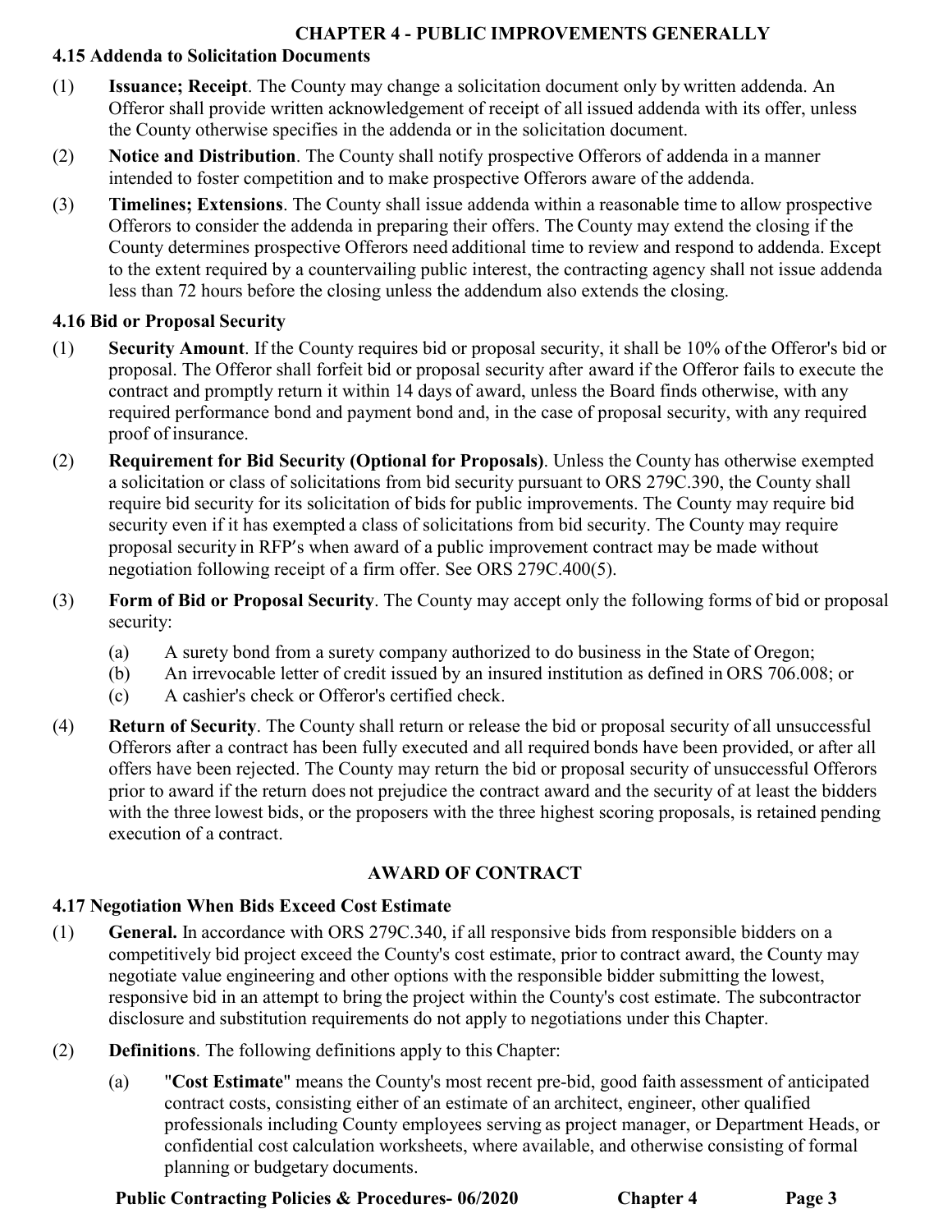## CHAPTER 4 - PUBLIC IMPROVEMENTS GENERALLY

### 4.15 Addenda to Solicitation Documents

(1) **Issuance; Receipt**. The County may change a solicitation document only by written addenda. An Offeror shall provide written acknowledgement of receipt of all issued addenda with its offer, unless the County otherwise specifies in the addenda or in the solicitation document.

(2) **Notice and Distribution**. The County shall notify prospective Offerors of addenda in a manner intended to foster competition and to make prospective Offerors aware of the addenda.

(3) **Timelines; Extensions**. The County shall issue addenda within a reasonable time to allow prospective Offerors to consider the addenda in preparing their offers. The County may extend the closing if the County determines prospective Offerors need additional time to review and respond to addenda. Except to the extent required by a countervailing public interest, the contracting agency shall not issue addenda less than 72 hours before the closing unless the addendum also extends the closing.

### 4.16 Bid or Proposal Security

(1) **Security Amount**. If the County requires bid or proposal security, it shall be 10% of the Offeror's bid or proposal. The Offeror shall forfeit bid or proposal security after award if the Offeror fails to execute the contract and promptly return it within 14 days of award, unless the Board finds otherwise, with any required performance bond and payment bond and, in the case of proposal security, with any required proof of insurance.

(2) **Requirement for Bid Security (Optional for Proposals)**. Unless the County has otherwise exempted a solicitation or class of solicitations from bid security pursuant to ORS 279C.390, the County shall require bid security for its solicitation of bids for public improvements. The County may require bid security even if it has exempted a class of solicitations from bid security. The County may require proposal security in RFP's when award of a public improvement contract may be made without negotiation following receipt of a firm offer. See ORS 279C.400(5).

(3) **Form of Bid or Proposal Security**. The County may accept only the following forms of bid or proposal security:

- (a) A surety bond from a surety company authorized to do business in the State of Oregon;
- (b) An irrevocable letter of credit issued by an insured institution as defined in ORS 706.008; or
- (c) A cashier's check or Offeror's certified check.

(4) **Return of Security**. The County shall return or release the bid or proposal security of all unsuccessful Offerors after a contract has been fully executed and all required bonds have been provided, or after all offers have been rejected. The County may return the bid or proposal security of unsuccessful Offerors prior to award if the return does not prejudice the contract award and the security of at least the bidders with the three lowest bids, or the proposers with the three highest scoring proposals, is retained pending execution of a contract.

## AWARD OF CONTRACT

### 4.17 Negotiation When Bids Exceed Cost Estimate

(1) **General.** In accordance with ORS 279C.340, if all responsive bids from responsible bidders on a competitively bid project exceed the County's cost estimate, prior to contract award, the County may negotiate value engineering and other options with the responsible bidder submitting the lowest, responsive bid in an attempt to bring the project within the County's cost estimate. The subcontractor disclosure and substitution requirements do not apply to negotiations under this Chapter.

(2) **Definitions**. The following definitions apply to this Chapter:

- (a) "**Cost Estimate**" means the County's most recent pre-bid, good faith assessment of anticipated contract costs, consisting either of an estimate of an architect, engineer, other qualified professionals including County employees serving as project manager, or Department Heads, or confidential cost calculation worksheets, where available, and otherwise consisting of formal planning or budgetary documents.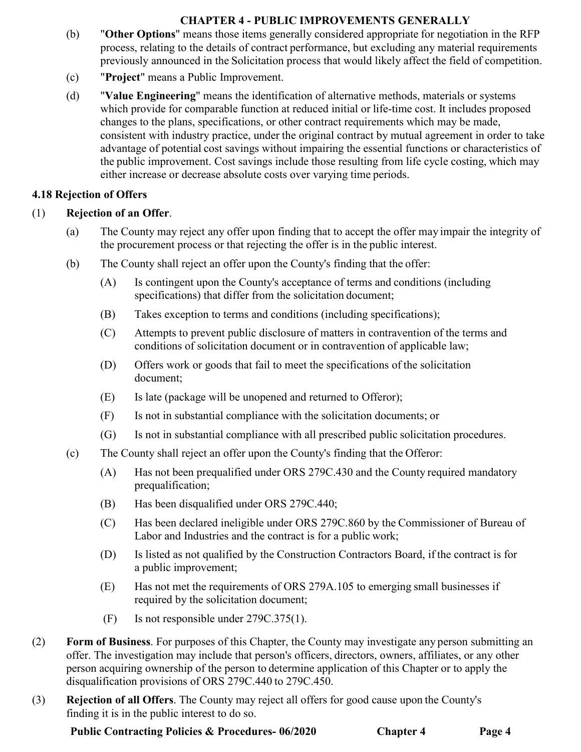(b) "**Other Options**" means those items generally considered appropriate for negotiation in the RFP process, relating to the details of contract performance, but excluding any material requirements previously announced in the Solicitation process that would likely affect the field of competition.

(c) "**Project**" means a Public Improvement.

(d) "**Value Engineering**" means the identification of alternative methods, materials or systems which provide for comparable function at reduced initial or life-time cost. It includes proposed changes to the plans, specifications, or other contract requirements which may be made, consistent with industry practice, under the original contract by mutual agreement in order to take advantage of potential cost savings without impairing the essential functions or characteristics of the public improvement. Cost savings include those resulting from life cycle costing, which may either increase or decrease absolute costs over varying time periods.

### 4.18 Rejection of Offers

(1) **Rejection of an Offer**.

(a) The County may reject any offer upon finding that to accept the offer may impair the integrity of the procurement process or that rejecting the offer is in the public interest.

(b) The County shall reject an offer upon the County's finding that the offer:

(A) Is contingent upon the County's acceptance of terms and conditions (including specifications) that differ from the solicitation document;

(B) Takes exception to terms and conditions (including specifications);

(C) Attempts to prevent public disclosure of matters in contravention of the terms and conditions of solicitation document or in contravention of applicable law;

(D) Offers work or goods that fail to meet the specifications of the solicitation document;

(E) Is late (package will be unopened and returned to Offeror);

(F) Is not in substantial compliance with the solicitation documents; or

(G) Is not in substantial compliance with all prescribed public solicitation procedures.

(c) The County shall reject an offer upon the County's finding that the Offeror:

(A) Has not been prequalified under ORS 279C.430 and the County required mandatory prequalification;

(B) Has been disqualified under ORS 279C.440;

(C) Has been declared ineligible under ORS 279C.860 by the Commissioner of Bureau of Labor and Industries and the contract is for a public work;

(D) Is listed as not qualified by the Construction Contractors Board, if the contract is for a public improvement;

(E) Has not met the requirements of ORS 279A.105 to emerging small businesses if required by the solicitation document;

(F) Is not responsible under 279C.375(1).

(2) **Form of Business**. For purposes of this Chapter, the County may investigate any person submitting an offer. The investigation may include that person's officers, directors, owners, affiliates, or any other person acquiring ownership of the person to determine application of this Chapter or to apply the disqualification provisions of ORS 279C.440 to 279C.450.

(3) **Rejection of all Offers**. The County may reject all offers for good cause upon the County's finding it is in the public interest to do so.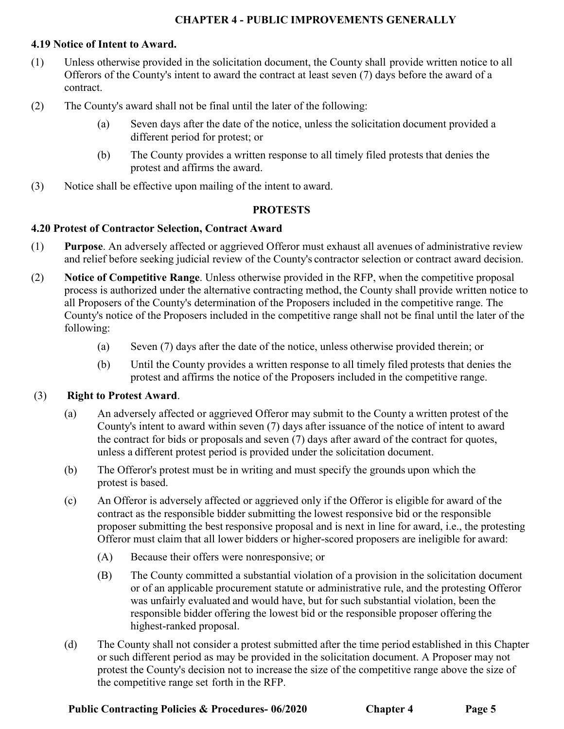## CHAPTER 4 - PUBLIC IMPROVEMENTS GENERALLY

### 4.19 Notice of Intent to Award.

(1) Unless otherwise provided in the solicitation document, the County shall provide written notice to all Offerors of the County's intent to award the contract at least seven (7) days before the award of a contract.

(2) The County's award shall not be final until the later of the following:

- (a) Seven days after the date of the notice, unless the solicitation document provided a different period for protest; or
- (b) The County provides a written response to all timely filed protests that denies the protest and affirms the award.

(3) Notice shall be effective upon mailing of the intent to award.

## PROTESTS

### 4.20 Protest of Contractor Selection, Contract Award

(1) **Purpose**. An adversely affected or aggrieved Offeror must exhaust all avenues of administrative review and relief before seeking judicial review of the County's contractor selection or contract award decision.

(2) **Notice of Competitive Range**. Unless otherwise provided in the RFP, when the competitive proposal process is authorized under the alternative contracting method, the County shall provide written notice to all Proposers of the County's determination of the Proposers included in the competitive range. The County's notice of the Proposers included in the competitive range shall not be final until the later of the following:

- (a) Seven (7) days after the date of the notice, unless otherwise provided therein; or
- (b) Until the County provides a written response to all timely filed protests that denies the protest and affirms the notice of the Proposers included in the competitive range.

(3) **Right to Protest Award**.

- (a) An adversely affected or aggrieved Offeror may submit to the County a written protest of the County's intent to award within seven (7) days after issuance of the notice of intent to award the contract for bids or proposals and seven (7) days after award of the contract for quotes, unless a different protest period is provided under the solicitation document.
- (b) The Offeror's protest must be in writing and must specify the grounds upon which the protest is based.
- (c) An Offeror is adversely affected or aggrieved only if the Offeror is eligible for award of the contract as the responsible bidder submitting the lowest responsive bid or the responsible proposer submitting the best responsive proposal and is next in line for award, i.e., the protesting Offeror must claim that all lower bidders or higher-scored proposers are ineligible for award:
  - (A) Because their offers were nonresponsive; or
  - (B) The County committed a substantial violation of a provision in the solicitation document or of an applicable procurement statute or administrative rule, and the protesting Offeror was unfairly evaluated and would have, but for such substantial violation, been the responsible bidder offering the lowest bid or the responsible proposer offering the highest-ranked proposal.
- (d) The County shall not consider a protest submitted after the time period established in this Chapter or such different period as may be provided in the solicitation document. A Proposer may not protest the County's decision not to increase the size of the competitive range above the size of the competitive range set forth in the RFP.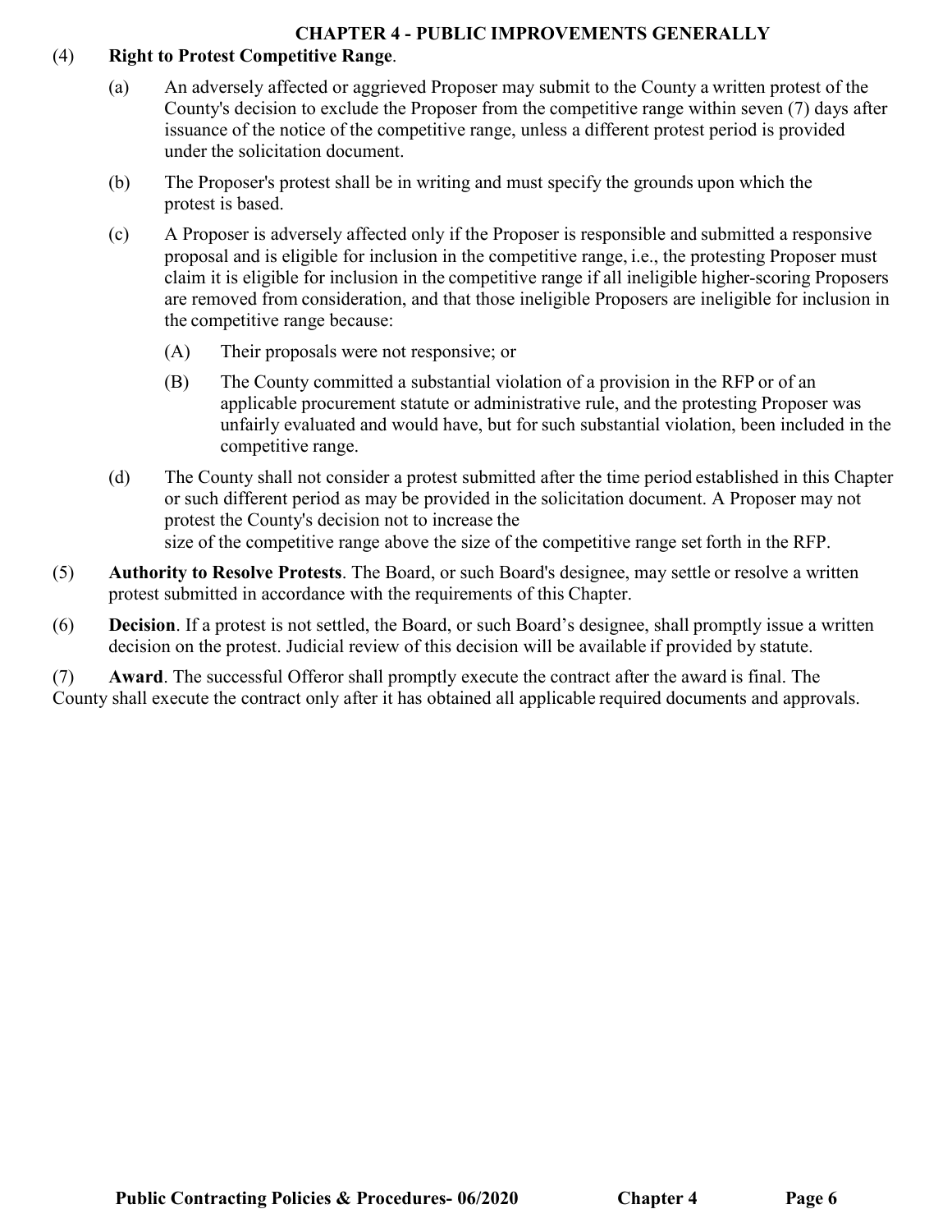(4) **Right to Protest Competitive Range**.

(a) An adversely affected or aggrieved Proposer may submit to the County a written protest of the County's decision to exclude the Proposer from the competitive range within seven (7) days after issuance of the notice of the competitive range, unless a different protest period is provided under the solicitation document.

(b) The Proposer's protest shall be in writing and must specify the grounds upon which the protest is based.

(c) A Proposer is adversely affected only if the Proposer is responsible and submitted a responsive proposal and is eligible for inclusion in the competitive range, i.e., the protesting Proposer must claim it is eligible for inclusion in the competitive range if all ineligible higher-scoring Proposers are removed from consideration, and that those ineligible Proposers are ineligible for inclusion in the competitive range because:

(A) Their proposals were not responsive; or

(B) The County committed a substantial violation of a provision in the RFP or of an applicable procurement statute or administrative rule, and the protesting Proposer was unfairly evaluated and would have, but for such substantial violation, been included in the competitive range.

(d) The County shall not consider a protest submitted after the time period established in this Chapter or such different period as may be provided in the solicitation document. A Proposer may not protest the County's decision not to increase the size of the competitive range above the size of the competitive range set forth in the RFP.

(5) **Authority to Resolve Protests**. The Board, or such Board's designee, may settle or resolve a written protest submitted in accordance with the requirements of this Chapter.

(6) **Decision**. If a protest is not settled, the Board, or such Board's designee, shall promptly issue a written decision on the protest. Judicial review of this decision will be available if provided by statute.

(7) **Award**. The successful Offeror shall promptly execute the contract after the award is final. The County shall execute the contract only after it has obtained all applicable required documents and approvals.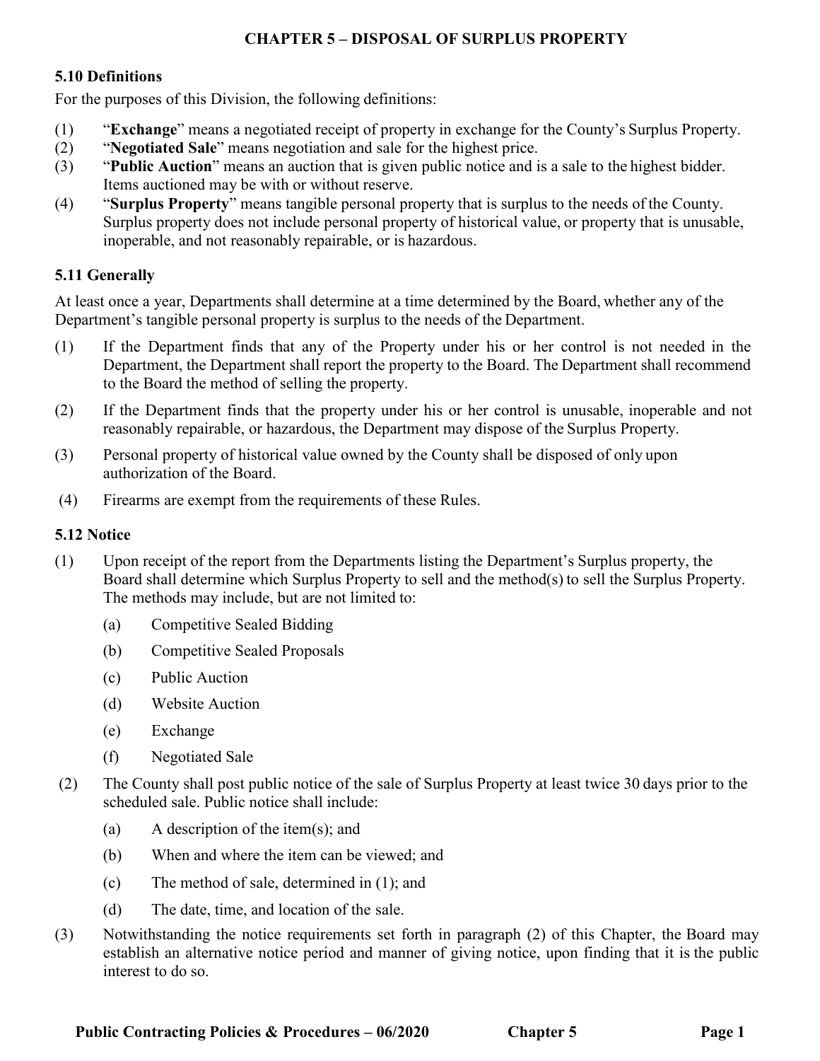# CHAPTER 5 – DISPOSAL OF SURPLUS PROPERTY

## 5.10 Definitions

For the purposes of this Division, the following definitions:

(1) "**Exchange**" means a negotiated receipt of property in exchange for the County's Surplus Property.

(2) "**Negotiated Sale**" means negotiation and sale for the highest price.

(3) "**Public Auction**" means an auction that is given public notice and is a sale to the highest bidder. Items auctioned may be with or without reserve.

(4) "**Surplus Property**" means tangible personal property that is surplus to the needs of the County. Surplus property does not include personal property of historical value, or property that is unusable, inoperable, and not reasonably repairable, or is hazardous.

## 5.11 Generally

At least once a year, Departments shall determine at a time determined by the Board, whether any of the Department's tangible personal property is surplus to the needs of the Department.

(1) If the Department finds that any of the Property under his or her control is not needed in the Department, the Department shall report the property to the Board. The Department shall recommend to the Board the method of selling the property.

(2) If the Department finds that the property under his or her control is unusable, inoperable and not reasonably repairable, or hazardous, the Department may dispose of the Surplus Property.

(3) Personal property of historical value owned by the County shall be disposed of only upon authorization of the Board.

(4) Firearms are exempt from the requirements of these Rules.

## 5.12 Notice

(1) Upon receipt of the report from the Departments listing the Department's Surplus property, the Board shall determine which Surplus Property to sell and the method(s) to sell the Surplus Property. The methods may include, but are not limited to:

  (a) Competitive Sealed Bidding

  (b) Competitive Sealed Proposals

  (c) Public Auction

  (d) Website Auction

  (e) Exchange

  (f) Negotiated Sale

(2) The County shall post public notice of the sale of Surplus Property at least twice 30 days prior to the scheduled sale. Public notice shall include:

  (a) A description of the item(s); and

  (b) When and where the item can be viewed; and

  (c) The method of sale, determined in (1); and

  (d) The date, time, and location of the sale.

(3) Notwithstanding the notice requirements set forth in paragraph (2) of this Chapter, the Board may establish an alternative notice period and manner of giving notice, upon finding that it is the public interest to do so.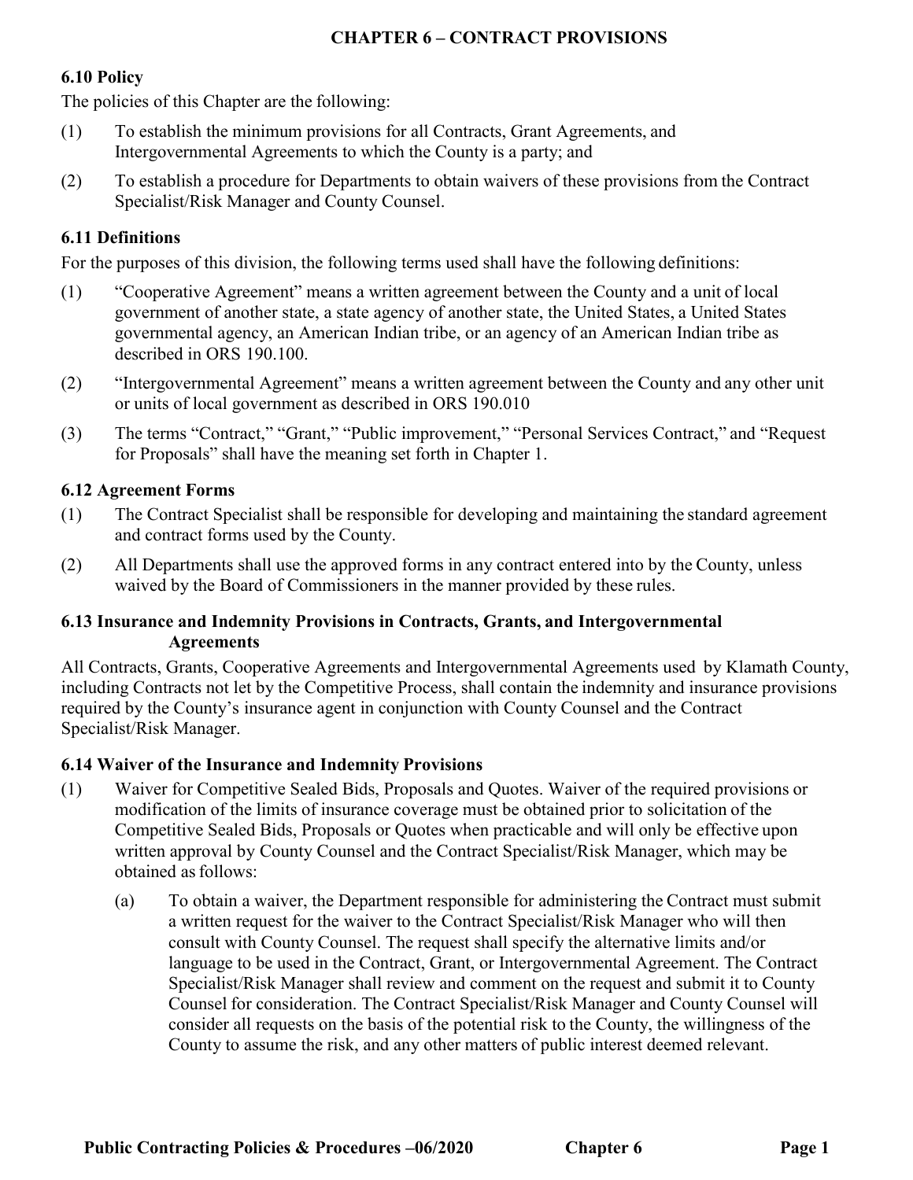# CHAPTER 6 – CONTRACT PROVISIONS

## 6.10 Policy

The policies of this Chapter are the following:

(1) To establish the minimum provisions for all Contracts, Grant Agreements, and Intergovernmental Agreements to which the County is a party; and

(2) To establish a procedure for Departments to obtain waivers of these provisions from the Contract Specialist/Risk Manager and County Counsel.

## 6.11 Definitions

For the purposes of this division, the following terms used shall have the following definitions:

(1) "Cooperative Agreement" means a written agreement between the County and a unit of local government of another state, a state agency of another state, the United States, a United States governmental agency, an American Indian tribe, or an agency of an American Indian tribe as described in ORS 190.100.

(2) "Intergovernmental Agreement" means a written agreement between the County and any other unit or units of local government as described in ORS 190.010

(3) The terms "Contract," "Grant," "Public improvement," "Personal Services Contract," and "Request for Proposals" shall have the meaning set forth in Chapter 1.

## 6.12 Agreement Forms

(1) The Contract Specialist shall be responsible for developing and maintaining the standard agreement and contract forms used by the County.

(2) All Departments shall use the approved forms in any contract entered into by the County, unless waived by the Board of Commissioners in the manner provided by these rules.

## 6.13 Insurance and Indemnity Provisions in Contracts, Grants, and Intergovernmental Agreements

All Contracts, Grants, Cooperative Agreements and Intergovernmental Agreements used by Klamath County, including Contracts not let by the Competitive Process, shall contain the indemnity and insurance provisions required by the County's insurance agent in conjunction with County Counsel and the Contract Specialist/Risk Manager.

## 6.14 Waiver of the Insurance and Indemnity Provisions

(1) Waiver for Competitive Sealed Bids, Proposals and Quotes. Waiver of the required provisions or modification of the limits of insurance coverage must be obtained prior to solicitation of the Competitive Sealed Bids, Proposals or Quotes when practicable and will only be effective upon written approval by County Counsel and the Contract Specialist/Risk Manager, which may be obtained as follows:

   (a) To obtain a waiver, the Department responsible for administering the Contract must submit a written request for the waiver to the Contract Specialist/Risk Manager who will then consult with County Counsel. The request shall specify the alternative limits and/or language to be used in the Contract, Grant, or Intergovernmental Agreement. The Contract Specialist/Risk Manager shall review and comment on the request and submit it to County Counsel for consideration. The Contract Specialist/Risk Manager and County Counsel will consider all requests on the basis of the potential risk to the County, the willingness of the County to assume the risk, and any other matters of public interest deemed relevant.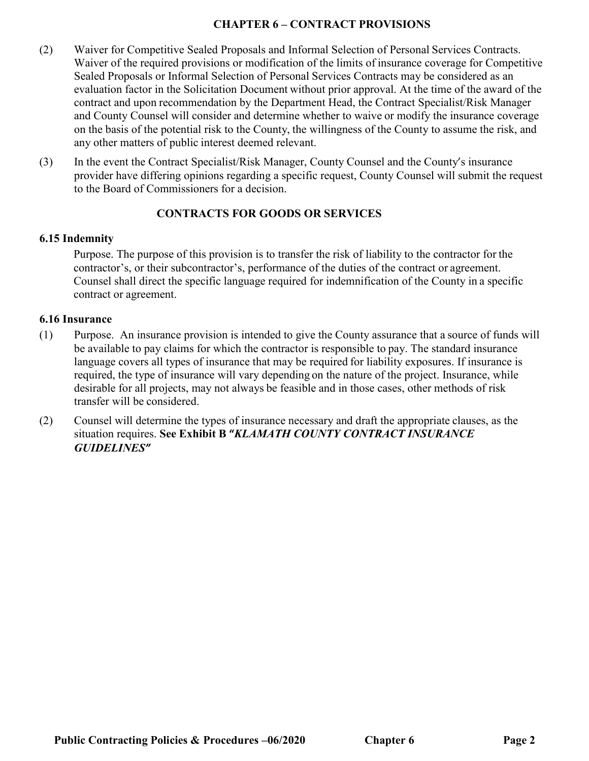(2) Waiver for Competitive Sealed Proposals and Informal Selection of Personal Services Contracts. Waiver of the required provisions or modification of the limits of insurance coverage for Competitive Sealed Proposals or Informal Selection of Personal Services Contracts may be considered as an evaluation factor in the Solicitation Document without prior approval. At the time of the award of the contract and upon recommendation by the Department Head, the Contract Specialist/Risk Manager and County Counsel will consider and determine whether to waive or modify the insurance coverage on the basis of the potential risk to the County, the willingness of the County to assume the risk, and any other matters of public interest deemed relevant.

(3) In the event the Contract Specialist/Risk Manager, County Counsel and the County's insurance provider have differing opinions regarding a specific request, County Counsel will submit the request to the Board of Commissioners for a decision.

## CONTRACTS FOR GOODS OR SERVICES

### 6.15 Indemnity

Purpose. The purpose of this provision is to transfer the risk of liability to the contractor for the contractor's, or their subcontractor's, performance of the duties of the contract or agreement. Counsel shall direct the specific language required for indemnification of the County in a specific contract or agreement.

### 6.16 Insurance

(1) Purpose. An insurance provision is intended to give the County assurance that a source of funds will be available to pay claims for which the contractor is responsible to pay. The standard insurance language covers all types of insurance that may be required for liability exposures. If insurance is required, the type of insurance will vary depending on the nature of the project. Insurance, while desirable for all projects, may not always be feasible and in those cases, other methods of risk transfer will be considered.

(2) Counsel will determine the types of insurance necessary and draft the appropriate clauses, as the situation requires. **See Exhibit B "*KLAMATH COUNTY CONTRACT INSURANCE GUIDELINES*"**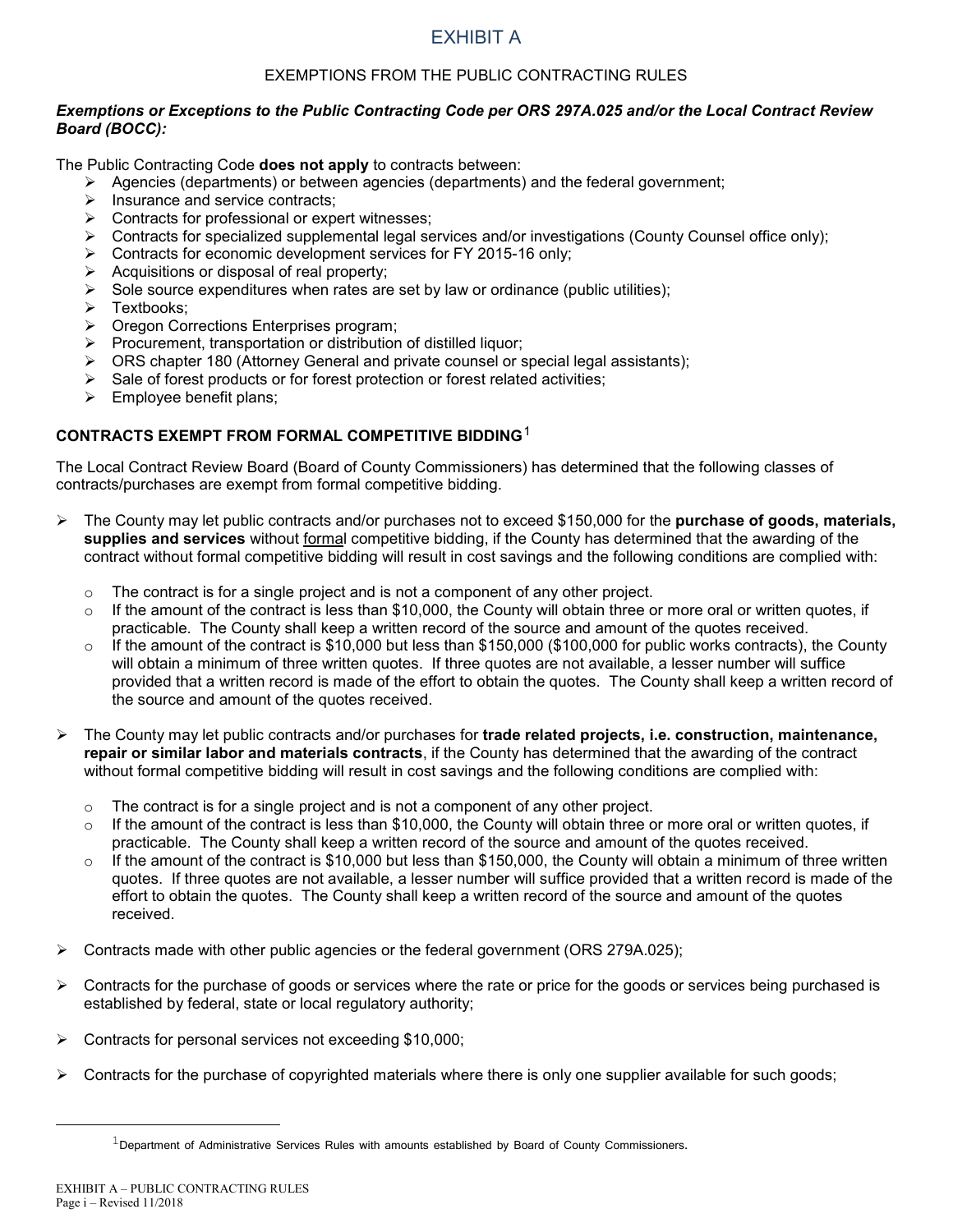# EXHIBIT A

## EXEMPTIONS FROM THE PUBLIC CONTRACTING RULES

***Exemptions or Exceptions to the Public Contracting Code per ORS 297A.025 and/or the Local Contract Review Board (BOCC):***

The Public Contracting Code **does not apply** to contracts between:

- Agencies (departments) or between agencies (departments) and the federal government;
- Insurance and service contracts;
- Contracts for professional or expert witnesses;
- Contracts for specialized supplemental legal services and/or investigations (County Counsel office only);
- Contracts for economic development services for FY 2015-16 only;
- Acquisitions or disposal of real property;
- Sole source expenditures when rates are set by law or ordinance (public utilities);
- Textbooks;
- Oregon Corrections Enterprises program;
- Procurement, transportation or distribution of distilled liquor;
- ORS chapter 180 (Attorney General and private counsel or special legal assistants);
- Sale of forest products or for forest protection or forest related activities;
- Employee benefit plans;

### CONTRACTS EXEMPT FROM FORMAL COMPETITIVE BIDDING[1]

The Local Contract Review Board (Board of County Commissioners) has determined that the following classes of contracts/purchases are exempt from formal competitive bidding.

- The County may let public contracts and/or purchases not to exceed $150,000 for the **purchase of goods, materials, supplies and services** without formal competitive bidding, if the County has determined that the awarding of the contract without formal competitive bidding will result in cost savings and the following conditions are complied with:
  - The contract is for a single project and is not a component of any other project.
  - If the amount of the contract is less than $10,000, the County will obtain three or more oral or written quotes, if practicable. The County shall keep a written record of the source and amount of the quotes received.
  - If the amount of the contract is $10,000 but less than $150,000 ($100,000 for public works contracts), the County will obtain a minimum of three written quotes. If three quotes are not available, a lesser number will suffice provided that a written record is made of the effort to obtain the quotes. The County shall keep a written record of the source and amount of the quotes received.

- The County may let public contracts and/or purchases for **trade related projects, i.e. construction, maintenance, repair or similar labor and materials contracts**, if the County has determined that the awarding of the contract without formal competitive bidding will result in cost savings and the following conditions are complied with:
  - The contract is for a single project and is not a component of any other project.
  - If the amount of the contract is less than $10,000, the County will obtain three or more oral or written quotes, if practicable. The County shall keep a written record of the source and amount of the quotes received.
  - If the amount of the contract is $10,000 but less than $150,000, the County will obtain a minimum of three written quotes. If three quotes are not available, a lesser number will suffice provided that a written record is made of the effort to obtain the quotes. The County shall keep a written record of the source and amount of the quotes received.

- Contracts made with other public agencies or the federal government (ORS 279A.025);

- Contracts for the purchase of goods or services where the rate or price for the goods or services being purchased is established by federal, state or local regulatory authority;

- Contracts for personal services not exceeding $10,000;

- Contracts for the purchase of copyrighted materials where there is only one supplier available for such goods;

---

[1] Department of Administrative Services Rules with amounts established by Board of County Commissioners.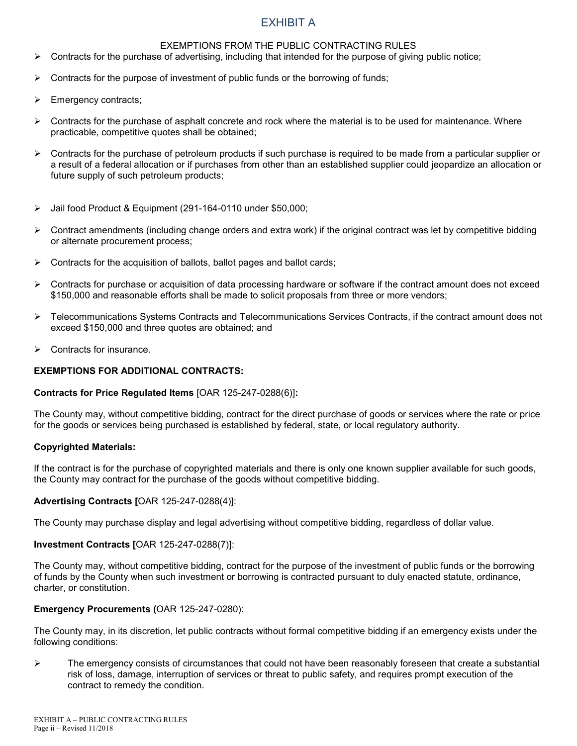# EXHIBIT A

## EXEMPTIONS FROM THE PUBLIC CONTRACTING RULES

- Contracts for the purchase of advertising, including that intended for the purpose of giving public notice;
- Contracts for the purpose of investment of public funds or the borrowing of funds;
- Emergency contracts;
- Contracts for the purchase of asphalt concrete and rock where the material is to be used for maintenance. Where practicable, competitive quotes shall be obtained;
- Contracts for the purchase of petroleum products if such purchase is required to be made from a particular supplier or a result of a federal allocation or if purchases from other than an established supplier could jeopardize an allocation or future supply of such petroleum products;
- Jail food Product & Equipment (291-164-0110 under $50,000;
- Contract amendments (including change orders and extra work) if the original contract was let by competitive bidding or alternate procurement process;
- Contracts for the acquisition of ballots, ballot pages and ballot cards;
- Contracts for purchase or acquisition of data processing hardware or software if the contract amount does not exceed $150,000 and reasonable efforts shall be made to solicit proposals from three or more vendors;
- Telecommunications Systems Contracts and Telecommunications Services Contracts, if the contract amount does not exceed $150,000 and three quotes are obtained; and
- Contracts for insurance.

**EXEMPTIONS FOR ADDITIONAL CONTRACTS:**

**Contracts for Price Regulated Items** [OAR 125-247-0288(6)]**:**

The County may, without competitive bidding, contract for the direct purchase of goods or services where the rate or price for the goods or services being purchased is established by federal, state, or local regulatory authority.

**Copyrighted Materials:**

If the contract is for the purchase of copyrighted materials and there is only one known supplier available for such goods, the County may contract for the purchase of the goods without competitive bidding.

**Advertising Contracts [**OAR 125-247-0288(4)]:

The County may purchase display and legal advertising without competitive bidding, regardless of dollar value.

**Investment Contracts [**OAR 125-247-0288(7)]:

The County may, without competitive bidding, contract for the purpose of the investment of public funds or the borrowing of funds by the County when such investment or borrowing is contracted pursuant to duly enacted statute, ordinance, charter, or constitution.

**Emergency Procurements (**OAR 125-247-0280):

The County may, in its discretion, let public contracts without formal competitive bidding if an emergency exists under the following conditions:

- The emergency consists of circumstances that could not have been reasonably foreseen that create a substantial risk of loss, damage, interruption of services or threat to public safety, and requires prompt execution of the contract to remedy the condition.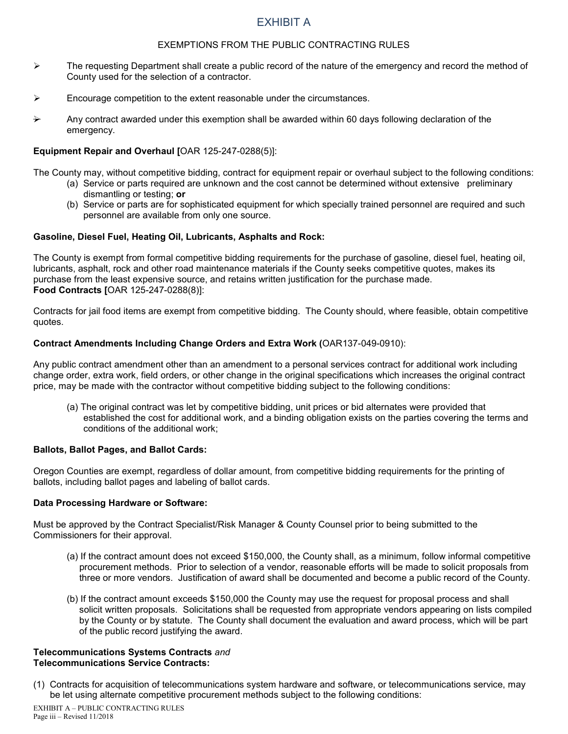# EXHIBIT A

EXEMPTIONS FROM THE PUBLIC CONTRACTING RULES

- The requesting Department shall create a public record of the nature of the emergency and record the method of County used for the selection of a contractor.
- Encourage competition to the extent reasonable under the circumstances.
- Any contract awarded under this exemption shall be awarded within 60 days following declaration of the emergency.

**Equipment Repair and Overhaul [**OAR 125-247-0288(5)]:

The County may, without competitive bidding, contract for equipment repair or overhaul subject to the following conditions:

(a) Service or parts required are unknown and the cost cannot be determined without extensive preliminary dismantling or testing; **or**

(b) Service or parts are for sophisticated equipment for which specially trained personnel are required and such personnel are available from only one source.

**Gasoline, Diesel Fuel, Heating Oil, Lubricants, Asphalts and Rock:**

The County is exempt from formal competitive bidding requirements for the purchase of gasoline, diesel fuel, heating oil, lubricants, asphalt, rock and other road maintenance materials if the County seeks competitive quotes, makes its purchase from the least expensive source, and retains written justification for the purchase made.

**Food Contracts [**OAR 125-247-0288(8)]:

Contracts for jail food items are exempt from competitive bidding. The County should, where feasible, obtain competitive quotes.

**Contract Amendments Including Change Orders and Extra Work (**OAR137-049-0910):

Any public contract amendment other than an amendment to a personal services contract for additional work including change order, extra work, field orders, or other change in the original specifications which increases the original contract price, may be made with the contractor without competitive bidding subject to the following conditions:

(a) The original contract was let by competitive bidding, unit prices or bid alternates were provided that established the cost for additional work, and a binding obligation exists on the parties covering the terms and conditions of the additional work;

**Ballots, Ballot Pages, and Ballot Cards:**

Oregon Counties are exempt, regardless of dollar amount, from competitive bidding requirements for the printing of ballots, including ballot pages and labeling of ballot cards.

**Data Processing Hardware or Software:**

Must be approved by the Contract Specialist/Risk Manager & County Counsel prior to being submitted to the Commissioners for their approval.

(a) If the contract amount does not exceed $150,000, the County shall, as a minimum, follow informal competitive procurement methods. Prior to selection of a vendor, reasonable efforts will be made to solicit proposals from three or more vendors. Justification of award shall be documented and become a public record of the County.

(b) If the contract amount exceeds $150,000 the County may use the request for proposal process and shall solicit written proposals. Solicitations shall be requested from appropriate vendors appearing on lists compiled by the County or by statute. The County shall document the evaluation and award process, which will be part of the public record justifying the award.

**Telecommunications Systems Contracts** *and*
**Telecommunications Service Contracts:**

(1) Contracts for acquisition of telecommunications system hardware and software, or telecommunications service, may be let using alternate competitive procurement methods subject to the following conditions: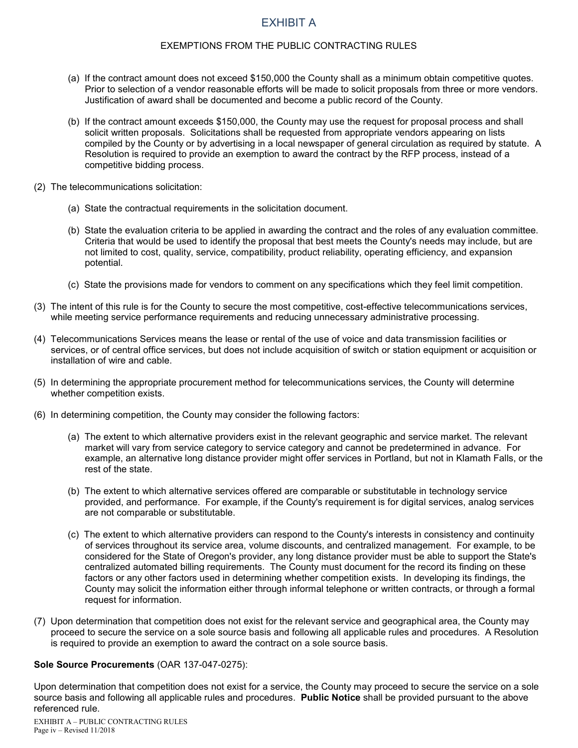# EXHIBIT A

## EXEMPTIONS FROM THE PUBLIC CONTRACTING RULES

- (a) If the contract amount does not exceed $150,000 the County shall as a minimum obtain competitive quotes. Prior to selection of a vendor reasonable efforts will be made to solicit proposals from three or more vendors. Justification of award shall be documented and become a public record of the County.

- (b) If the contract amount exceeds $150,000, the County may use the request for proposal process and shall solicit written proposals. Solicitations shall be requested from appropriate vendors appearing on lists compiled by the County or by advertising in a local newspaper of general circulation as required by statute. A Resolution is required to provide an exemption to award the contract by the RFP process, instead of a competitive bidding process.

(2) The telecommunications solicitation:

- (a) State the contractual requirements in the solicitation document.

- (b) State the evaluation criteria to be applied in awarding the contract and the roles of any evaluation committee. Criteria that would be used to identify the proposal that best meets the County's needs may include, but are not limited to cost, quality, service, compatibility, product reliability, operating efficiency, and expansion potential.

- (c) State the provisions made for vendors to comment on any specifications which they feel limit competition.

(3) The intent of this rule is for the County to secure the most competitive, cost-effective telecommunications services, while meeting service performance requirements and reducing unnecessary administrative processing.

(4) Telecommunications Services means the lease or rental of the use of voice and data transmission facilities or services, or of central office services, but does not include acquisition of switch or station equipment or acquisition or installation of wire and cable.

(5) In determining the appropriate procurement method for telecommunications services, the County will determine whether competition exists.

(6) In determining competition, the County may consider the following factors:

- (a) The extent to which alternative providers exist in the relevant geographic and service market. The relevant market will vary from service category to service category and cannot be predetermined in advance. For example, an alternative long distance provider might offer services in Portland, but not in Klamath Falls, or the rest of the state.

- (b) The extent to which alternative services offered are comparable or substitutable in technology service provided, and performance. For example, if the County's requirement is for digital services, analog services are not comparable or substitutable.

- (c) The extent to which alternative providers can respond to the County's interests in consistency and continuity of services throughout its service area, volume discounts, and centralized management. For example, to be considered for the State of Oregon's provider, any long distance provider must be able to support the State's centralized automated billing requirements. The County must document for the record its finding on these factors or any other factors used in determining whether competition exists. In developing its findings, the County may solicit the information either through informal telephone or written contracts, or through a formal request for information.

(7) Upon determination that competition does not exist for the relevant service and geographical area, the County may proceed to secure the service on a sole source basis and following all applicable rules and procedures. A Resolution is required to provide an exemption to award the contract on a sole source basis.

**Sole Source Procurements** (OAR 137-047-0275):

Upon determination that competition does not exist for a service, the County may proceed to secure the service on a sole source basis and following all applicable rules and procedures. **Public Notice** shall be provided pursuant to the above referenced rule.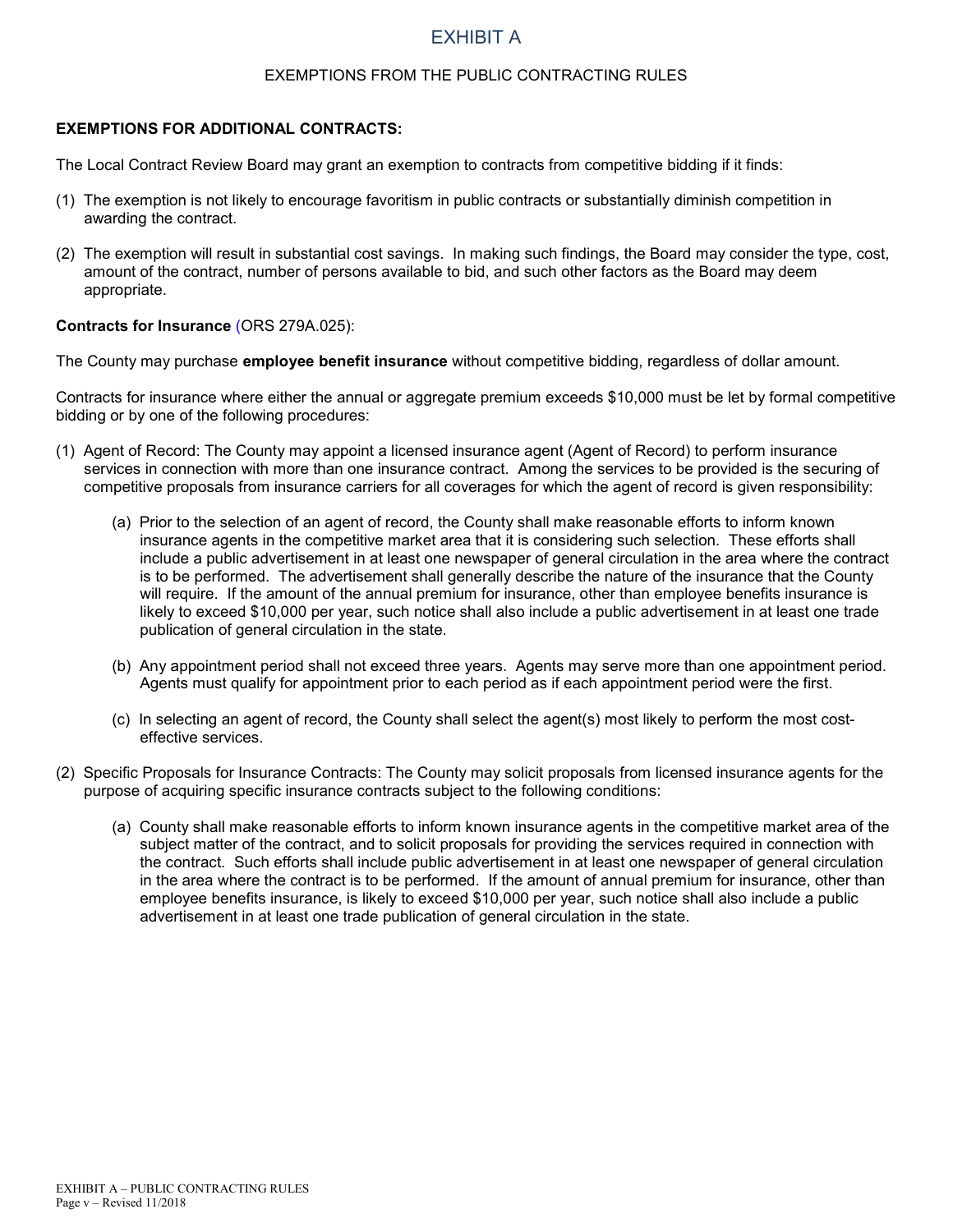# EXHIBIT A

## EXEMPTIONS FROM THE PUBLIC CONTRACTING RULES

**EXEMPTIONS FOR ADDITIONAL CONTRACTS:**

The Local Contract Review Board may grant an exemption to contracts from competitive bidding if it finds:

(1) The exemption is not likely to encourage favoritism in public contracts or substantially diminish competition in awarding the contract.

(2) The exemption will result in substantial cost savings. In making such findings, the Board may consider the type, cost, amount of the contract, number of persons available to bid, and such other factors as the Board may deem appropriate.

**Contracts for Insurance** (ORS 279A.025):

The County may purchase **employee benefit insurance** without competitive bidding, regardless of dollar amount.

Contracts for insurance where either the annual or aggregate premium exceeds $10,000 must be let by formal competitive bidding or by one of the following procedures:

(1) Agent of Record: The County may appoint a licensed insurance agent (Agent of Record) to perform insurance services in connection with more than one insurance contract. Among the services to be provided is the securing of competitive proposals from insurance carriers for all coverages for which the agent of record is given responsibility:

   (a) Prior to the selection of an agent of record, the County shall make reasonable efforts to inform known insurance agents in the competitive market area that it is considering such selection. These efforts shall include a public advertisement in at least one newspaper of general circulation in the area where the contract is to be performed. The advertisement shall generally describe the nature of the insurance that the County will require. If the amount of the annual premium for insurance, other than employee benefits insurance is likely to exceed $10,000 per year, such notice shall also include a public advertisement in at least one trade publication of general circulation in the state.

   (b) Any appointment period shall not exceed three years. Agents may serve more than one appointment period. Agents must qualify for appointment prior to each period as if each appointment period were the first.

   (c) In selecting an agent of record, the County shall select the agent(s) most likely to perform the most cost-effective services.

(2) Specific Proposals for Insurance Contracts: The County may solicit proposals from licensed insurance agents for the purpose of acquiring specific insurance contracts subject to the following conditions:

   (a) County shall make reasonable efforts to inform known insurance agents in the competitive market area of the subject matter of the contract, and to solicit proposals for providing the services required in connection with the contract. Such efforts shall include public advertisement in at least one newspaper of general circulation in the area where the contract is to be performed. If the amount of annual premium for insurance, other than employee benefits insurance, is likely to exceed $10,000 per year, such notice shall also include a public advertisement in at least one trade publication of general circulation in the state.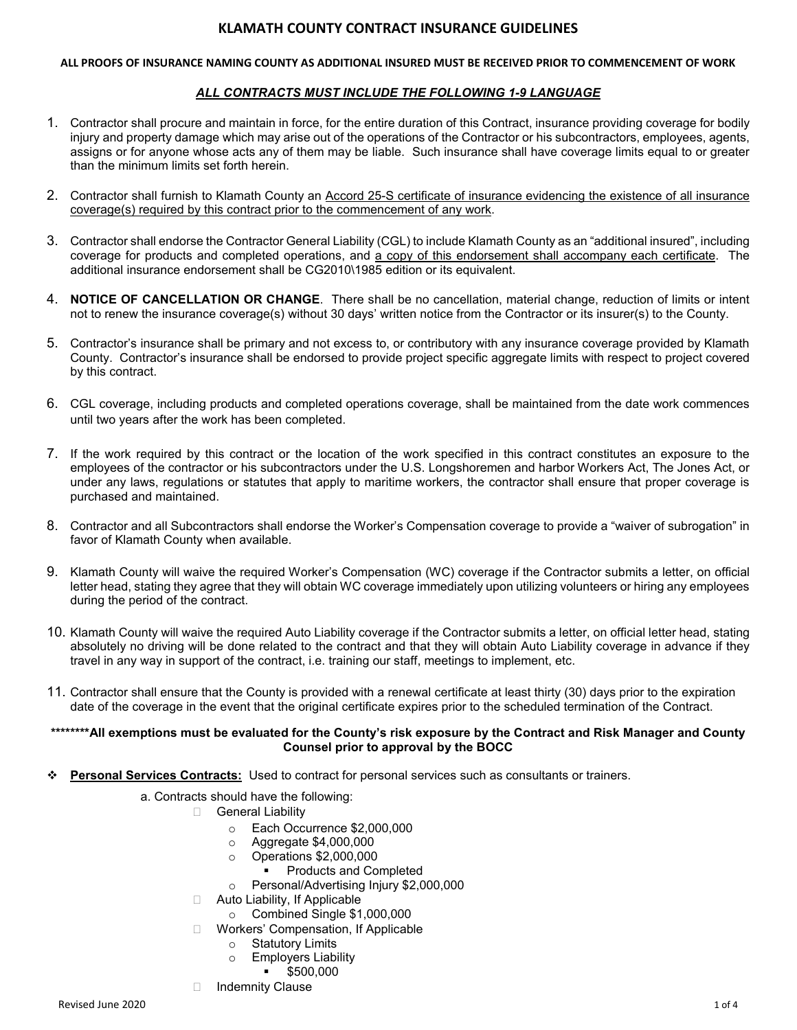# KLAMATH COUNTY CONTRACT INSURANCE GUIDELINES

**ALL PROOFS OF INSURANCE NAMING COUNTY AS ADDITIONAL INSURED MUST BE RECEIVED PRIOR TO COMMENCEMENT OF WORK**

***ALL CONTRACTS MUST INCLUDE THE FOLLOWING 1-9 LANGUAGE***

1. Contractor shall procure and maintain in force, for the entire duration of this Contract, insurance providing coverage for bodily injury and property damage which may arise out of the operations of the Contractor or his subcontractors, employees, agents, assigns or for anyone whose acts any of them may be liable. Such insurance shall have coverage limits equal to or greater than the minimum limits set forth herein.

2. Contractor shall furnish to Klamath County an Accord 25-S certificate of insurance evidencing the existence of all insurance coverage(s) required by this contract prior to the commencement of any work.

3. Contractor shall endorse the Contractor General Liability (CGL) to include Klamath County as an "additional insured", including coverage for products and completed operations, and a copy of this endorsement shall accompany each certificate. The additional insurance endorsement shall be CG2010\1985 edition or its equivalent.

4. **NOTICE OF CANCELLATION OR CHANGE**. There shall be no cancellation, material change, reduction of limits or intent not to renew the insurance coverage(s) without 30 days' written notice from the Contractor or its insurer(s) to the County.

5. Contractor's insurance shall be primary and not excess to, or contributory with any insurance coverage provided by Klamath County. Contractor's insurance shall be endorsed to provide project specific aggregate limits with respect to project covered by this contract.

6. CGL coverage, including products and completed operations coverage, shall be maintained from the date work commences until two years after the work has been completed.

7. If the work required by this contract or the location of the work specified in this contract constitutes an exposure to the employees of the contractor or his subcontractors under the U.S. Longshoremen and harbor Workers Act, The Jones Act, or under any laws, regulations or statutes that apply to maritime workers, the contractor shall ensure that proper coverage is purchased and maintained.

8. Contractor and all Subcontractors shall endorse the Worker's Compensation coverage to provide a "waiver of subrogation" in favor of Klamath County when available.

9. Klamath County will waive the required Worker's Compensation (WC) coverage if the Contractor submits a letter, on official letter head, stating they agree that they will obtain WC coverage immediately upon utilizing volunteers or hiring any employees during the period of the contract.

10. Klamath County will waive the required Auto Liability coverage if the Contractor submits a letter, on official letter head, stating absolutely no driving will be done related to the contract and that they will obtain Auto Liability coverage in advance if they travel in any way in support of the contract, i.e. training our staff, meetings to implement, etc.

11. Contractor shall ensure that the County is provided with a renewal certificate at least thirty (30) days prior to the expiration date of the coverage in the event that the original certificate expires prior to the scheduled termination of the Contract.

**********All exemptions must be evaluated for the County's risk exposure by the Contract and Risk Manager and County Counsel prior to approval by the BOCC**

- **Personal Services Contracts:** Used to contract for personal services such as consultants or trainers.

  a. Contracts should have the following:
  - General Liability
    - Each Occurrence $2,000,000
    - Aggregate $4,000,000
    - Operations $2,000,000
      - Products and Completed
    - Personal/Advertising Injury $2,000,000
  - Auto Liability, If Applicable
    - Combined Single $1,000,000
  - Workers' Compensation, If Applicable
    - Statutory Limits
    - Employers Liability
      - $500,000
  - Indemnity Clause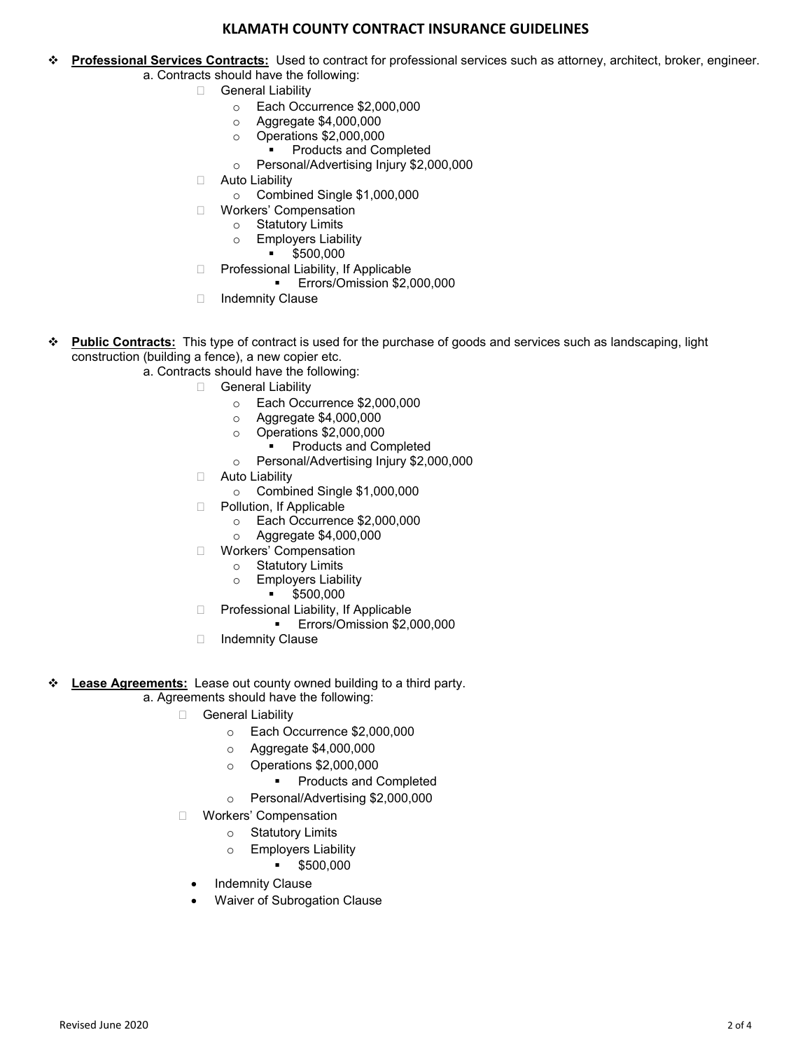# KLAMATH COUNTY CONTRACT INSURANCE GUIDELINES

- **Professional Services Contracts:** Used to contract for professional services such as attorney, architect, broker, engineer.
  - a. Contracts should have the following:
    - General Liability
      - Each Occurrence $2,000,000
      - Aggregate $4,000,000
      - Operations $2,000,000
        - Products and Completed
      - Personal/Advertising Injury $2,000,000
    - Auto Liability
      - Combined Single $1,000,000
    - Workers' Compensation
      - Statutory Limits
      - Employers Liability
        - $500,000
    - Professional Liability, If Applicable
      - Errors/Omission $2,000,000
    - Indemnity Clause

- **Public Contracts:** This type of contract is used for the purchase of goods and services such as landscaping, light construction (building a fence), a new copier etc.
  - a. Contracts should have the following:
    - General Liability
      - Each Occurrence $2,000,000
      - Aggregate $4,000,000
      - Operations $2,000,000
        - Products and Completed
      - Personal/Advertising Injury $2,000,000
    - Auto Liability
      - Combined Single $1,000,000
    - Pollution, If Applicable
      - Each Occurrence $2,000,000
      - Aggregate $4,000,000
    - Workers' Compensation
      - Statutory Limits
      - Employers Liability
        - $500,000
    - Professional Liability, If Applicable
      - Errors/Omission $2,000,000
    - Indemnity Clause

- **Lease Agreements:** Lease out county owned building to a third party.
  - a. Agreements should have the following:
    - General Liability
      - Each Occurrence $2,000,000
      - Aggregate $4,000,000
      - Operations $2,000,000
        - Products and Completed
      - Personal/Advertising $2,000,000
    - Workers' Compensation
      - Statutory Limits
      - Employers Liability
        - $500,000
    - Indemnity Clause
    - Waiver of Subrogation Clause

Revised June 2020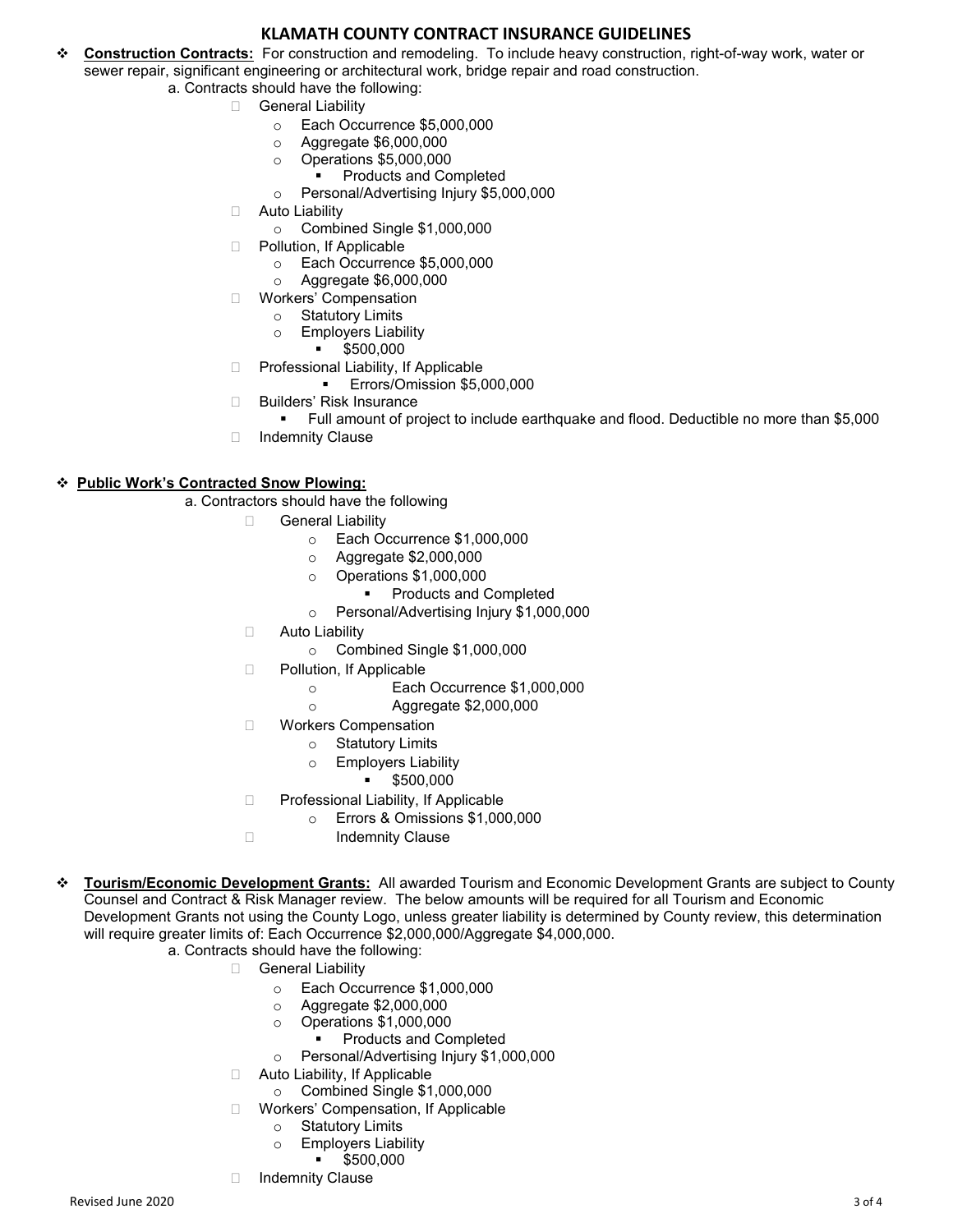# KLAMATH COUNTY CONTRACT INSURANCE GUIDELINES

- **Construction Contracts:** For construction and remodeling. To include heavy construction, right-of-way work, water or sewer repair, significant engineering or architectural work, bridge repair and road construction.
  - a. Contracts should have the following:
    - General Liability
      - Each Occurrence $5,000,000
      - Aggregate $6,000,000
      - Operations $5,000,000
        - Products and Completed
      - Personal/Advertising Injury $5,000,000
    - Auto Liability
      - Combined Single $1,000,000
    - Pollution, If Applicable
      - Each Occurrence $5,000,000
      - Aggregate $6,000,000
    - Workers' Compensation
      - Statutory Limits
      - Employers Liability
        - $500,000
    - Professional Liability, If Applicable
      - Errors/Omission $5,000,000
    - Builders' Risk Insurance
      - Full amount of project to include earthquake and flood. Deductible no more than $5,000
    - Indemnity Clause

- **Public Work's Contracted Snow Plowing:**
  - a. Contractors should have the following
    - General Liability
      - Each Occurrence $1,000,000
      - Aggregate $2,000,000
      - Operations $1,000,000
        - Products and Completed
      - Personal/Advertising Injury $1,000,000
    - Auto Liability
      - Combined Single $1,000,000
    - Pollution, If Applicable
      - Each Occurrence $1,000,000
      - Aggregate $2,000,000
    - Workers Compensation
      - Statutory Limits
      - Employers Liability
        - $500,000
    - Professional Liability, If Applicable
      - Errors & Omissions $1,000,000
    - Indemnity Clause

- **Tourism/Economic Development Grants:** All awarded Tourism and Economic Development Grants are subject to County Counsel and Contract & Risk Manager review. The below amounts will be required for all Tourism and Economic Development Grants not using the County Logo, unless greater liability is determined by County review, this determination will require greater limits of: Each Occurrence $2,000,000/Aggregate $4,000,000.
  - a. Contracts should have the following:
    - General Liability
      - Each Occurrence $1,000,000
      - Aggregate $2,000,000
      - Operations $1,000,000
        - Products and Completed
      - Personal/Advertising Injury $1,000,000
    - Auto Liability, If Applicable
      - Combined Single $1,000,000
    - Workers' Compensation, If Applicable
      - Statutory Limits
      - Employers Liability
        - $500,000
    - Indemnity Clause

Revised June 2020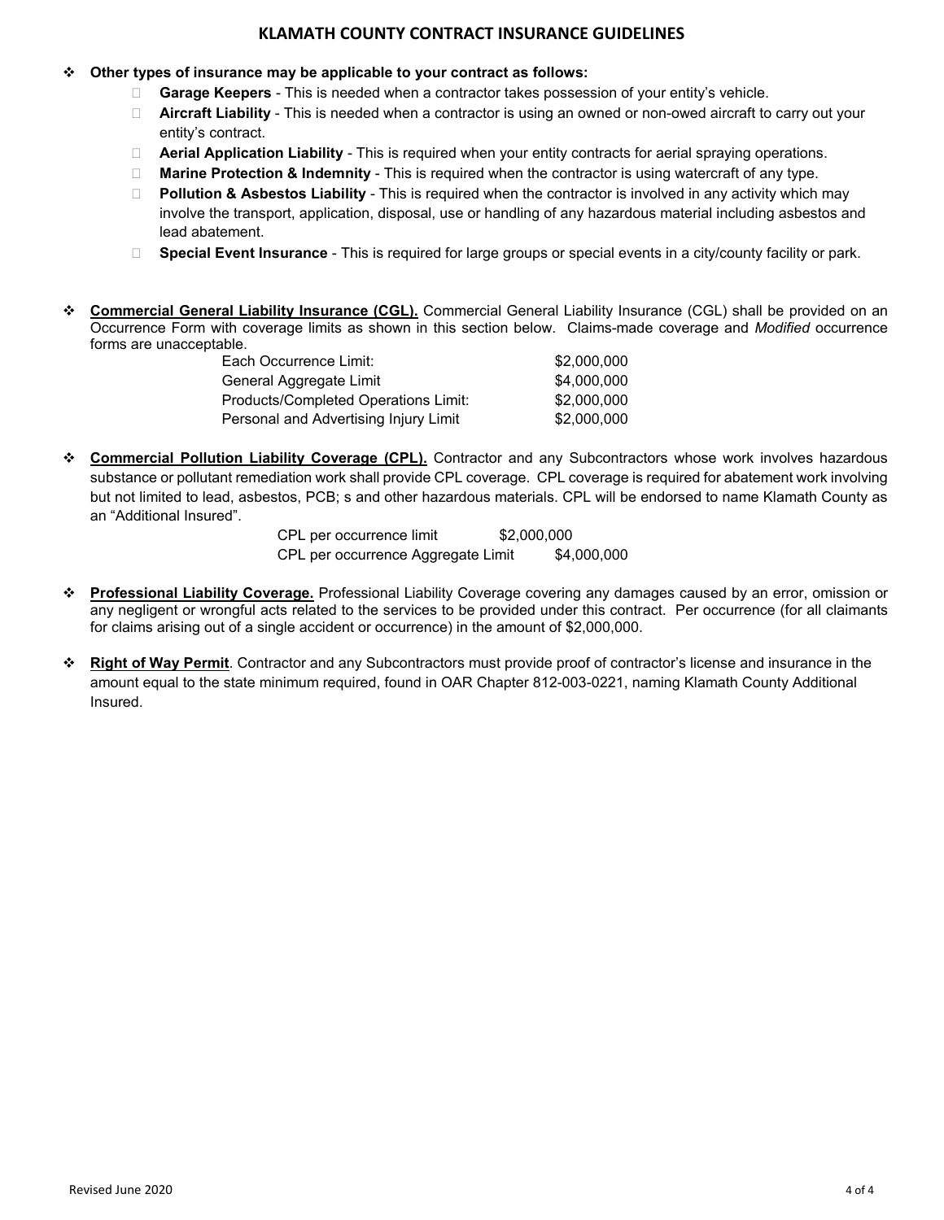- **Other types of insurance may be applicable to your contract as follows:**
  - **Garage Keepers** - This is needed when a contractor takes possession of your entity's vehicle.
  - **Aircraft Liability** - This is needed when a contractor is using an owned or non-owed aircraft to carry out your entity's contract.
  - **Aerial Application Liability** - This is required when your entity contracts for aerial spraying operations.
  - **Marine Protection & Indemnity** - This is required when the contractor is using watercraft of any type.
  - **Pollution & Asbestos Liability** - This is required when the contractor is involved in any activity which may involve the transport, application, disposal, use or handling of any hazardous material including asbestos and lead abatement.
  - **Special Event Insurance** - This is required for large groups or special events in a city/county facility or park.

- **Commercial General Liability Insurance (CGL).** Commercial General Liability Insurance (CGL) shall be provided on an Occurrence Form with coverage limits as shown in this section below. Claims-made coverage and *Modified* occurrence forms are unacceptable.

| | |
|---|---|
| Each Occurrence Limit: | $2,000,000 |
| General Aggregate Limit | $4,000,000 |
| Products/Completed Operations Limit: | $2,000,000 |
| Personal and Advertising Injury Limit | $2,000,000 |

- **Commercial Pollution Liability Coverage (CPL).** Contractor and any Subcontractors whose work involves hazardous substance or pollutant remediation work shall provide CPL coverage. CPL coverage is required for abatement work involving but not limited to lead, asbestos, PCB; s and other hazardous materials. CPL will be endorsed to name Klamath County as an "Additional Insured".

| | |
|---|---|
| CPL per occurrence limit | $2,000,000 |
| CPL per occurrence Aggregate Limit | $4,000,000 |

- **Professional Liability Coverage.** Professional Liability Coverage covering any damages caused by an error, omission or any negligent or wrongful acts related to the services to be provided under this contract. Per occurrence (for all claimants for claims arising out of a single accident or occurrence) in the amount of $2,000,000.

- **Right of Way Permit**. Contractor and any Subcontractors must provide proof of contractor's license and insurance in the amount equal to the state minimum required, found in OAR Chapter 812-003-0221, naming Klamath County Additional Insured.